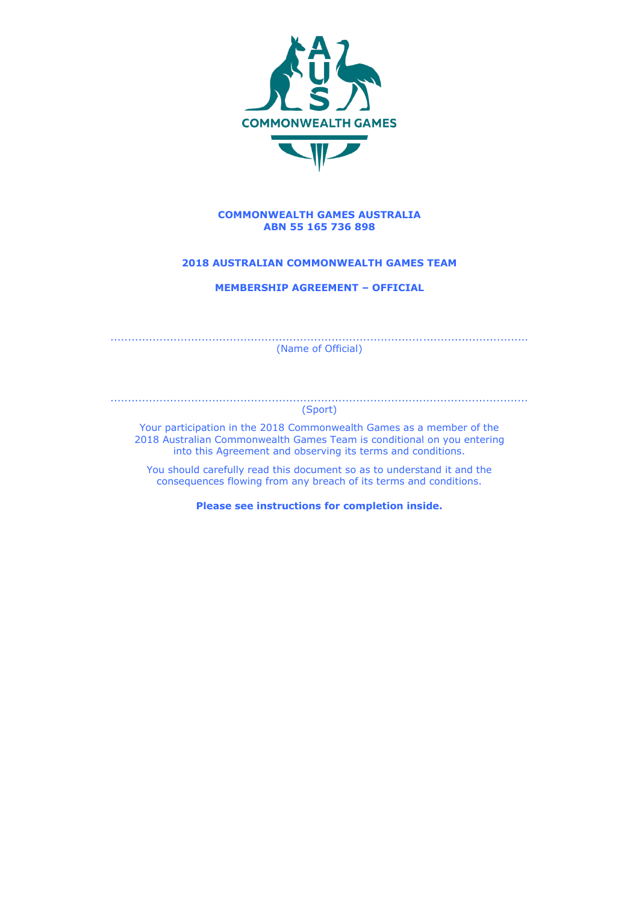AUS

COMMONWEALTH GAMES

**COMMONWEALTH GAMES AUSTRALIA**
**ABN 55 165 736 898**

**2018 AUSTRALIAN COMMONWEALTH GAMES TEAM**

**MEMBERSHIP AGREEMENT – OFFICIAL**

.......................................................................................................................

(Name of Official)

.......................................................................................................................

(Sport)

Your participation in the 2018 Commonwealth Games as a member of the 2018 Australian Commonwealth Games Team is conditional on you entering into this Agreement and observing its terms and conditions.

You should carefully read this document so as to understand it and the consequences flowing from any breach of its terms and conditions.

**Please see instructions for completion inside.**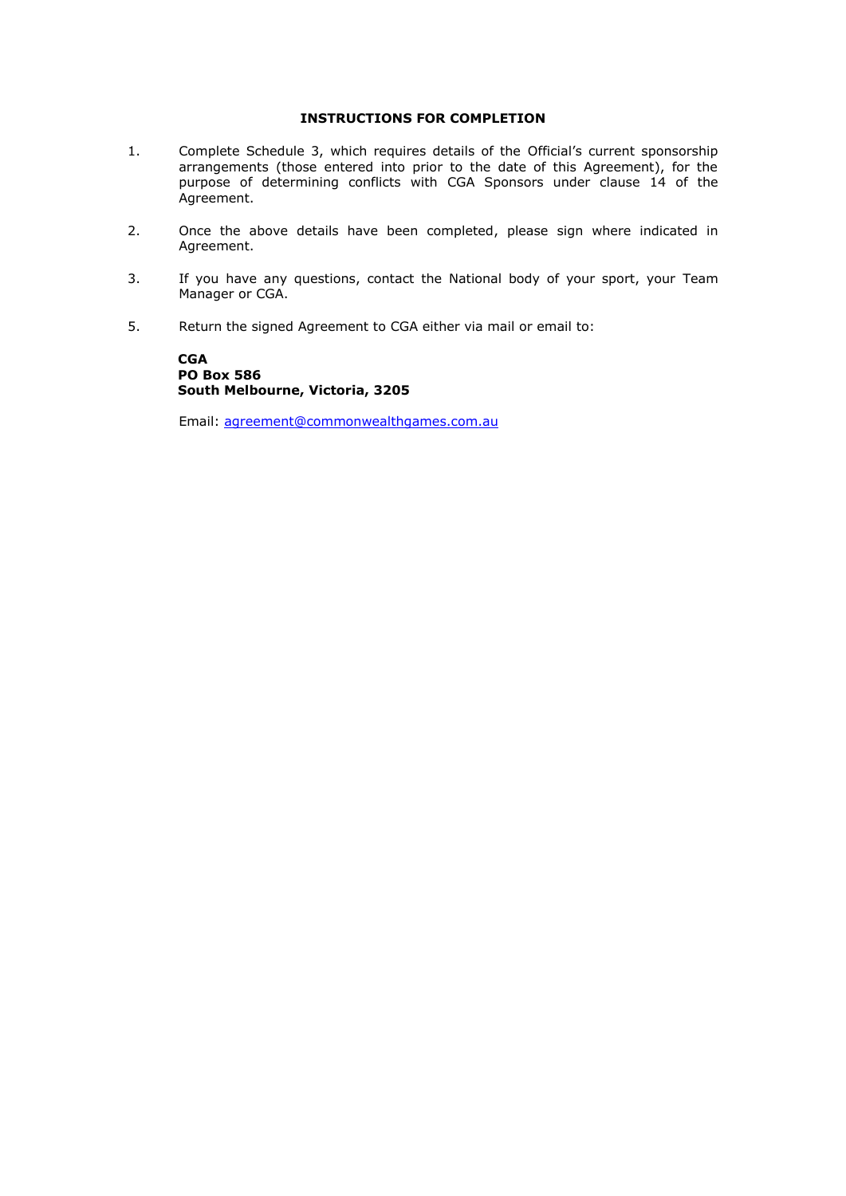## INSTRUCTIONS FOR COMPLETION

1. Complete Schedule 3, which requires details of the Official's current sponsorship arrangements (those entered into prior to the date of this Agreement), for the purpose of determining conflicts with CGA Sponsors under clause 14 of the Agreement.

2. Once the above details have been completed, please sign where indicated in Agreement.

3. If you have any questions, contact the National body of your sport, your Team Manager or CGA.

5. Return the signed Agreement to CGA either via mail or email to:

   **CGA**
   **PO Box 586**
   **South Melbourne, Victoria, 3205**

   Email: agreement@commonwealthgames.com.au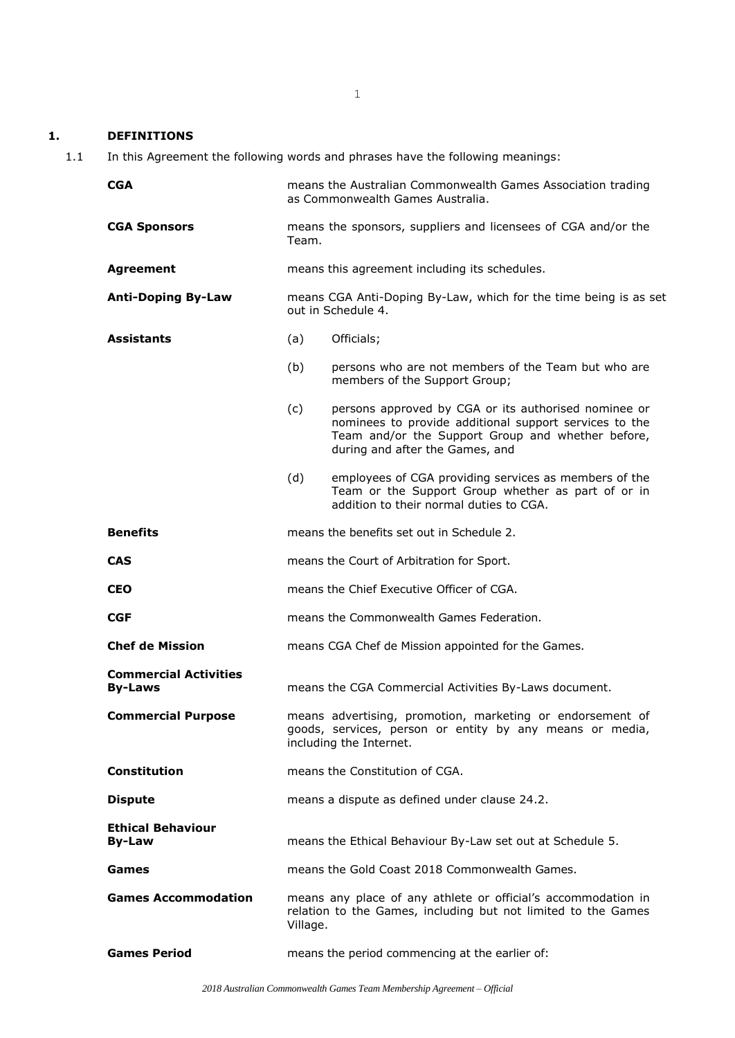## 1. DEFINITIONS

1.1 In this Agreement the following words and phrases have the following meanings:

**CGA** means the Australian Commonwealth Games Association trading as Commonwealth Games Australia.

**CGA Sponsors** means the sponsors, suppliers and licensees of CGA and/or the Team.

**Agreement** means this agreement including its schedules.

**Anti-Doping By-Law** means CGA Anti-Doping By-Law, which for the time being is as set out in Schedule 4.

**Assistants**

- (a) Officials;
- (b) persons who are not members of the Team but who are members of the Support Group;
- (c) persons approved by CGA or its authorised nominee or nominees to provide additional support services to the Team and/or the Support Group and whether before, during and after the Games, and
- (d) employees of CGA providing services as members of the Team or the Support Group whether as part of or in addition to their normal duties to CGA.

**Benefits** means the benefits set out in Schedule 2.

**CAS** means the Court of Arbitration for Sport.

**CEO** means the Chief Executive Officer of CGA.

**CGF** means the Commonwealth Games Federation.

**Chef de Mission** means CGA Chef de Mission appointed for the Games.

**Commercial Activities By-Laws** means the CGA Commercial Activities By-Laws document.

**Commercial Purpose** means advertising, promotion, marketing or endorsement of goods, services, person or entity by any means or media, including the Internet.

**Constitution** means the Constitution of CGA.

**Dispute** means a dispute as defined under clause 24.2.

**Ethical Behaviour By-Law** means the Ethical Behaviour By-Law set out at Schedule 5.

**Games** means the Gold Coast 2018 Commonwealth Games.

**Games Accommodation** means any place of any athlete or official's accommodation in relation to the Games, including but not limited to the Games Village.

**Games Period** means the period commencing at the earlier of: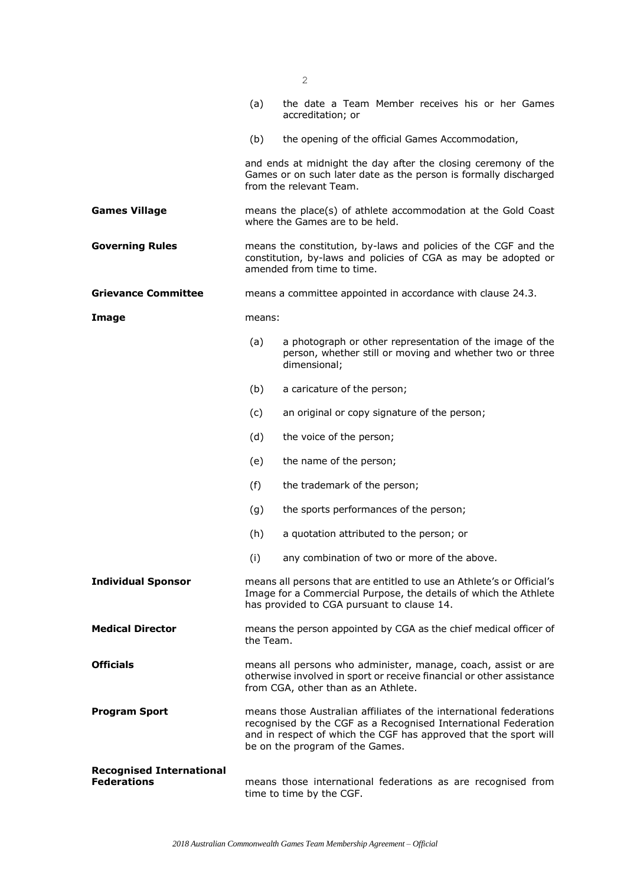(a) the date a Team Member receives his or her Games accreditation; or

(b) the opening of the official Games Accommodation,

and ends at midnight the day after the closing ceremony of the Games or on such later date as the person is formally discharged from the relevant Team.

**Games Village** means the place(s) of athlete accommodation at the Gold Coast where the Games are to be held.

**Governing Rules** means the constitution, by-laws and policies of the CGF and the constitution, by-laws and policies of CGA as may be adopted or amended from time to time.

**Grievance Committee** means a committee appointed in accordance with clause 24.3.

**Image** means:

(a) a photograph or other representation of the image of the person, whether still or moving and whether two or three dimensional;

(b) a caricature of the person;

(c) an original or copy signature of the person;

(d) the voice of the person;

(e) the name of the person;

(f) the trademark of the person;

(g) the sports performances of the person;

(h) a quotation attributed to the person; or

(i) any combination of two or more of the above.

**Individual Sponsor** means all persons that are entitled to use an Athlete's or Official's Image for a Commercial Purpose, the details of which the Athlete has provided to CGA pursuant to clause 14.

**Medical Director** means the person appointed by CGA as the chief medical officer of the Team.

**Officials** means all persons who administer, manage, coach, assist or are otherwise involved in sport or receive financial or other assistance from CGA, other than as an Athlete.

**Program Sport** means those Australian affiliates of the international federations recognised by the CGF as a Recognised International Federation and in respect of which the CGF has approved that the sport will be on the program of the Games.

**Recognised International Federations** means those international federations as are recognised from time to time by the CGF.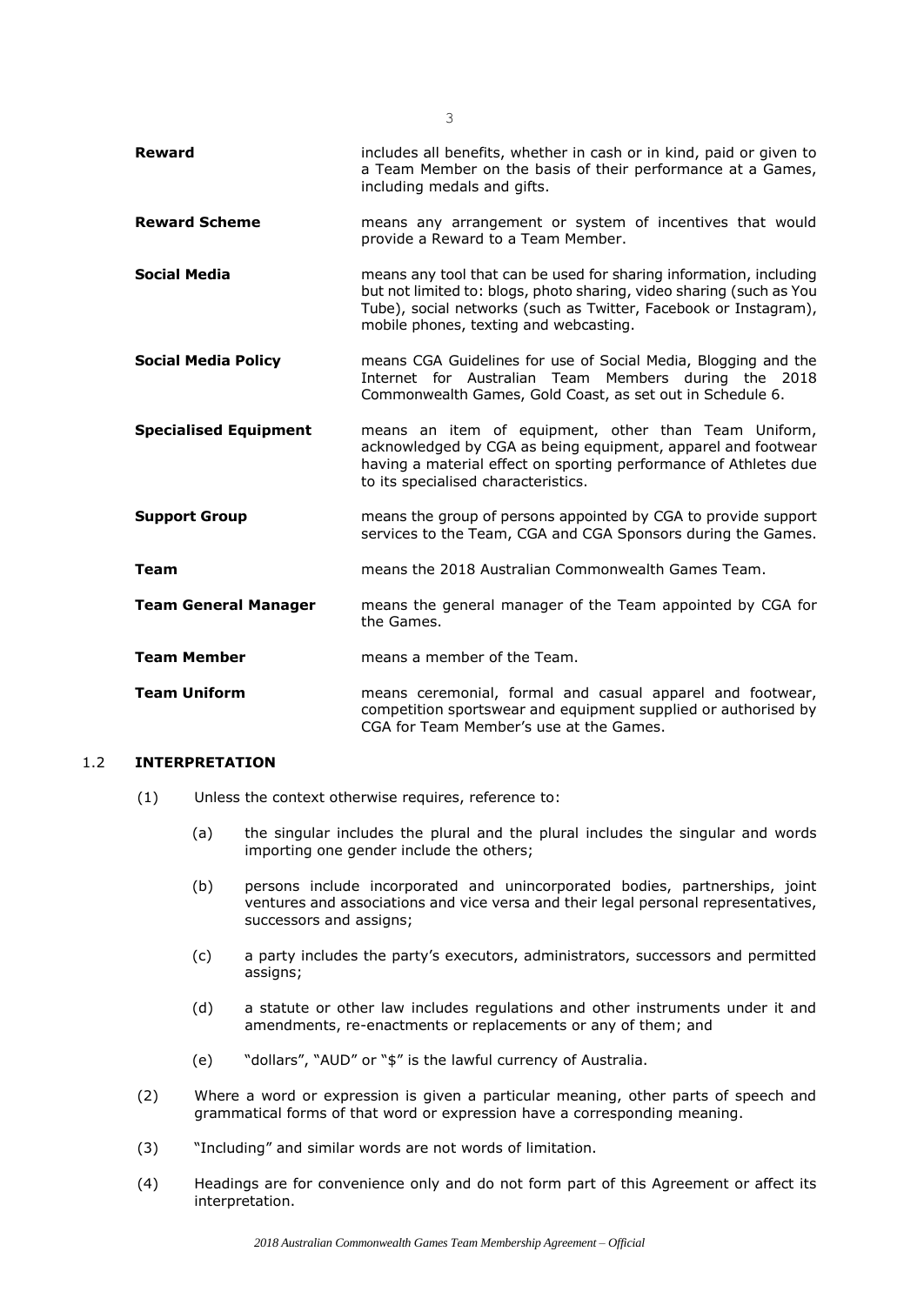| | |
|---|---|
| **Reward** | includes all benefits, whether in cash or in kind, paid or given to a Team Member on the basis of their performance at a Games, including medals and gifts. |
| **Reward Scheme** | means any arrangement or system of incentives that would provide a Reward to a Team Member. |
| **Social Media** | means any tool that can be used for sharing information, including but not limited to: blogs, photo sharing, video sharing (such as You Tube), social networks (such as Twitter, Facebook or Instagram), mobile phones, texting and webcasting. |
| **Social Media Policy** | means CGA Guidelines for use of Social Media, Blogging and the Internet for Australian Team Members during the 2018 Commonwealth Games, Gold Coast, as set out in Schedule 6. |
| **Specialised Equipment** | means an item of equipment, other than Team Uniform, acknowledged by CGA as being equipment, apparel and footwear having a material effect on sporting performance of Athletes due to its specialised characteristics. |
| **Support Group** | means the group of persons appointed by CGA to provide support services to the Team, CGA and CGA Sponsors during the Games. |
| **Team** | means the 2018 Australian Commonwealth Games Team. |
| **Team General Manager** | means the general manager of the Team appointed by CGA for the Games. |
| **Team Member** | means a member of the Team. |
| **Team Uniform** | means ceremonial, formal and casual apparel and footwear, competition sportswear and equipment supplied or authorised by CGA for Team Member's use at the Games. |

### 1.2 INTERPRETATION

(1) Unless the context otherwise requires, reference to:

(a) the singular includes the plural and the plural includes the singular and words importing one gender include the others;

(b) persons include incorporated and unincorporated bodies, partnerships, joint ventures and associations and vice versa and their legal personal representatives, successors and assigns;

(c) a party includes the party's executors, administrators, successors and permitted assigns;

(d) a statute or other law includes regulations and other instruments under it and amendments, re-enactments or replacements or any of them; and

(e) "dollars", "AUD" or "$" is the lawful currency of Australia.

(2) Where a word or expression is given a particular meaning, other parts of speech and grammatical forms of that word or expression have a corresponding meaning.

(3) "Including" and similar words are not words of limitation.

(4) Headings are for convenience only and do not form part of this Agreement or affect its interpretation.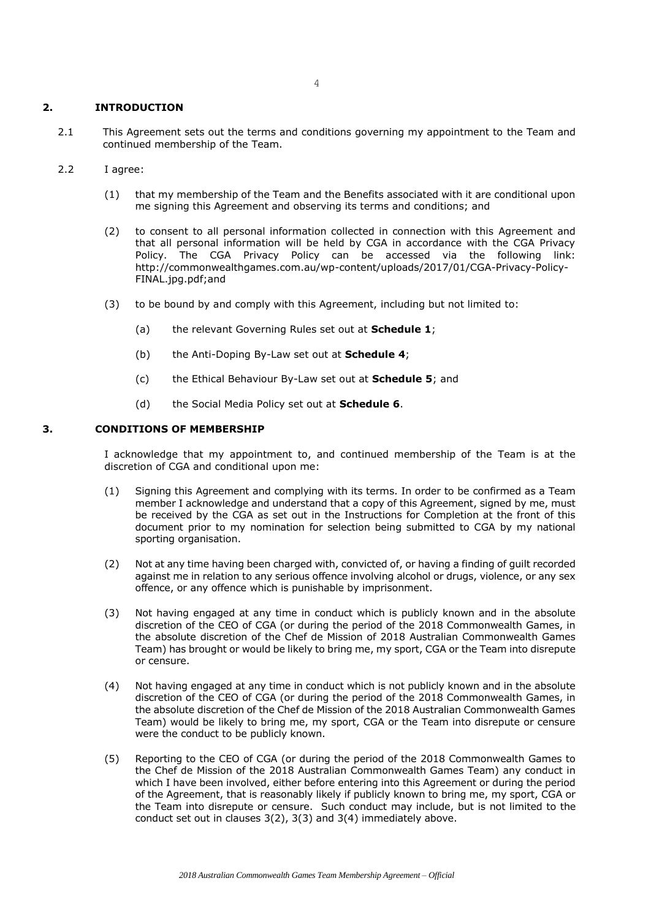## 2. INTRODUCTION

2.1 This Agreement sets out the terms and conditions governing my appointment to the Team and continued membership of the Team.

2.2 I agree:

(1) that my membership of the Team and the Benefits associated with it are conditional upon me signing this Agreement and observing its terms and conditions; and

(2) to consent to all personal information collected in connection with this Agreement and that all personal information will be held by CGA in accordance with the CGA Privacy Policy. The CGA Privacy Policy can be accessed via the following link: http://commonwealthgames.com.au/wp-content/uploads/2017/01/CGA-Privacy-Policy-FINAL.jpg.pdf;and

(3) to be bound by and comply with this Agreement, including but not limited to:

(a) the relevant Governing Rules set out at **Schedule 1**;

(b) the Anti-Doping By-Law set out at **Schedule 4**;

(c) the Ethical Behaviour By-Law set out at **Schedule 5**; and

(d) the Social Media Policy set out at **Schedule 6**.

## 3. CONDITIONS OF MEMBERSHIP

I acknowledge that my appointment to, and continued membership of the Team is at the discretion of CGA and conditional upon me:

(1) Signing this Agreement and complying with its terms. In order to be confirmed as a Team member I acknowledge and understand that a copy of this Agreement, signed by me, must be received by the CGA as set out in the Instructions for Completion at the front of this document prior to my nomination for selection being submitted to CGA by my national sporting organisation.

(2) Not at any time having been charged with, convicted of, or having a finding of guilt recorded against me in relation to any serious offence involving alcohol or drugs, violence, or any sex offence, or any offence which is punishable by imprisonment.

(3) Not having engaged at any time in conduct which is publicly known and in the absolute discretion of the CEO of CGA (or during the period of the 2018 Commonwealth Games, in the absolute discretion of the Chef de Mission of 2018 Australian Commonwealth Games Team) has brought or would be likely to bring me, my sport, CGA or the Team into disrepute or censure.

(4) Not having engaged at any time in conduct which is not publicly known and in the absolute discretion of the CEO of CGA (or during the period of the 2018 Commonwealth Games, in the absolute discretion of the Chef de Mission of the 2018 Australian Commonwealth Games Team) would be likely to bring me, my sport, CGA or the Team into disrepute or censure were the conduct to be publicly known.

(5) Reporting to the CEO of CGA (or during the period of the 2018 Commonwealth Games to the Chef de Mission of the 2018 Australian Commonwealth Games Team) any conduct in which I have been involved, either before entering into this Agreement or during the period of the Agreement, that is reasonably likely if publicly known to bring me, my sport, CGA or the Team into disrepute or censure. Such conduct may include, but is not limited to the conduct set out in clauses 3(2), 3(3) and 3(4) immediately above.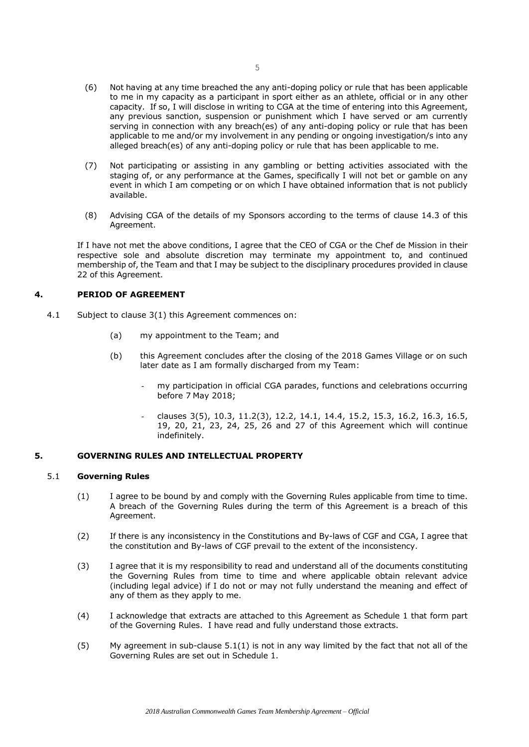(6) Not having at any time breached the any anti-doping policy or rule that has been applicable to me in my capacity as a participant in sport either as an athlete, official or in any other capacity. If so, I will disclose in writing to CGA at the time of entering into this Agreement, any previous sanction, suspension or punishment which I have served or am currently serving in connection with any breach(es) of any anti-doping policy or rule that has been applicable to me and/or my involvement in any pending or ongoing investigation/s into any alleged breach(es) of any anti-doping policy or rule that has been applicable to me.

(7) Not participating or assisting in any gambling or betting activities associated with the staging of, or any performance at the Games, specifically I will not bet or gamble on any event in which I am competing or on which I have obtained information that is not publicly available.

(8) Advising CGA of the details of my Sponsors according to the terms of clause 14.3 of this Agreement.

If I have not met the above conditions, I agree that the CEO of CGA or the Chef de Mission in their respective sole and absolute discretion may terminate my appointment to, and continued membership of, the Team and that I may be subject to the disciplinary procedures provided in clause 22 of this Agreement.

## 4. PERIOD OF AGREEMENT

4.1 Subject to clause 3(1) this Agreement commences on:

(a) my appointment to the Team; and

(b) this Agreement concludes after the closing of the 2018 Games Village or on such later date as I am formally discharged from my Team:

- my participation in official CGA parades, functions and celebrations occurring before 7 May 2018;
- clauses 3(5), 10.3, 11.2(3), 12.2, 14.1, 14.4, 15.2, 15.3, 16.2, 16.3, 16.5, 19, 20, 21, 23, 24, 25, 26 and 27 of this Agreement which will continue indefinitely.

## 5. GOVERNING RULES AND INTELLECTUAL PROPERTY

### 5.1 Governing Rules

(1) I agree to be bound by and comply with the Governing Rules applicable from time to time. A breach of the Governing Rules during the term of this Agreement is a breach of this Agreement.

(2) If there is any inconsistency in the Constitutions and By-laws of CGF and CGA, I agree that the constitution and By-laws of CGF prevail to the extent of the inconsistency.

(3) I agree that it is my responsibility to read and understand all of the documents constituting the Governing Rules from time to time and where applicable obtain relevant advice (including legal advice) if I do not or may not fully understand the meaning and effect of any of them as they apply to me.

(4) I acknowledge that extracts are attached to this Agreement as Schedule 1 that form part of the Governing Rules. I have read and fully understand those extracts.

(5) My agreement in sub-clause 5.1(1) is not in any way limited by the fact that not all of the Governing Rules are set out in Schedule 1.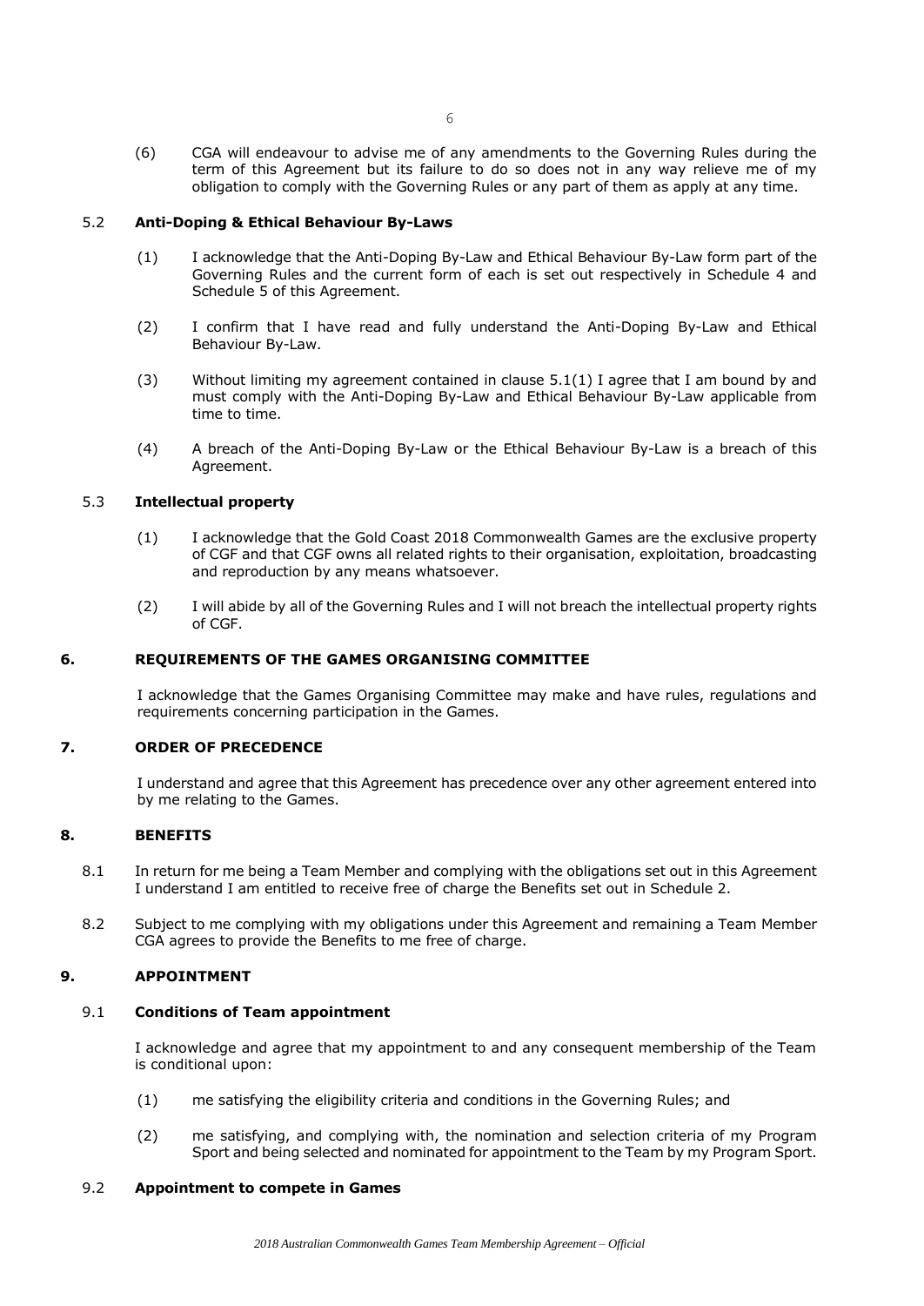(6) CGA will endeavour to advise me of any amendments to the Governing Rules during the term of this Agreement but its failure to do so does not in any way relieve me of my obligation to comply with the Governing Rules or any part of them as apply at any time.

### 5.2 **Anti-Doping & Ethical Behaviour By-Laws**

(1) I acknowledge that the Anti-Doping By-Law and Ethical Behaviour By-Law form part of the Governing Rules and the current form of each is set out respectively in Schedule 4 and Schedule 5 of this Agreement.

(2) I confirm that I have read and fully understand the Anti-Doping By-Law and Ethical Behaviour By-Law.

(3) Without limiting my agreement contained in clause 5.1(1) I agree that I am bound by and must comply with the Anti-Doping By-Law and Ethical Behaviour By-Law applicable from time to time.

(4) A breach of the Anti-Doping By-Law or the Ethical Behaviour By-Law is a breach of this Agreement.

### 5.3 **Intellectual property**

(1) I acknowledge that the Gold Coast 2018 Commonwealth Games are the exclusive property of CGF and that CGF owns all related rights to their organisation, exploitation, broadcasting and reproduction by any means whatsoever.

(2) I will abide by all of the Governing Rules and I will not breach the intellectual property rights of CGF.

## 6. **REQUIREMENTS OF THE GAMES ORGANISING COMMITTEE**

I acknowledge that the Games Organising Committee may make and have rules, regulations and requirements concerning participation in the Games.

## 7. **ORDER OF PRECEDENCE**

I understand and agree that this Agreement has precedence over any other agreement entered into by me relating to the Games.

## 8. **BENEFITS**

8.1 In return for me being a Team Member and complying with the obligations set out in this Agreement I understand I am entitled to receive free of charge the Benefits set out in Schedule 2.

8.2 Subject to me complying with my obligations under this Agreement and remaining a Team Member CGA agrees to provide the Benefits to me free of charge.

## 9. **APPOINTMENT**

### 9.1 **Conditions of Team appointment**

I acknowledge and agree that my appointment to and any consequent membership of the Team is conditional upon:

(1) me satisfying the eligibility criteria and conditions in the Governing Rules; and

(2) me satisfying, and complying with, the nomination and selection criteria of my Program Sport and being selected and nominated for appointment to the Team by my Program Sport.

### 9.2 **Appointment to compete in Games**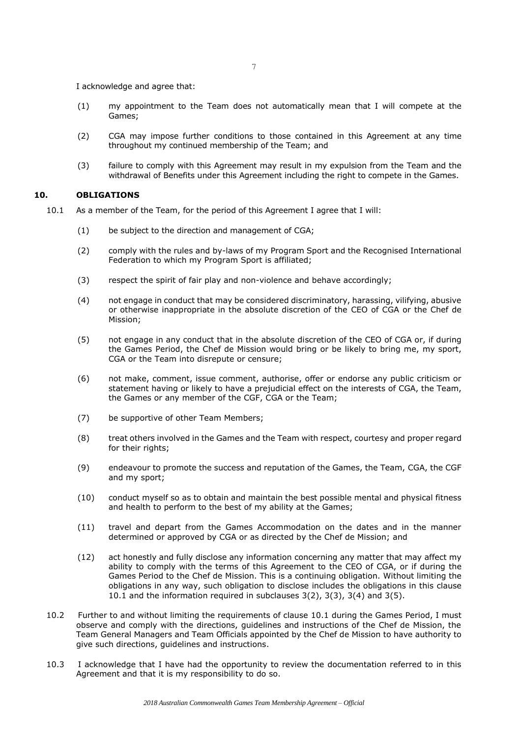I acknowledge and agree that:

(1) my appointment to the Team does not automatically mean that I will compete at the Games;

(2) CGA may impose further conditions to those contained in this Agreement at any time throughout my continued membership of the Team; and

(3) failure to comply with this Agreement may result in my expulsion from the Team and the withdrawal of Benefits under this Agreement including the right to compete in the Games.

## 10. OBLIGATIONS

10.1 As a member of the Team, for the period of this Agreement I agree that I will:

(1) be subject to the direction and management of CGA;

(2) comply with the rules and by-laws of my Program Sport and the Recognised International Federation to which my Program Sport is affiliated;

(3) respect the spirit of fair play and non-violence and behave accordingly;

(4) not engage in conduct that may be considered discriminatory, harassing, vilifying, abusive or otherwise inappropriate in the absolute discretion of the CEO of CGA or the Chef de Mission;

(5) not engage in any conduct that in the absolute discretion of the CEO of CGA or, if during the Games Period, the Chef de Mission would bring or be likely to bring me, my sport, CGA or the Team into disrepute or censure;

(6) not make, comment, issue comment, authorise, offer or endorse any public criticism or statement having or likely to have a prejudicial effect on the interests of CGA, the Team, the Games or any member of the CGF, CGA or the Team;

(7) be supportive of other Team Members;

(8) treat others involved in the Games and the Team with respect, courtesy and proper regard for their rights;

(9) endeavour to promote the success and reputation of the Games, the Team, CGA, the CGF and my sport;

(10) conduct myself so as to obtain and maintain the best possible mental and physical fitness and health to perform to the best of my ability at the Games;

(11) travel and depart from the Games Accommodation on the dates and in the manner determined or approved by CGA or as directed by the Chef de Mission; and

(12) act honestly and fully disclose any information concerning any matter that may affect my ability to comply with the terms of this Agreement to the CEO of CGA, or if during the Games Period to the Chef de Mission. This is a continuing obligation. Without limiting the obligations in any way, such obligation to disclose includes the obligations in this clause 10.1 and the information required in subclauses 3(2), 3(3), 3(4) and 3(5).

10.2 Further to and without limiting the requirements of clause 10.1 during the Games Period, I must observe and comply with the directions, guidelines and instructions of the Chef de Mission, the Team General Managers and Team Officials appointed by the Chef de Mission to have authority to give such directions, guidelines and instructions.

10.3 I acknowledge that I have had the opportunity to review the documentation referred to in this Agreement and that it is my responsibility to do so.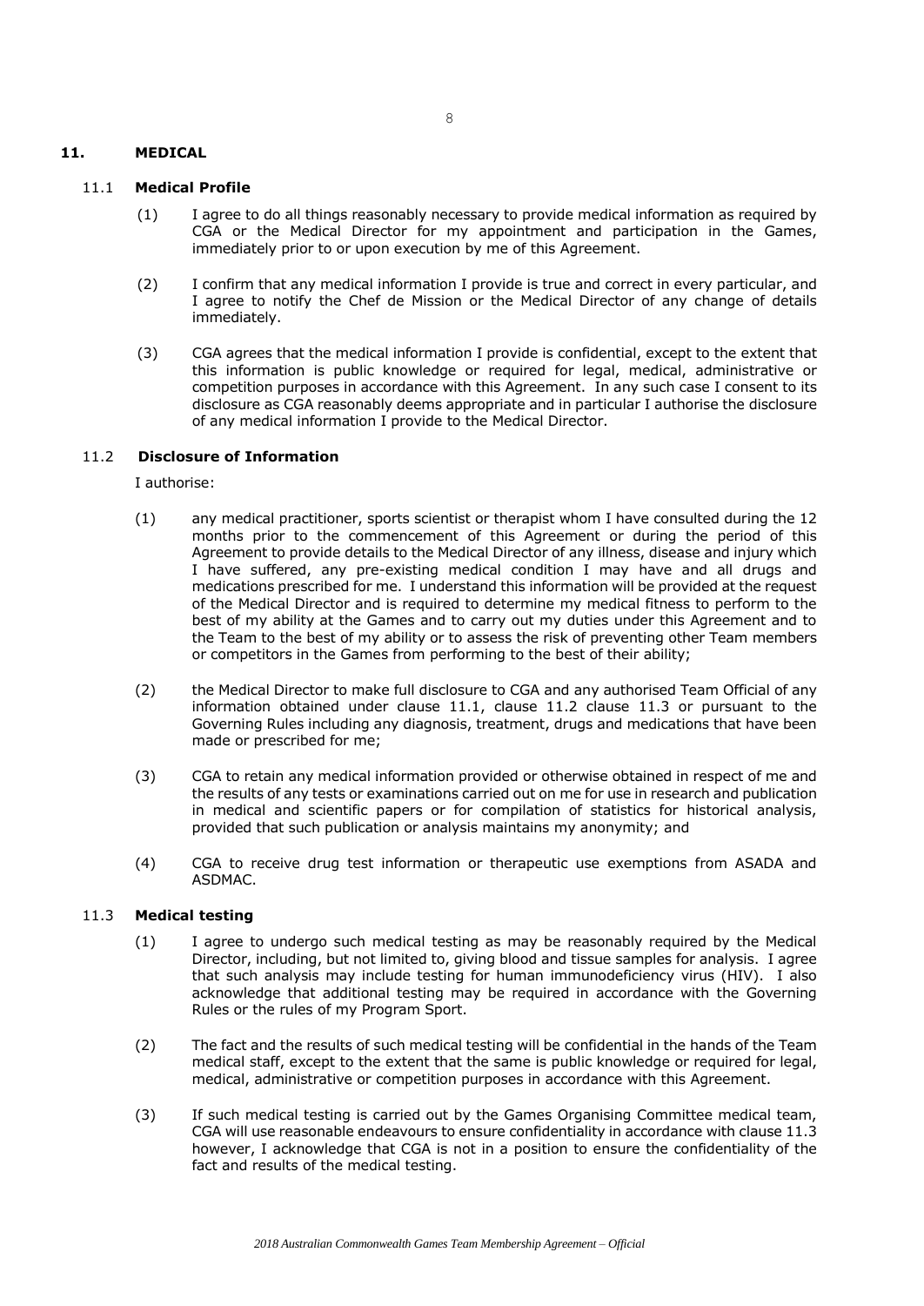## 11. MEDICAL

### 11.1 Medical Profile

(1) I agree to do all things reasonably necessary to provide medical information as required by CGA or the Medical Director for my appointment and participation in the Games, immediately prior to or upon execution by me of this Agreement.

(2) I confirm that any medical information I provide is true and correct in every particular, and I agree to notify the Chef de Mission or the Medical Director of any change of details immediately.

(3) CGA agrees that the medical information I provide is confidential, except to the extent that this information is public knowledge or required for legal, medical, administrative or competition purposes in accordance with this Agreement. In any such case I consent to its disclosure as CGA reasonably deems appropriate and in particular I authorise the disclosure of any medical information I provide to the Medical Director.

### 11.2 Disclosure of Information

I authorise:

(1) any medical practitioner, sports scientist or therapist whom I have consulted during the 12 months prior to the commencement of this Agreement or during the period of this Agreement to provide details to the Medical Director of any illness, disease and injury which I have suffered, any pre-existing medical condition I may have and all drugs and medications prescribed for me. I understand this information will be provided at the request of the Medical Director and is required to determine my medical fitness to perform to the best of my ability at the Games and to carry out my duties under this Agreement and to the Team to the best of my ability or to assess the risk of preventing other Team members or competitors in the Games from performing to the best of their ability;

(2) the Medical Director to make full disclosure to CGA and any authorised Team Official of any information obtained under clause 11.1, clause 11.2 clause 11.3 or pursuant to the Governing Rules including any diagnosis, treatment, drugs and medications that have been made or prescribed for me;

(3) CGA to retain any medical information provided or otherwise obtained in respect of me and the results of any tests or examinations carried out on me for use in research and publication in medical and scientific papers or for compilation of statistics for historical analysis, provided that such publication or analysis maintains my anonymity; and

(4) CGA to receive drug test information or therapeutic use exemptions from ASADA and ASDMAC.

### 11.3 Medical testing

(1) I agree to undergo such medical testing as may be reasonably required by the Medical Director, including, but not limited to, giving blood and tissue samples for analysis. I agree that such analysis may include testing for human immunodeficiency virus (HIV). I also acknowledge that additional testing may be required in accordance with the Governing Rules or the rules of my Program Sport.

(2) The fact and the results of such medical testing will be confidential in the hands of the Team medical staff, except to the extent that the same is public knowledge or required for legal, medical, administrative or competition purposes in accordance with this Agreement.

(3) If such medical testing is carried out by the Games Organising Committee medical team, CGA will use reasonable endeavours to ensure confidentiality in accordance with clause 11.3 however, I acknowledge that CGA is not in a position to ensure the confidentiality of the fact and results of the medical testing.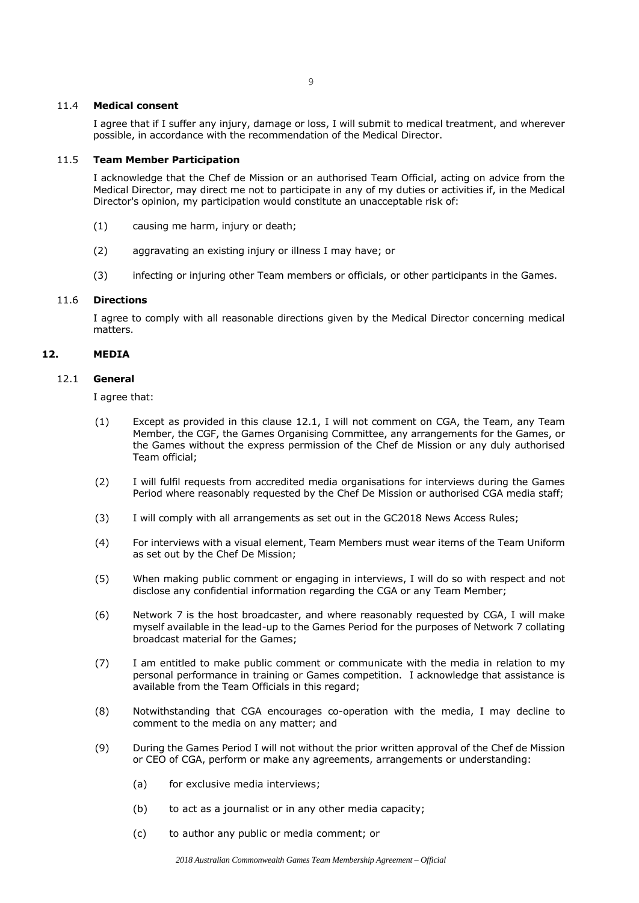### 11.4 **Medical consent**

I agree that if I suffer any injury, damage or loss, I will submit to medical treatment, and wherever possible, in accordance with the recommendation of the Medical Director.

### 11.5 **Team Member Participation**

I acknowledge that the Chef de Mission or an authorised Team Official, acting on advice from the Medical Director, may direct me not to participate in any of my duties or activities if, in the Medical Director's opinion, my participation would constitute an unacceptable risk of:

(1) causing me harm, injury or death;

(2) aggravating an existing injury or illness I may have; or

(3) infecting or injuring other Team members or officials, or other participants in the Games.

### 11.6 **Directions**

I agree to comply with all reasonable directions given by the Medical Director concerning medical matters.

## 12. **MEDIA**

### 12.1 **General**

I agree that:

(1) Except as provided in this clause 12.1, I will not comment on CGA, the Team, any Team Member, the CGF, the Games Organising Committee, any arrangements for the Games, or the Games without the express permission of the Chef de Mission or any duly authorised Team official;

(2) I will fulfil requests from accredited media organisations for interviews during the Games Period where reasonably requested by the Chef De Mission or authorised CGA media staff;

(3) I will comply with all arrangements as set out in the GC2018 News Access Rules;

(4) For interviews with a visual element, Team Members must wear items of the Team Uniform as set out by the Chef De Mission;

(5) When making public comment or engaging in interviews, I will do so with respect and not disclose any confidential information regarding the CGA or any Team Member;

(6) Network 7 is the host broadcaster, and where reasonably requested by CGA, I will make myself available in the lead-up to the Games Period for the purposes of Network 7 collating broadcast material for the Games;

(7) I am entitled to make public comment or communicate with the media in relation to my personal performance in training or Games competition. I acknowledge that assistance is available from the Team Officials in this regard;

(8) Notwithstanding that CGA encourages co-operation with the media, I may decline to comment to the media on any matter; and

(9) During the Games Period I will not without the prior written approval of the Chef de Mission or CEO of CGA, perform or make any agreements, arrangements or understanding:

(a) for exclusive media interviews;

(b) to act as a journalist or in any other media capacity;

(c) to author any public or media comment; or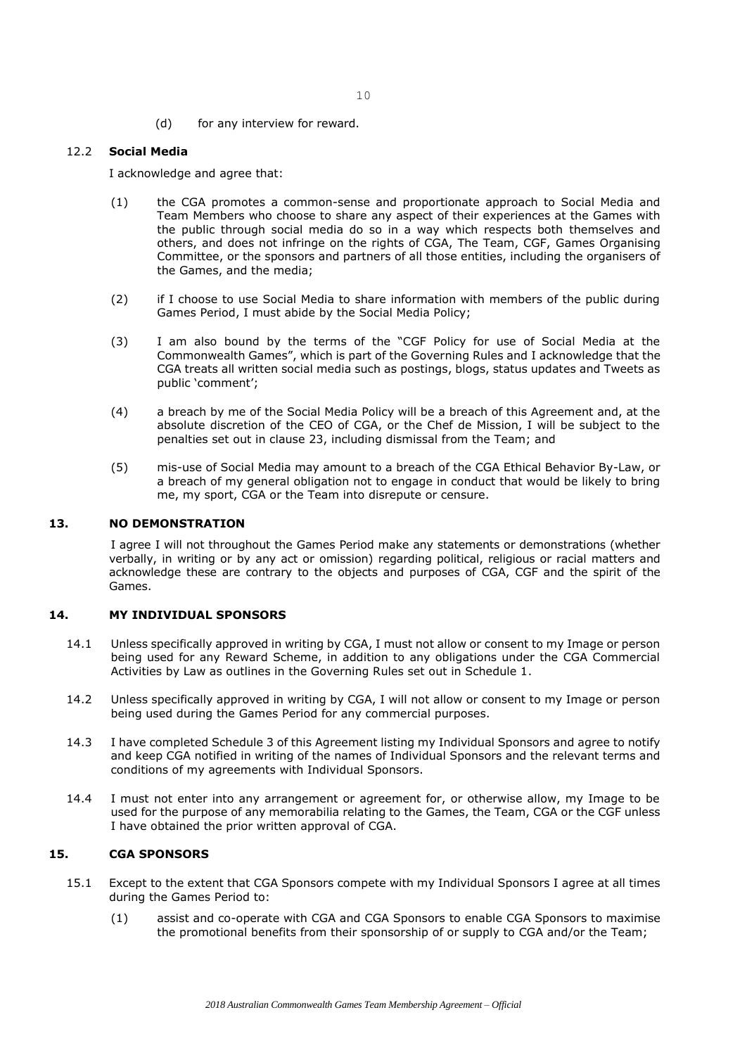(d) for any interview for reward.

### 12.2 **Social Media**

I acknowledge and agree that:

(1) the CGA promotes a common-sense and proportionate approach to Social Media and Team Members who choose to share any aspect of their experiences at the Games with the public through social media do so in a way which respects both themselves and others, and does not infringe on the rights of CGA, The Team, CGF, Games Organising Committee, or the sponsors and partners of all those entities, including the organisers of the Games, and the media;

(2) if I choose to use Social Media to share information with members of the public during Games Period, I must abide by the Social Media Policy;

(3) I am also bound by the terms of the "CGF Policy for use of Social Media at the Commonwealth Games", which is part of the Governing Rules and I acknowledge that the CGA treats all written social media such as postings, blogs, status updates and Tweets as public 'comment';

(4) a breach by me of the Social Media Policy will be a breach of this Agreement and, at the absolute discretion of the CEO of CGA, or the Chef de Mission, I will be subject to the penalties set out in clause 23, including dismissal from the Team; and

(5) mis-use of Social Media may amount to a breach of the CGA Ethical Behavior By-Law, or a breach of my general obligation not to engage in conduct that would be likely to bring me, my sport, CGA or the Team into disrepute or censure.

## 13. NO DEMONSTRATION

I agree I will not throughout the Games Period make any statements or demonstrations (whether verbally, in writing or by any act or omission) regarding political, religious or racial matters and acknowledge these are contrary to the objects and purposes of CGA, CGF and the spirit of the Games.

## 14. MY INDIVIDUAL SPONSORS

14.1 Unless specifically approved in writing by CGA, I must not allow or consent to my Image or person being used for any Reward Scheme, in addition to any obligations under the CGA Commercial Activities by Law as outlines in the Governing Rules set out in Schedule 1.

14.2 Unless specifically approved in writing by CGA, I will not allow or consent to my Image or person being used during the Games Period for any commercial purposes.

14.3 I have completed Schedule 3 of this Agreement listing my Individual Sponsors and agree to notify and keep CGA notified in writing of the names of Individual Sponsors and the relevant terms and conditions of my agreements with Individual Sponsors.

14.4 I must not enter into any arrangement or agreement for, or otherwise allow, my Image to be used for the purpose of any memorabilia relating to the Games, the Team, CGA or the CGF unless I have obtained the prior written approval of CGA.

## 15. CGA SPONSORS

15.1 Except to the extent that CGA Sponsors compete with my Individual Sponsors I agree at all times during the Games Period to:

(1) assist and co-operate with CGA and CGA Sponsors to enable CGA Sponsors to maximise the promotional benefits from their sponsorship of or supply to CGA and/or the Team;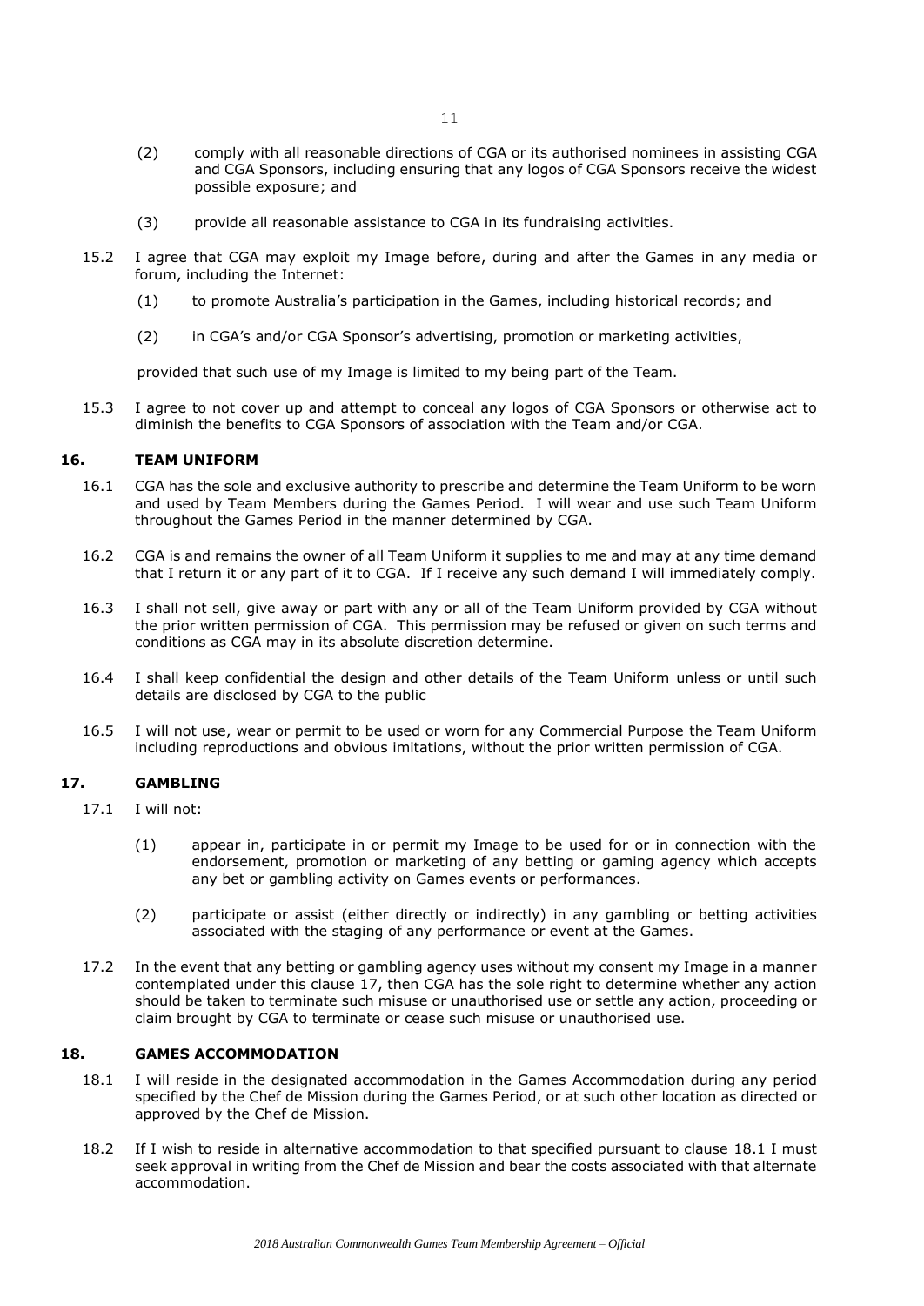(2) comply with all reasonable directions of CGA or its authorised nominees in assisting CGA and CGA Sponsors, including ensuring that any logos of CGA Sponsors receive the widest possible exposure; and

(3) provide all reasonable assistance to CGA in its fundraising activities.

15.2 I agree that CGA may exploit my Image before, during and after the Games in any media or forum, including the Internet:

(1) to promote Australia's participation in the Games, including historical records; and

(2) in CGA's and/or CGA Sponsor's advertising, promotion or marketing activities,

provided that such use of my Image is limited to my being part of the Team.

15.3 I agree to not cover up and attempt to conceal any logos of CGA Sponsors or otherwise act to diminish the benefits to CGA Sponsors of association with the Team and/or CGA.

## 16. TEAM UNIFORM

16.1 CGA has the sole and exclusive authority to prescribe and determine the Team Uniform to be worn and used by Team Members during the Games Period. I will wear and use such Team Uniform throughout the Games Period in the manner determined by CGA.

16.2 CGA is and remains the owner of all Team Uniform it supplies to me and may at any time demand that I return it or any part of it to CGA. If I receive any such demand I will immediately comply.

16.3 I shall not sell, give away or part with any or all of the Team Uniform provided by CGA without the prior written permission of CGA. This permission may be refused or given on such terms and conditions as CGA may in its absolute discretion determine.

16.4 I shall keep confidential the design and other details of the Team Uniform unless or until such details are disclosed by CGA to the public

16.5 I will not use, wear or permit to be used or worn for any Commercial Purpose the Team Uniform including reproductions and obvious imitations, without the prior written permission of CGA.

## 17. GAMBLING

17.1 I will not:

(1) appear in, participate in or permit my Image to be used for or in connection with the endorsement, promotion or marketing of any betting or gaming agency which accepts any bet or gambling activity on Games events or performances.

(2) participate or assist (either directly or indirectly) in any gambling or betting activities associated with the staging of any performance or event at the Games.

17.2 In the event that any betting or gambling agency uses without my consent my Image in a manner contemplated under this clause 17, then CGA has the sole right to determine whether any action should be taken to terminate such misuse or unauthorised use or settle any action, proceeding or claim brought by CGA to terminate or cease such misuse or unauthorised use.

## 18. GAMES ACCOMMODATION

18.1 I will reside in the designated accommodation in the Games Accommodation during any period specified by the Chef de Mission during the Games Period, or at such other location as directed or approved by the Chef de Mission.

18.2 If I wish to reside in alternative accommodation to that specified pursuant to clause 18.1 I must seek approval in writing from the Chef de Mission and bear the costs associated with that alternate accommodation.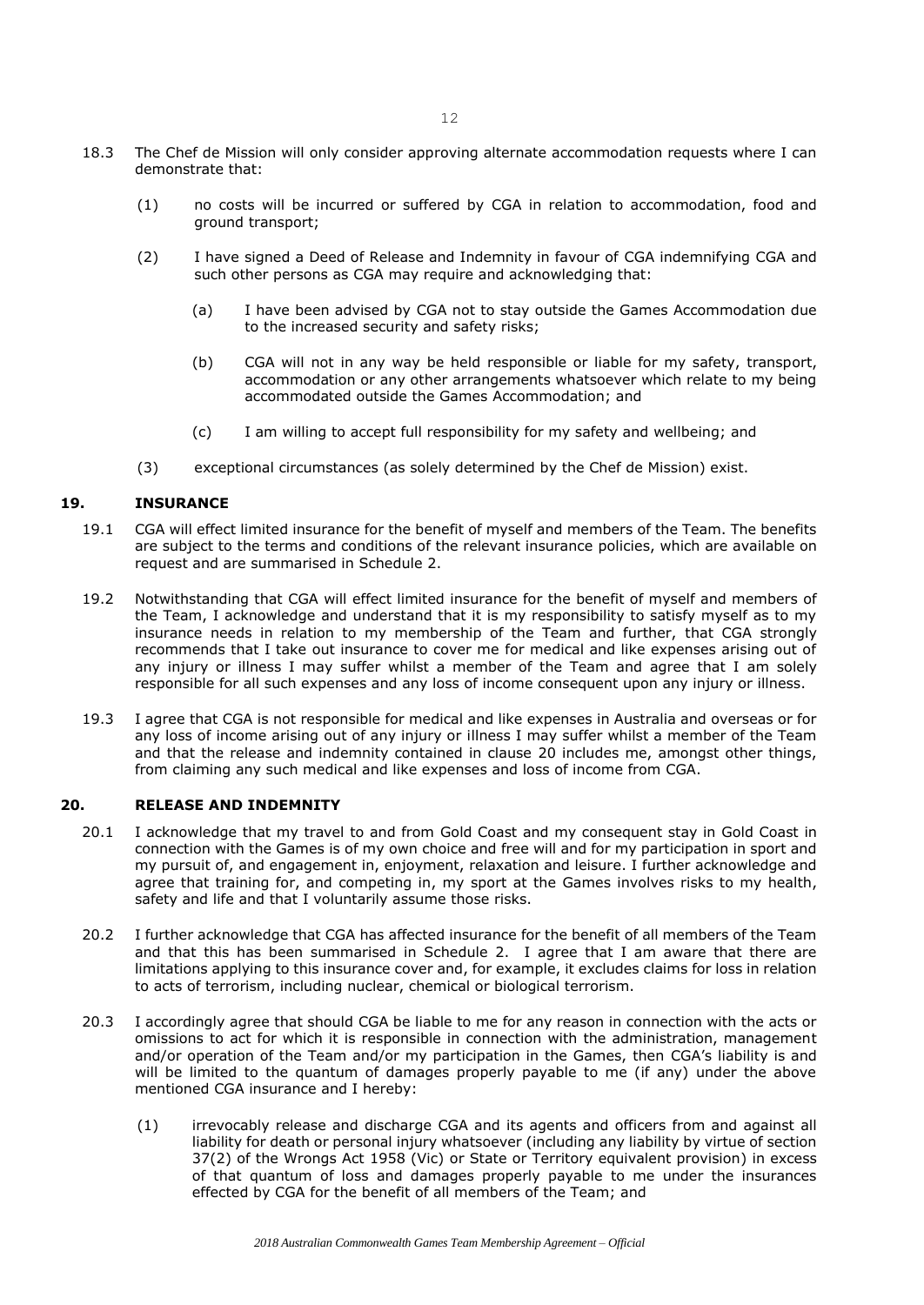18.3 The Chef de Mission will only consider approving alternate accommodation requests where I can demonstrate that:

(1) no costs will be incurred or suffered by CGA in relation to accommodation, food and ground transport;

(2) I have signed a Deed of Release and Indemnity in favour of CGA indemnifying CGA and such other persons as CGA may require and acknowledging that:

(a) I have been advised by CGA not to stay outside the Games Accommodation due to the increased security and safety risks;

(b) CGA will not in any way be held responsible or liable for my safety, transport, accommodation or any other arrangements whatsoever which relate to my being accommodated outside the Games Accommodation; and

(c) I am willing to accept full responsibility for my safety and wellbeing; and

(3) exceptional circumstances (as solely determined by the Chef de Mission) exist.

## 19. INSURANCE

19.1 CGA will effect limited insurance for the benefit of myself and members of the Team. The benefits are subject to the terms and conditions of the relevant insurance policies, which are available on request and are summarised in Schedule 2.

19.2 Notwithstanding that CGA will effect limited insurance for the benefit of myself and members of the Team, I acknowledge and understand that it is my responsibility to satisfy myself as to my insurance needs in relation to my membership of the Team and further, that CGA strongly recommends that I take out insurance to cover me for medical and like expenses arising out of any injury or illness I may suffer whilst a member of the Team and agree that I am solely responsible for all such expenses and any loss of income consequent upon any injury or illness.

19.3 I agree that CGA is not responsible for medical and like expenses in Australia and overseas or for any loss of income arising out of any injury or illness I may suffer whilst a member of the Team and that the release and indemnity contained in clause 20 includes me, amongst other things, from claiming any such medical and like expenses and loss of income from CGA.

## 20. RELEASE AND INDEMNITY

20.1 I acknowledge that my travel to and from Gold Coast and my consequent stay in Gold Coast in connection with the Games is of my own choice and free will and for my participation in sport and my pursuit of, and engagement in, enjoyment, relaxation and leisure. I further acknowledge and agree that training for, and competing in, my sport at the Games involves risks to my health, safety and life and that I voluntarily assume those risks.

20.2 I further acknowledge that CGA has affected insurance for the benefit of all members of the Team and that this has been summarised in Schedule 2. I agree that I am aware that there are limitations applying to this insurance cover and, for example, it excludes claims for loss in relation to acts of terrorism, including nuclear, chemical or biological terrorism.

20.3 I accordingly agree that should CGA be liable to me for any reason in connection with the acts or omissions to act for which it is responsible in connection with the administration, management and/or operation of the Team and/or my participation in the Games, then CGA's liability is and will be limited to the quantum of damages properly payable to me (if any) under the above mentioned CGA insurance and I hereby:

(1) irrevocably release and discharge CGA and its agents and officers from and against all liability for death or personal injury whatsoever (including any liability by virtue of section 37(2) of the Wrongs Act 1958 (Vic) or State or Territory equivalent provision) in excess of that quantum of loss and damages properly payable to me under the insurances effected by CGA for the benefit of all members of the Team; and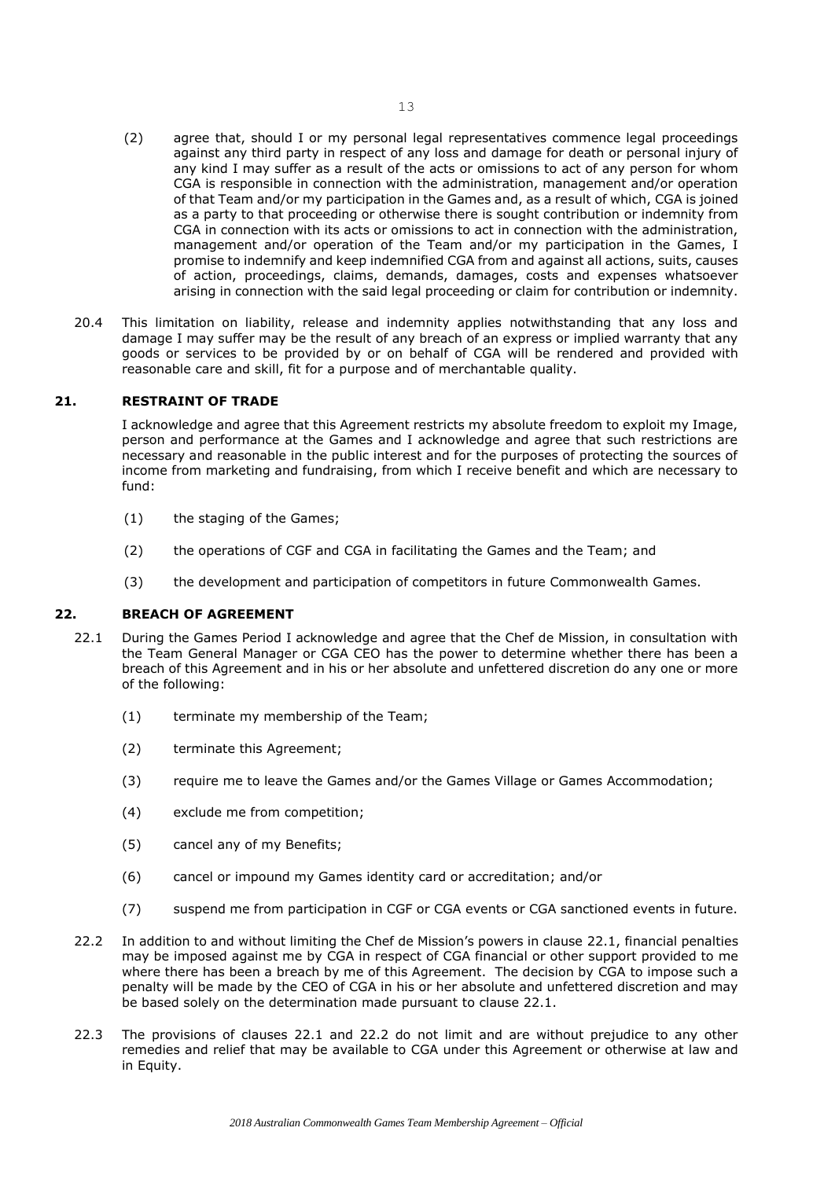(2) agree that, should I or my personal legal representatives commence legal proceedings against any third party in respect of any loss and damage for death or personal injury of any kind I may suffer as a result of the acts or omissions to act of any person for whom CGA is responsible in connection with the administration, management and/or operation of that Team and/or my participation in the Games and, as a result of which, CGA is joined as a party to that proceeding or otherwise there is sought contribution or indemnity from CGA in connection with its acts or omissions to act in connection with the administration, management and/or operation of the Team and/or my participation in the Games, I promise to indemnify and keep indemnified CGA from and against all actions, suits, causes of action, proceedings, claims, demands, damages, costs and expenses whatsoever arising in connection with the said legal proceeding or claim for contribution or indemnity.

20.4 This limitation on liability, release and indemnity applies notwithstanding that any loss and damage I may suffer may be the result of any breach of an express or implied warranty that any goods or services to be provided by or on behalf of CGA will be rendered and provided with reasonable care and skill, fit for a purpose and of merchantable quality.

## 21. RESTRAINT OF TRADE

I acknowledge and agree that this Agreement restricts my absolute freedom to exploit my Image, person and performance at the Games and I acknowledge and agree that such restrictions are necessary and reasonable in the public interest and for the purposes of protecting the sources of income from marketing and fundraising, from which I receive benefit and which are necessary to fund:

(1) the staging of the Games;

(2) the operations of CGF and CGA in facilitating the Games and the Team; and

(3) the development and participation of competitors in future Commonwealth Games.

## 22. BREACH OF AGREEMENT

22.1 During the Games Period I acknowledge and agree that the Chef de Mission, in consultation with the Team General Manager or CGA CEO has the power to determine whether there has been a breach of this Agreement and in his or her absolute and unfettered discretion do any one or more of the following:

(1) terminate my membership of the Team;

(2) terminate this Agreement;

(3) require me to leave the Games and/or the Games Village or Games Accommodation;

(4) exclude me from competition;

(5) cancel any of my Benefits;

(6) cancel or impound my Games identity card or accreditation; and/or

(7) suspend me from participation in CGF or CGA events or CGA sanctioned events in future.

22.2 In addition to and without limiting the Chef de Mission's powers in clause 22.1, financial penalties may be imposed against me by CGA in respect of CGA financial or other support provided to me where there has been a breach by me of this Agreement. The decision by CGA to impose such a penalty will be made by the CEO of CGA in his or her absolute and unfettered discretion and may be based solely on the determination made pursuant to clause 22.1.

22.3 The provisions of clauses 22.1 and 22.2 do not limit and are without prejudice to any other remedies and relief that may be available to CGA under this Agreement or otherwise at law and in Equity.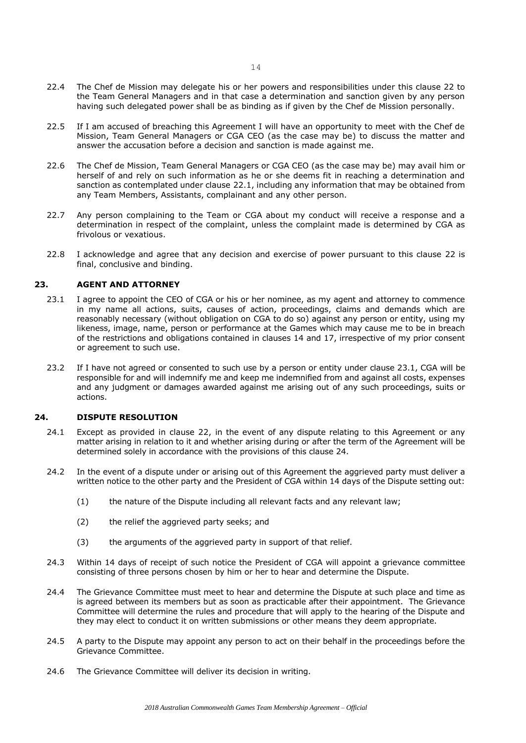22.4 The Chef de Mission may delegate his or her powers and responsibilities under this clause 22 to the Team General Managers and in that case a determination and sanction given by any person having such delegated power shall be as binding as if given by the Chef de Mission personally.

22.5 If I am accused of breaching this Agreement I will have an opportunity to meet with the Chef de Mission, Team General Managers or CGA CEO (as the case may be) to discuss the matter and answer the accusation before a decision and sanction is made against me.

22.6 The Chef de Mission, Team General Managers or CGA CEO (as the case may be) may avail him or herself of and rely on such information as he or she deems fit in reaching a determination and sanction as contemplated under clause 22.1, including any information that may be obtained from any Team Members, Assistants, complainant and any other person.

22.7 Any person complaining to the Team or CGA about my conduct will receive a response and a determination in respect of the complaint, unless the complaint made is determined by CGA as frivolous or vexatious.

22.8 I acknowledge and agree that any decision and exercise of power pursuant to this clause 22 is final, conclusive and binding.

## 23. AGENT AND ATTORNEY

23.1 I agree to appoint the CEO of CGA or his or her nominee, as my agent and attorney to commence in my name all actions, suits, causes of action, proceedings, claims and demands which are reasonably necessary (without obligation on CGA to do so) against any person or entity, using my likeness, image, name, person or performance at the Games which may cause me to be in breach of the restrictions and obligations contained in clauses 14 and 17, irrespective of my prior consent or agreement to such use.

23.2 If I have not agreed or consented to such use by a person or entity under clause 23.1, CGA will be responsible for and will indemnify me and keep me indemnified from and against all costs, expenses and any judgment or damages awarded against me arising out of any such proceedings, suits or actions.

## 24. DISPUTE RESOLUTION

24.1 Except as provided in clause 22, in the event of any dispute relating to this Agreement or any matter arising in relation to it and whether arising during or after the term of the Agreement will be determined solely in accordance with the provisions of this clause 24.

24.2 In the event of a dispute under or arising out of this Agreement the aggrieved party must deliver a written notice to the other party and the President of CGA within 14 days of the Dispute setting out:

(1) the nature of the Dispute including all relevant facts and any relevant law;

(2) the relief the aggrieved party seeks; and

(3) the arguments of the aggrieved party in support of that relief.

24.3 Within 14 days of receipt of such notice the President of CGA will appoint a grievance committee consisting of three persons chosen by him or her to hear and determine the Dispute.

24.4 The Grievance Committee must meet to hear and determine the Dispute at such place and time as is agreed between its members but as soon as practicable after their appointment. The Grievance Committee will determine the rules and procedure that will apply to the hearing of the Dispute and they may elect to conduct it on written submissions or other means they deem appropriate.

24.5 A party to the Dispute may appoint any person to act on their behalf in the proceedings before the Grievance Committee.

24.6 The Grievance Committee will deliver its decision in writing.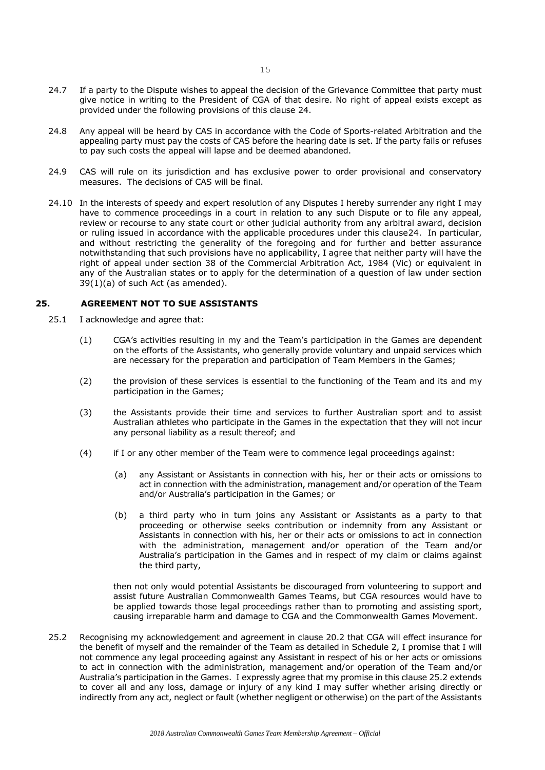24.7 If a party to the Dispute wishes to appeal the decision of the Grievance Committee that party must give notice in writing to the President of CGA of that desire. No right of appeal exists except as provided under the following provisions of this clause 24.

24.8 Any appeal will be heard by CAS in accordance with the Code of Sports-related Arbitration and the appealing party must pay the costs of CAS before the hearing date is set. If the party fails or refuses to pay such costs the appeal will lapse and be deemed abandoned.

24.9 CAS will rule on its jurisdiction and has exclusive power to order provisional and conservatory measures. The decisions of CAS will be final.

24.10 In the interests of speedy and expert resolution of any Disputes I hereby surrender any right I may have to commence proceedings in a court in relation to any such Dispute or to file any appeal, review or recourse to any state court or other judicial authority from any arbitral award, decision or ruling issued in accordance with the applicable procedures under this clause24. In particular, and without restricting the generality of the foregoing and for further and better assurance notwithstanding that such provisions have no applicability, I agree that neither party will have the right of appeal under section 38 of the Commercial Arbitration Act, 1984 (Vic) or equivalent in any of the Australian states or to apply for the determination of a question of law under section 39(1)(a) of such Act (as amended).

## 25. AGREEMENT NOT TO SUE ASSISTANTS

25.1 I acknowledge and agree that:

(1) CGA's activities resulting in my and the Team's participation in the Games are dependent on the efforts of the Assistants, who generally provide voluntary and unpaid services which are necessary for the preparation and participation of Team Members in the Games;

(2) the provision of these services is essential to the functioning of the Team and its and my participation in the Games;

(3) the Assistants provide their time and services to further Australian sport and to assist Australian athletes who participate in the Games in the expectation that they will not incur any personal liability as a result thereof; and

(4) if I or any other member of the Team were to commence legal proceedings against:

(a) any Assistant or Assistants in connection with his, her or their acts or omissions to act in connection with the administration, management and/or operation of the Team and/or Australia's participation in the Games; or

(b) a third party who in turn joins any Assistant or Assistants as a party to that proceeding or otherwise seeks contribution or indemnity from any Assistant or Assistants in connection with his, her or their acts or omissions to act in connection with the administration, management and/or operation of the Team and/or Australia's participation in the Games and in respect of my claim or claims against the third party,

then not only would potential Assistants be discouraged from volunteering to support and assist future Australian Commonwealth Games Teams, but CGA resources would have to be applied towards those legal proceedings rather than to promoting and assisting sport, causing irreparable harm and damage to CGA and the Commonwealth Games Movement.

25.2 Recognising my acknowledgement and agreement in clause 20.2 that CGA will effect insurance for the benefit of myself and the remainder of the Team as detailed in Schedule 2, I promise that I will not commence any legal proceeding against any Assistant in respect of his or her acts or omissions to act in connection with the administration, management and/or operation of the Team and/or Australia's participation in the Games. I expressly agree that my promise in this clause 25.2 extends to cover all and any loss, damage or injury of any kind I may suffer whether arising directly or indirectly from any act, neglect or fault (whether negligent or otherwise) on the part of the Assistants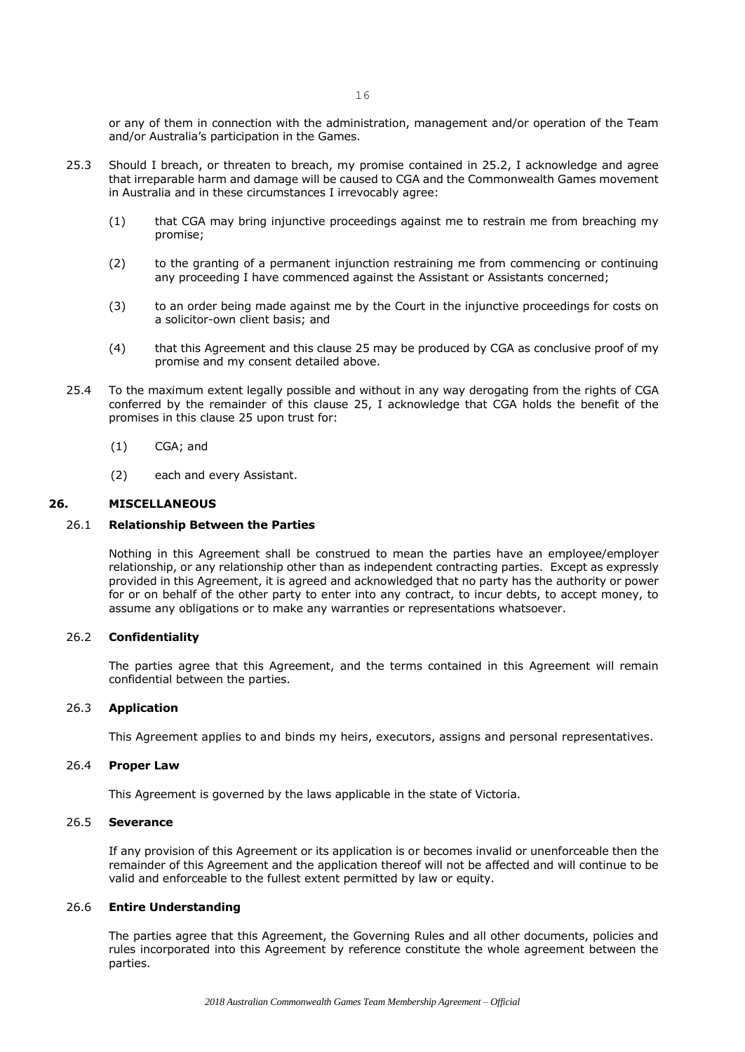or any of them in connection with the administration, management and/or operation of the Team and/or Australia's participation in the Games.

25.3 Should I breach, or threaten to breach, my promise contained in 25.2, I acknowledge and agree that irreparable harm and damage will be caused to CGA and the Commonwealth Games movement in Australia and in these circumstances I irrevocably agree:

(1) that CGA may bring injunctive proceedings against me to restrain me from breaching my promise;

(2) to the granting of a permanent injunction restraining me from commencing or continuing any proceeding I have commenced against the Assistant or Assistants concerned;

(3) to an order being made against me by the Court in the injunctive proceedings for costs on a solicitor-own client basis; and

(4) that this Agreement and this clause 25 may be produced by CGA as conclusive proof of my promise and my consent detailed above.

25.4 To the maximum extent legally possible and without in any way derogating from the rights of CGA conferred by the remainder of this clause 25, I acknowledge that CGA holds the benefit of the promises in this clause 25 upon trust for:

(1) CGA; and

(2) each and every Assistant.

## 26. MISCELLANEOUS

### 26.1 Relationship Between the Parties

Nothing in this Agreement shall be construed to mean the parties have an employee/employer relationship, or any relationship other than as independent contracting parties. Except as expressly provided in this Agreement, it is agreed and acknowledged that no party has the authority or power for or on behalf of the other party to enter into any contract, to incur debts, to accept money, to assume any obligations or to make any warranties or representations whatsoever.

### 26.2 Confidentiality

The parties agree that this Agreement, and the terms contained in this Agreement will remain confidential between the parties.

### 26.3 Application

This Agreement applies to and binds my heirs, executors, assigns and personal representatives.

### 26.4 Proper Law

This Agreement is governed by the laws applicable in the state of Victoria.

### 26.5 Severance

If any provision of this Agreement or its application is or becomes invalid or unenforceable then the remainder of this Agreement and the application thereof will not be affected and will continue to be valid and enforceable to the fullest extent permitted by law or equity.

### 26.6 Entire Understanding

The parties agree that this Agreement, the Governing Rules and all other documents, policies and rules incorporated into this Agreement by reference constitute the whole agreement between the parties.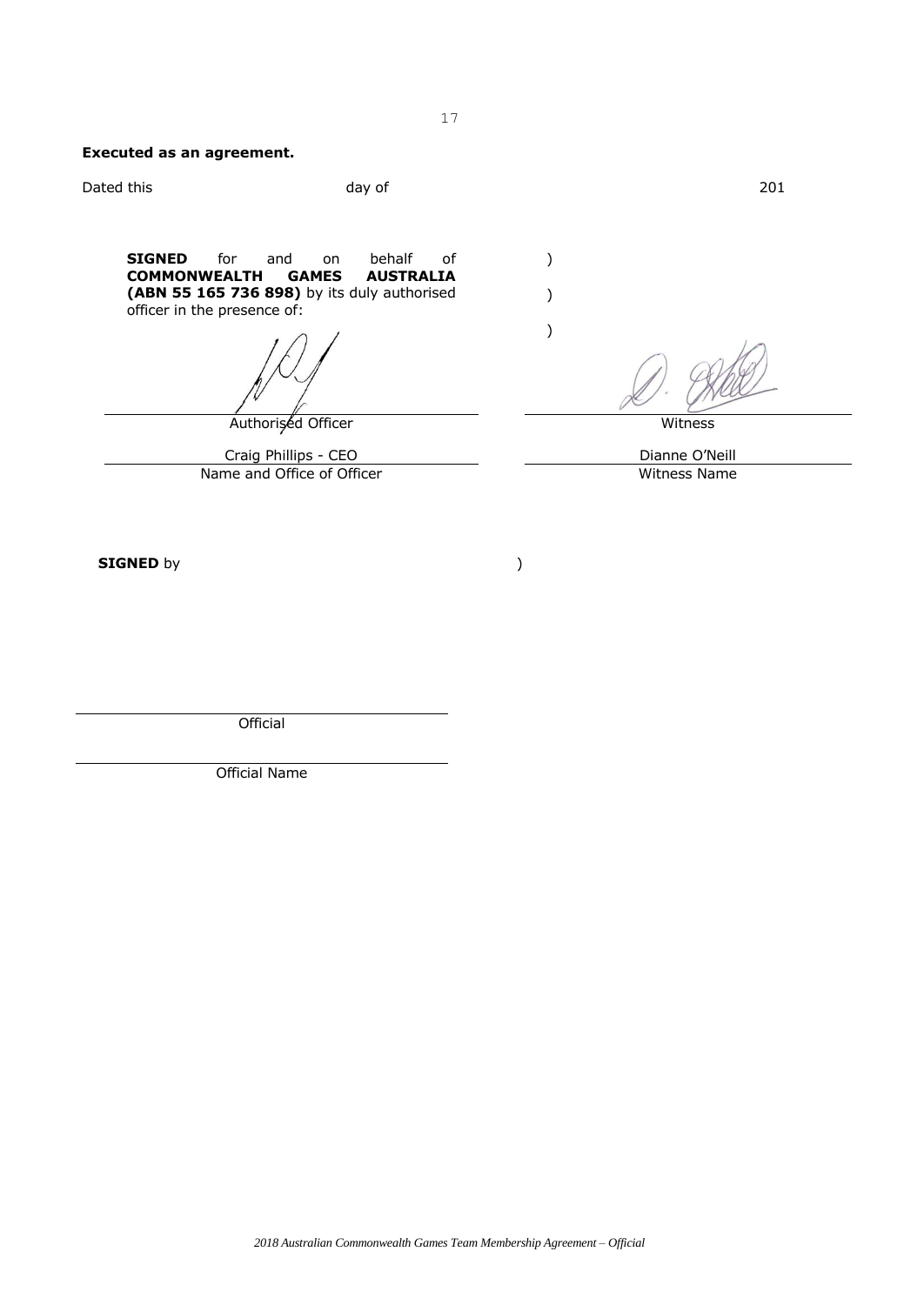**Executed as an agreement.**

Dated this day of 201

**SIGNED** for and on behalf of **COMMONWEALTH GAMES AUSTRALIA (ABN 55 165 736 898)** by its duly authorised officer in the presence of: )
)
)

| | |
|---|---|
| Authorised Officer | Witness |
| Craig Phillips - CEO | Dianne O'Neill |
| Name and Office of Officer | Witness Name |

**SIGNED** by )

Official

Official Name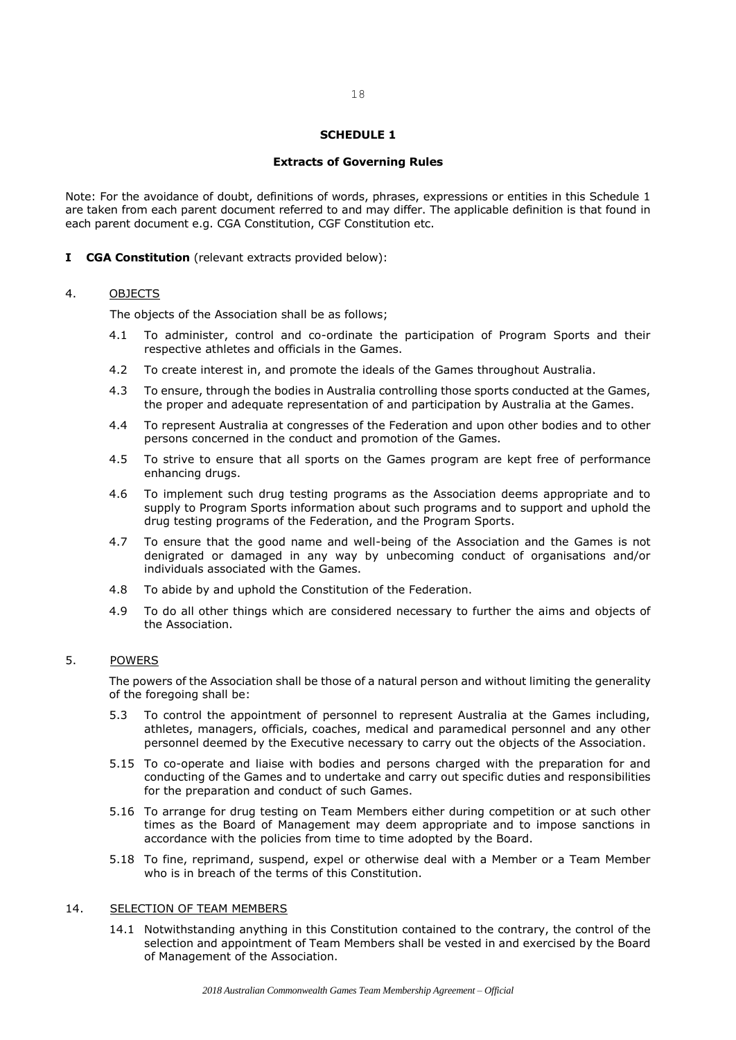## SCHEDULE 1

### Extracts of Governing Rules

Note: For the avoidance of doubt, definitions of words, phrases, expressions or entities in this Schedule 1 are taken from each parent document referred to and may differ. The applicable definition is that found in each parent document e.g. CGA Constitution, CGF Constitution etc.

**I CGA Constitution** (relevant extracts provided below):

4. <u>OBJECTS</u>

The objects of the Association shall be as follows;

4.1 To administer, control and co-ordinate the participation of Program Sports and their respective athletes and officials in the Games.

4.2 To create interest in, and promote the ideals of the Games throughout Australia.

4.3 To ensure, through the bodies in Australia controlling those sports conducted at the Games, the proper and adequate representation of and participation by Australia at the Games.

4.4 To represent Australia at congresses of the Federation and upon other bodies and to other persons concerned in the conduct and promotion of the Games.

4.5 To strive to ensure that all sports on the Games program are kept free of performance enhancing drugs.

4.6 To implement such drug testing programs as the Association deems appropriate and to supply to Program Sports information about such programs and to support and uphold the drug testing programs of the Federation, and the Program Sports.

4.7 To ensure that the good name and well-being of the Association and the Games is not denigrated or damaged in any way by unbecoming conduct of organisations and/or individuals associated with the Games.

4.8 To abide by and uphold the Constitution of the Federation.

4.9 To do all other things which are considered necessary to further the aims and objects of the Association.

5. <u>POWERS</u>

The powers of the Association shall be those of a natural person and without limiting the generality of the foregoing shall be:

5.3 To control the appointment of personnel to represent Australia at the Games including, athletes, managers, officials, coaches, medical and paramedical personnel and any other personnel deemed by the Executive necessary to carry out the objects of the Association.

5.15 To co-operate and liaise with bodies and persons charged with the preparation for and conducting of the Games and to undertake and carry out specific duties and responsibilities for the preparation and conduct of such Games.

5.16 To arrange for drug testing on Team Members either during competition or at such other times as the Board of Management may deem appropriate and to impose sanctions in accordance with the policies from time to time adopted by the Board.

5.18 To fine, reprimand, suspend, expel or otherwise deal with a Member or a Team Member who is in breach of the terms of this Constitution.

14. <u>SELECTION OF TEAM MEMBERS</u>

14.1 Notwithstanding anything in this Constitution contained to the contrary, the control of the selection and appointment of Team Members shall be vested in and exercised by the Board of Management of the Association.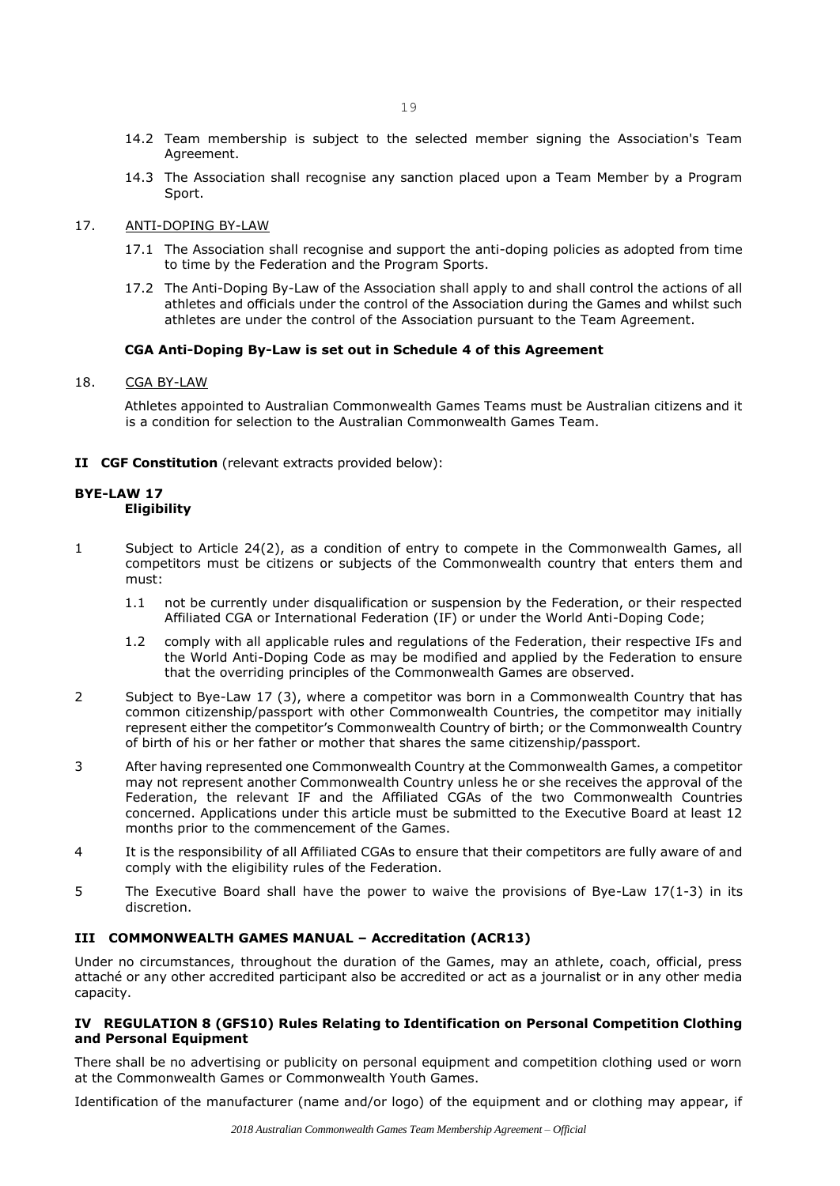14.2 Team membership is subject to the selected member signing the Association's Team Agreement.

14.3 The Association shall recognise any sanction placed upon a Team Member by a Program Sport.

17. ANTI-DOPING BY-LAW

17.1 The Association shall recognise and support the anti-doping policies as adopted from time to time by the Federation and the Program Sports.

17.2 The Anti-Doping By-Law of the Association shall apply to and shall control the actions of all athletes and officials under the control of the Association during the Games and whilst such athletes are under the control of the Association pursuant to the Team Agreement.

**CGA Anti-Doping By-Law is set out in Schedule 4 of this Agreement**

18. CGA BY-LAW

Athletes appointed to Australian Commonwealth Games Teams must be Australian citizens and it is a condition for selection to the Australian Commonwealth Games Team.

**II CGF Constitution** (relevant extracts provided below):

**BYE-LAW 17**
**Eligibility**

1 Subject to Article 24(2), as a condition of entry to compete in the Commonwealth Games, all competitors must be citizens or subjects of the Commonwealth country that enters them and must:

1.1 not be currently under disqualification or suspension by the Federation, or their respected Affiliated CGA or International Federation (IF) or under the World Anti-Doping Code;

1.2 comply with all applicable rules and regulations of the Federation, their respective IFs and the World Anti-Doping Code as may be modified and applied by the Federation to ensure that the overriding principles of the Commonwealth Games are observed.

2 Subject to Bye-Law 17 (3), where a competitor was born in a Commonwealth Country that has common citizenship/passport with other Commonwealth Countries, the competitor may initially represent either the competitor's Commonwealth Country of birth; or the Commonwealth Country of birth of his or her father or mother that shares the same citizenship/passport.

3 After having represented one Commonwealth Country at the Commonwealth Games, a competitor may not represent another Commonwealth Country unless he or she receives the approval of the Federation, the relevant IF and the Affiliated CGAs of the two Commonwealth Countries concerned. Applications under this article must be submitted to the Executive Board at least 12 months prior to the commencement of the Games.

4 It is the responsibility of all Affiliated CGAs to ensure that their competitors are fully aware of and comply with the eligibility rules of the Federation.

5 The Executive Board shall have the power to waive the provisions of Bye-Law 17(1-3) in its discretion.

**III COMMONWEALTH GAMES MANUAL – Accreditation (ACR13)**

Under no circumstances, throughout the duration of the Games, may an athlete, coach, official, press attaché or any other accredited participant also be accredited or act as a journalist or in any other media capacity.

**IV REGULATION 8 (GFS10) Rules Relating to Identification on Personal Competition Clothing and Personal Equipment**

There shall be no advertising or publicity on personal equipment and competition clothing used or worn at the Commonwealth Games or Commonwealth Youth Games.

Identification of the manufacturer (name and/or logo) of the equipment and or clothing may appear, if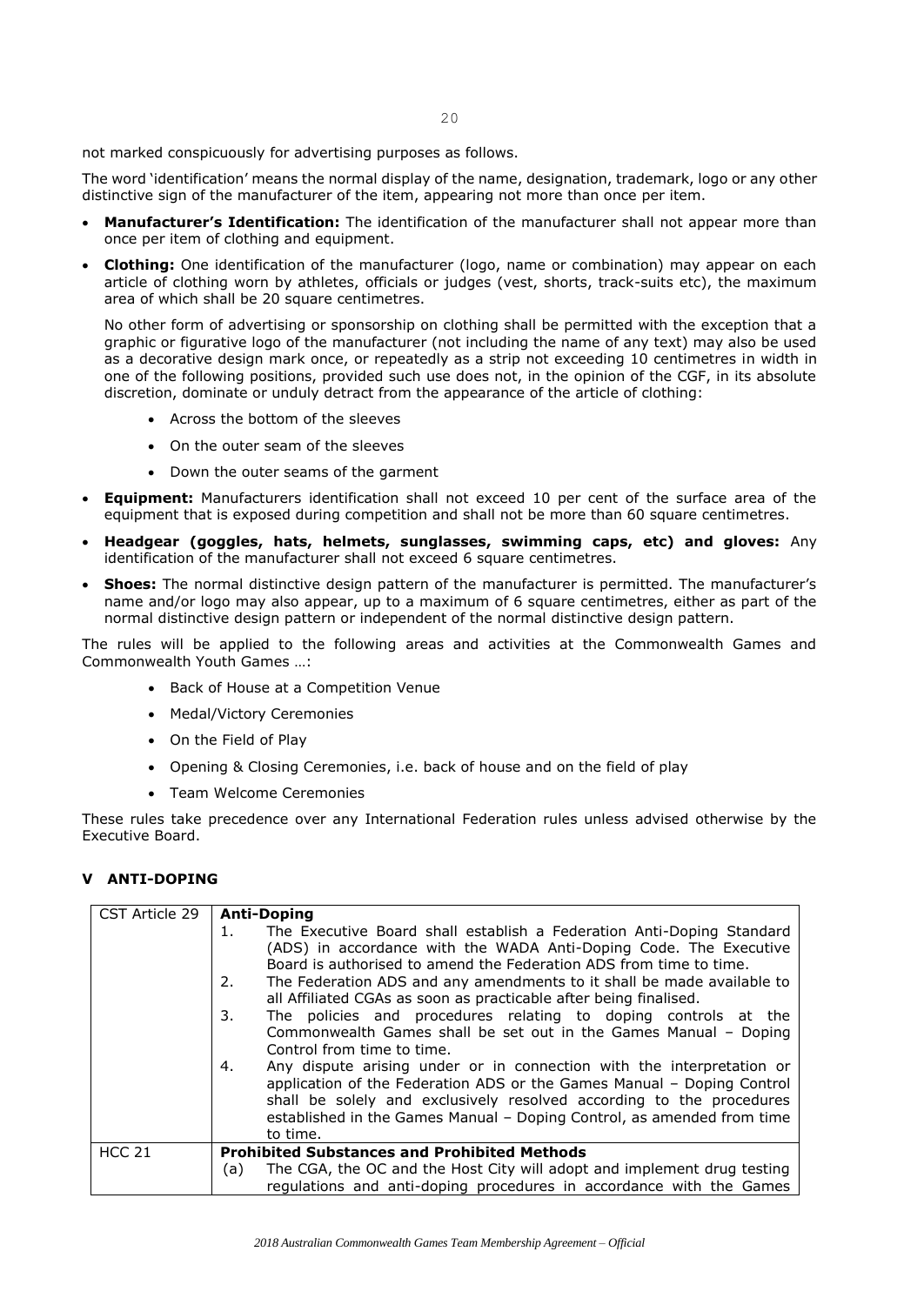not marked conspicuously for advertising purposes as follows.

The word 'identification' means the normal display of the name, designation, trademark, logo or any other distinctive sign of the manufacturer of the item, appearing not more than once per item.

- **Manufacturer's Identification:** The identification of the manufacturer shall not appear more than once per item of clothing and equipment.
- **Clothing:** One identification of the manufacturer (logo, name or combination) may appear on each article of clothing worn by athletes, officials or judges (vest, shorts, track-suits etc), the maximum area of which shall be 20 square centimetres.

  No other form of advertising or sponsorship on clothing shall be permitted with the exception that a graphic or figurative logo of the manufacturer (not including the name of any text) may also be used as a decorative design mark once, or repeatedly as a strip not exceeding 10 centimetres in width in one of the following positions, provided such use does not, in the opinion of the CGF, in its absolute discretion, dominate or unduly detract from the appearance of the article of clothing:

  - Across the bottom of the sleeves
  - On the outer seam of the sleeves
  - Down the outer seams of the garment
- **Equipment:** Manufacturers identification shall not exceed 10 per cent of the surface area of the equipment that is exposed during competition and shall not be more than 60 square centimetres.
- **Headgear (goggles, hats, helmets, sunglasses, swimming caps, etc) and gloves:** Any identification of the manufacturer shall not exceed 6 square centimetres.
- **Shoes:** The normal distinctive design pattern of the manufacturer is permitted. The manufacturer's name and/or logo may also appear, up to a maximum of 6 square centimetres, either as part of the normal distinctive design pattern or independent of the normal distinctive design pattern.

The rules will be applied to the following areas and activities at the Commonwealth Games and Commonwealth Youth Games …:

- Back of House at a Competition Venue
- Medal/Victory Ceremonies
- On the Field of Play
- Opening & Closing Ceremonies, i.e. back of house and on the field of play
- Team Welcome Ceremonies

These rules take precedence over any International Federation rules unless advised otherwise by the Executive Board.

## V ANTI-DOPING

| | |
|---|---|
| CST Article 29 | **Anti-Doping**<br>1. The Executive Board shall establish a Federation Anti-Doping Standard (ADS) in accordance with the WADA Anti-Doping Code. The Executive Board is authorised to amend the Federation ADS from time to time.<br>2. The Federation ADS and any amendments to it shall be made available to all Affiliated CGAs as soon as practicable after being finalised.<br>3. The policies and procedures relating to doping controls at the Commonwealth Games shall be set out in the Games Manual – Doping Control from time to time.<br>4. Any dispute arising under or in connection with the interpretation or application of the Federation ADS or the Games Manual – Doping Control shall be solely and exclusively resolved according to the procedures established in the Games Manual – Doping Control, as amended from time to time. |
| HCC 21 | **Prohibited Substances and Prohibited Methods**<br>(a) The CGA, the OC and the Host City will adopt and implement drug testing regulations and anti-doping procedures in accordance with the Games |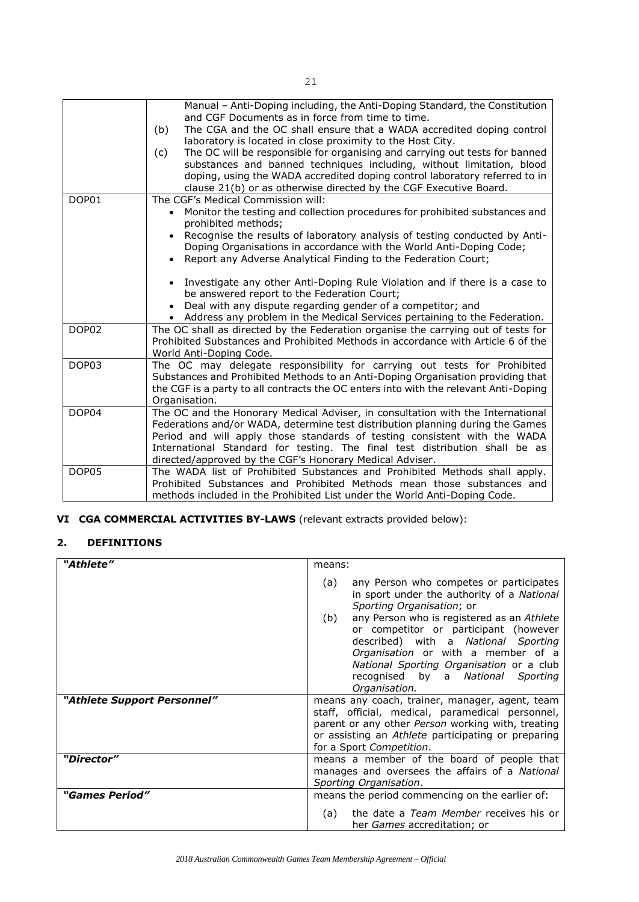| | |
|---|---|
| | Manual – Anti-Doping including, the Anti-Doping Standard, the Constitution and CGF Documents as in force from time to time.<br>(b) The CGA and the OC shall ensure that a WADA accredited doping control laboratory is located in close proximity to the Host City.<br>(c) The OC will be responsible for organising and carrying out tests for banned substances and banned techniques including, without limitation, blood doping, using the WADA accredited doping control laboratory referred to in clause 21(b) or as otherwise directed by the CGF Executive Board. |
| DOP01 | The CGF's Medical Commission will:<br>• Monitor the testing and collection procedures for prohibited substances and prohibited methods;<br>• Recognise the results of laboratory analysis of testing conducted by Anti-Doping Organisations in accordance with the World Anti-Doping Code;<br>• Report any Adverse Analytical Finding to the Federation Court;<br>• Investigate any other Anti-Doping Rule Violation and if there is a case to be answered report to the Federation Court;<br>• Deal with any dispute regarding gender of a competitor; and<br>• Address any problem in the Medical Services pertaining to the Federation. |
| DOP02 | The OC shall as directed by the Federation organise the carrying out of tests for Prohibited Substances and Prohibited Methods in accordance with Article 6 of the World Anti-Doping Code. |
| DOP03 | The OC may delegate responsibility for carrying out tests for Prohibited Substances and Prohibited Methods to an Anti-Doping Organisation providing that the CGF is a party to all contracts the OC enters into with the relevant Anti-Doping Organisation. |
| DOP04 | The OC and the Honorary Medical Adviser, in consultation with the International Federations and/or WADA, determine test distribution planning during the Games Period and will apply those standards of testing consistent with the WADA International Standard for testing. The final test distribution shall be as directed/approved by the CGF's Honorary Medical Adviser. |
| DOP05 | The WADA list of Prohibited Substances and Prohibited Methods shall apply. Prohibited Substances and Prohibited Methods mean those substances and methods included in the Prohibited List under the World Anti-Doping Code. |

## VI CGA COMMERCIAL ACTIVITIES BY-LAWS (relevant extracts provided below):

### 2. DEFINITIONS

| | |
|---|---|
| ***"Athlete"*** | means:<br>(a) any Person who competes or participates in sport under the authority of a *National Sporting Organisation*; or<br>(b) any Person who is registered as an *Athlete* or competitor or participant (however described) with a *National Sporting Organisation* or with a member of a *National Sporting Organisation* or a club recognised by a *National Sporting Organisation*. |
| ***"Athlete Support Personnel"*** | means any coach, trainer, manager, agent, team staff, official, medical, paramedical personnel, parent or any other *Person* working with, treating or assisting an *Athlete* participating or preparing for a Sport *Competition*. |
| ***"Director"*** | means a member of the board of people that manages and oversees the affairs of a *National Sporting Organisation*. |
| ***"Games Period"*** | means the period commencing on the earlier of:<br>(a) the date a *Team Member* receives his or her *Games* accreditation; or |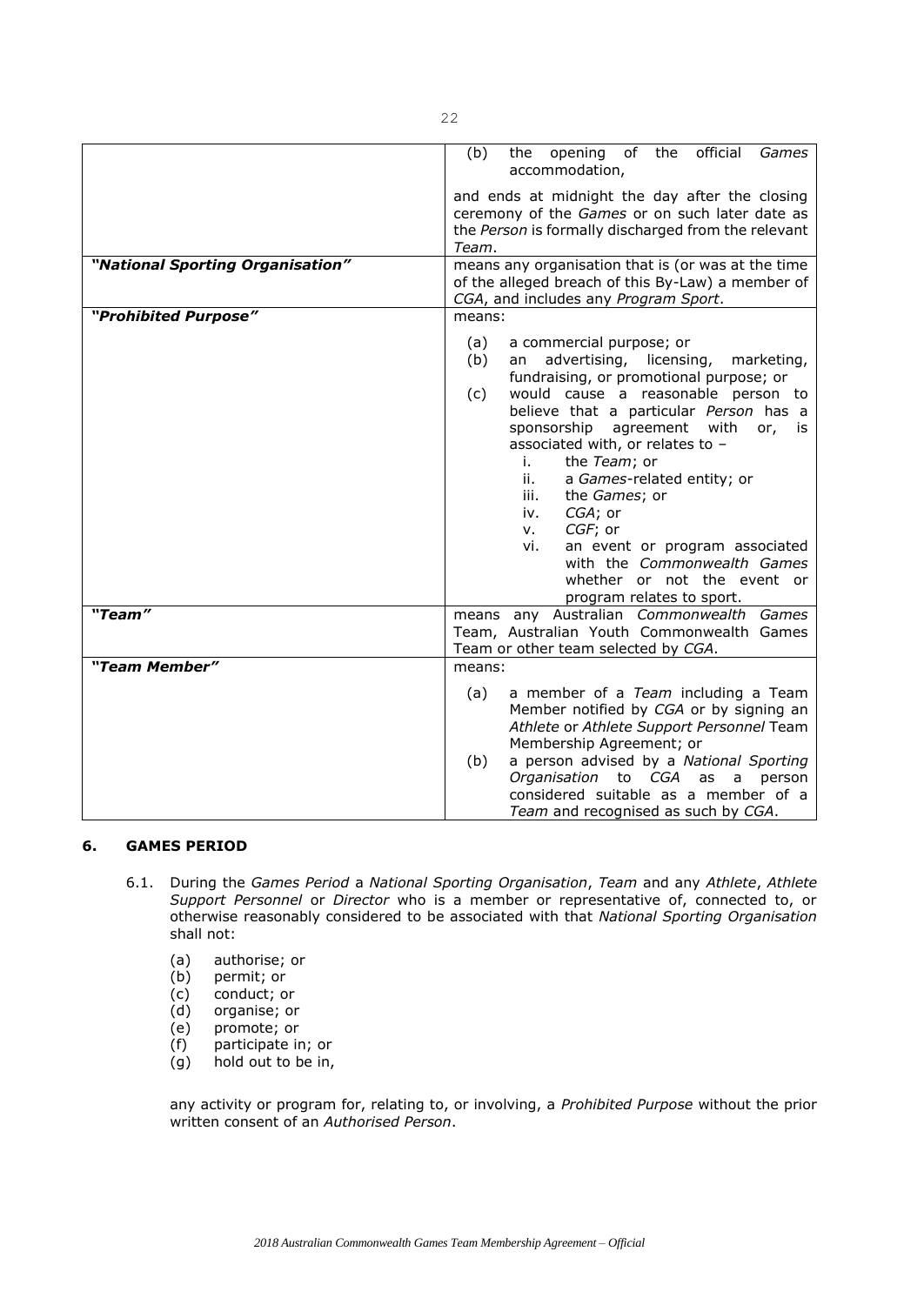| | |
|---|---|
| | (b) the opening of the official *Games* accommodation,<br><br>and ends at midnight the day after the closing ceremony of the *Games* or on such later date as the *Person* is formally discharged from the relevant *Team*. |
| ***"National Sporting Organisation"*** | means any organisation that is (or was at the time of the alleged breach of this By-Law) a member of *CGA*, and includes any *Program Sport*. |
| ***"Prohibited Purpose"*** | means:<br><br>(a) a commercial purpose; or<br>(b) an advertising, licensing, marketing, fundraising, or promotional purpose; or<br>(c) would cause a reasonable person to believe that a particular *Person* has a sponsorship agreement with or, is associated with, or relates to –<br>i. the *Team*; or<br>ii. a *Games*-related entity; or<br>iii. the *Games*; or<br>iv. *CGA*; or<br>v. *CGF*; or<br>vi. an event or program associated with the *Commonwealth Games* whether or not the event or program relates to sport. |
| ***"Team"*** | means any Australian *Commonwealth Games* Team, Australian Youth Commonwealth Games Team or other team selected by *CGA*. |
| ***"Team Member"*** | means:<br><br>(a) a member of a *Team* including a Team Member notified by *CGA* or by signing an *Athlete* or *Athlete Support Personnel* Team Membership Agreement; or<br>(b) a person advised by a *National Sporting Organisation* to *CGA* as a person considered suitable as a member of a *Team* and recognised as such by *CGA*. |

## 6. GAMES PERIOD

6.1. During the *Games Period* a *National Sporting Organisation*, *Team* and any *Athlete*, *Athlete Support Personnel* or *Director* who is a member or representative of, connected to, or otherwise reasonably considered to be associated with that *National Sporting Organisation* shall not:

(a) authorise; or
(b) permit; or
(c) conduct; or
(d) organise; or
(e) promote; or
(f) participate in; or
(g) hold out to be in,

any activity or program for, relating to, or involving, a *Prohibited Purpose* without the prior written consent of an *Authorised Person*.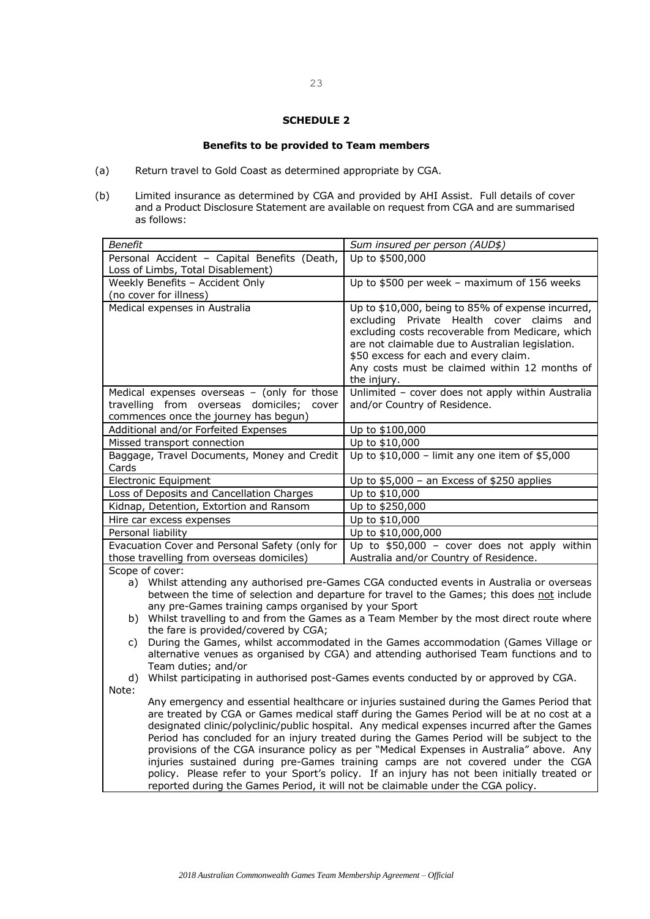## SCHEDULE 2

### Benefits to be provided to Team members

(a) Return travel to Gold Coast as determined appropriate by CGA.

(b) Limited insurance as determined by CGA and provided by AHI Assist. Full details of cover and a Product Disclosure Statement are available on request from CGA and are summarised as follows:

| *Benefit* | *Sum insured per person (AUD$)* |
|---|---|
| Personal Accident – Capital Benefits (Death, Loss of Limbs, Total Disablement) | Up to $500,000 |
| Weekly Benefits – Accident Only (no cover for illness) | Up to $500 per week – maximum of 156 weeks |
| Medical expenses in Australia | Up to $10,000, being to 85% of expense incurred, excluding Private Health cover claims and excluding costs recoverable from Medicare, which are not claimable due to Australian legislation. $50 excess for each and every claim. Any costs must be claimed within 12 months of the injury. |
| Medical expenses overseas – (only for those travelling from overseas domiciles; cover commences once the journey has begun) | Unlimited – cover does not apply within Australia and/or Country of Residence. |
| Additional and/or Forfeited Expenses | Up to $100,000 |
| Missed transport connection | Up to $10,000 |
| Baggage, Travel Documents, Money and Credit Cards | Up to $10,000 – limit any one item of $5,000 |
| Electronic Equipment | Up to $5,000 – an Excess of $250 applies |
| Loss of Deposits and Cancellation Charges | Up to $10,000 |
| Kidnap, Detention, Extortion and Ransom | Up to $250,000 |
| Hire car excess expenses | Up to $10,000 |
| Personal liability | Up to $10,000,000 |
| Evacuation Cover and Personal Safety (only for those travelling from overseas domiciles) | Up to $50,000 – cover does not apply within Australia and/or Country of Residence. |

Scope of cover:

a) Whilst attending any authorised pre-Games CGA conducted events in Australia or overseas between the time of selection and departure for travel to the Games; this does not include any pre-Games training camps organised by your Sport

b) Whilst travelling to and from the Games as a Team Member by the most direct route where the fare is provided/covered by CGA;

c) During the Games, whilst accommodated in the Games accommodation (Games Village or alternative venues as organised by CGA) and attending authorised Team functions and to Team duties; and/or

d) Whilst participating in authorised post-Games events conducted by or approved by CGA.

Note:

Any emergency and essential healthcare or injuries sustained during the Games Period that are treated by CGA or Games medical staff during the Games Period will be at no cost at a designated clinic/polyclinic/public hospital. Any medical expenses incurred after the Games Period has concluded for an injury treated during the Games Period will be subject to the provisions of the CGA insurance policy as per "Medical Expenses in Australia" above. Any injuries sustained during pre-Games training camps are not covered under the CGA policy. Please refer to your Sport's policy. If an injury has not been initially treated or reported during the Games Period, it will not be claimable under the CGA policy.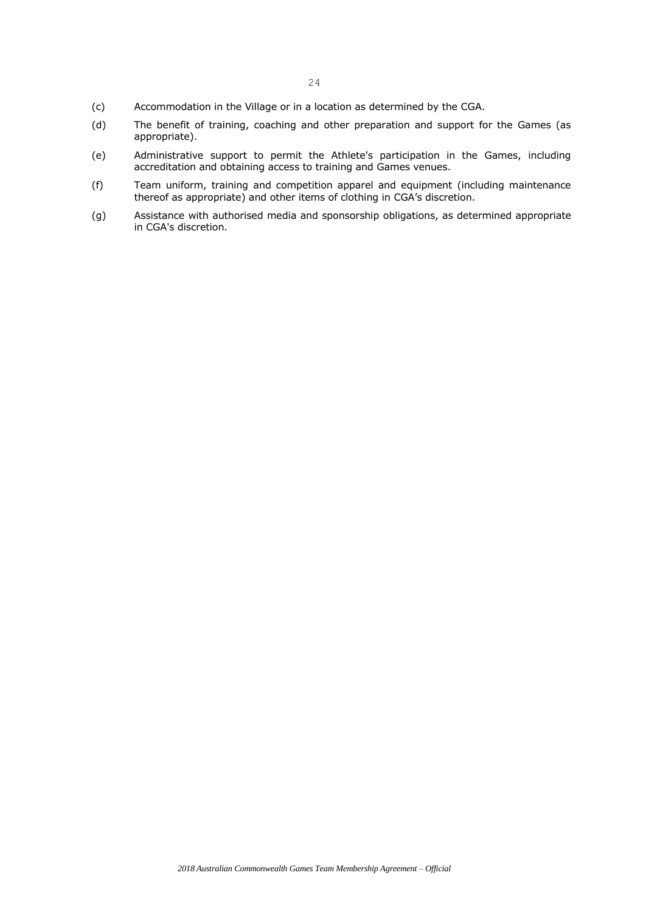(c) Accommodation in the Village or in a location as determined by the CGA.

(d) The benefit of training, coaching and other preparation and support for the Games (as appropriate).

(e) Administrative support to permit the Athlete's participation in the Games, including accreditation and obtaining access to training and Games venues.

(f) Team uniform, training and competition apparel and equipment (including maintenance thereof as appropriate) and other items of clothing in CGA's discretion.

(g) Assistance with authorised media and sponsorship obligations, as determined appropriate in CGA's discretion.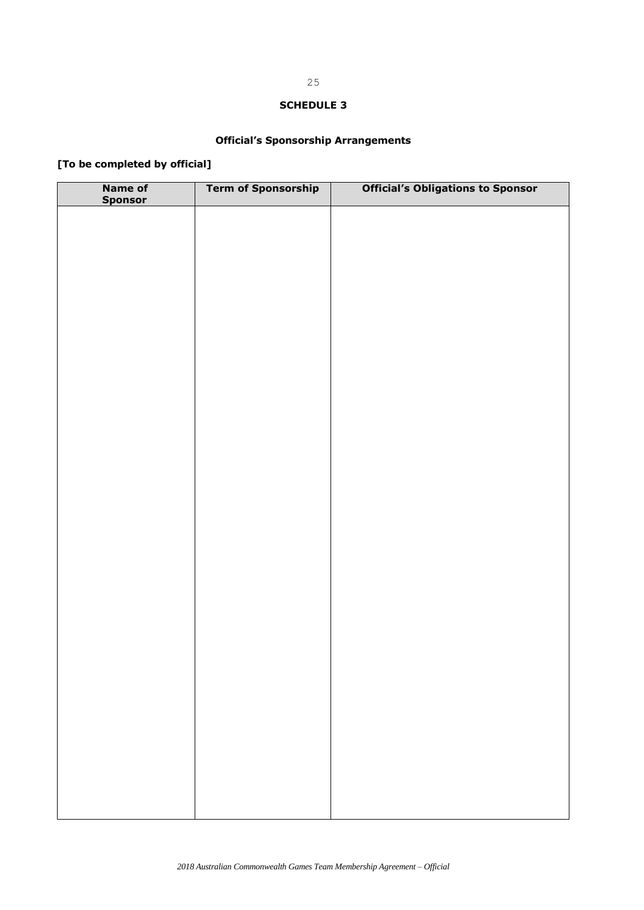**SCHEDULE 3**

**Official's Sponsorship Arrangements**

**[To be completed by official]**

| Name of Sponsor | Term of Sponsorship | Official's Obligations to Sponsor |
|---|---|---|
| | | |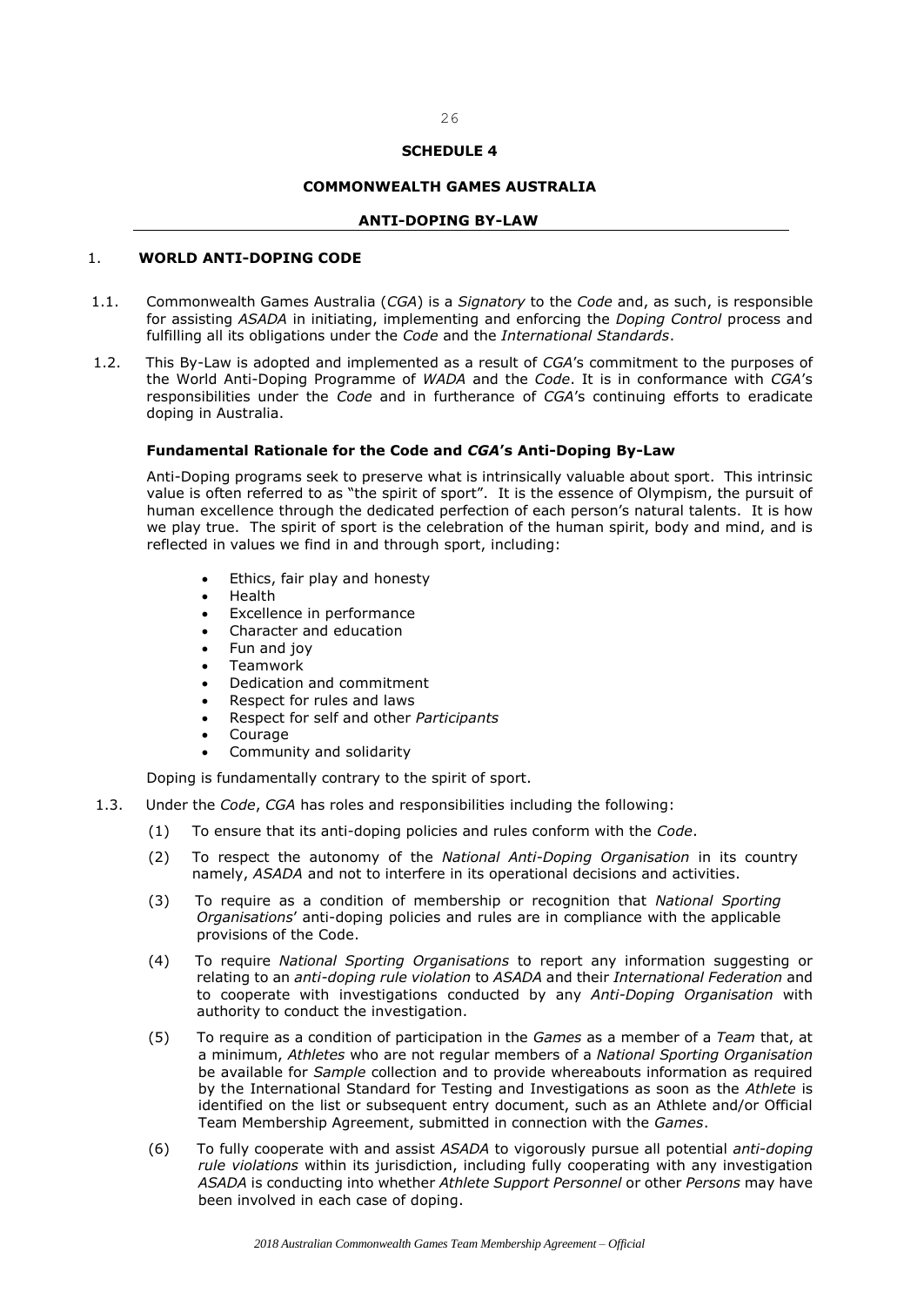**SCHEDULE 4**

**COMMONWEALTH GAMES AUSTRALIA**

**ANTI-DOPING BY-LAW**

## 1. WORLD ANTI-DOPING CODE

1.1. Commonwealth Games Australia (*CGA*) is a *Signatory* to the *Code* and, as such, is responsible for assisting *ASADA* in initiating, implementing and enforcing the *Doping Control* process and fulfilling all its obligations under the *Code* and the *International Standards*.

1.2. This By-Law is adopted and implemented as a result of *CGA*'s commitment to the purposes of the World Anti-Doping Programme of *WADA* and the *Code*. It is in conformance with *CGA*'s responsibilities under the *Code* and in furtherance of *CGA*'s continuing efforts to eradicate doping in Australia.

### Fundamental Rationale for the Code and *CGA*'s Anti-Doping By-Law

Anti-Doping programs seek to preserve what is intrinsically valuable about sport. This intrinsic value is often referred to as "the spirit of sport". It is the essence of Olympism, the pursuit of human excellence through the dedicated perfection of each person's natural talents. It is how we play true. The spirit of sport is the celebration of the human spirit, body and mind, and is reflected in values we find in and through sport, including:

- Ethics, fair play and honesty
- Health
- Excellence in performance
- Character and education
- Fun and joy
- Teamwork
- Dedication and commitment
- Respect for rules and laws
- Respect for self and other *Participants*
- Courage
- Community and solidarity

Doping is fundamentally contrary to the spirit of sport.

1.3. Under the *Code*, *CGA* has roles and responsibilities including the following:

(1) To ensure that its anti-doping policies and rules conform with the *Code*.

(2) To respect the autonomy of the *National Anti-Doping Organisation* in its country namely, *ASADA* and not to interfere in its operational decisions and activities.

(3) To require as a condition of membership or recognition that *National Sporting Organisations*' anti-doping policies and rules are in compliance with the applicable provisions of the Code.

(4) To require *National Sporting Organisations* to report any information suggesting or relating to an *anti-doping rule violation* to *ASADA* and their *International Federation* and to cooperate with investigations conducted by any *Anti-Doping Organisation* with authority to conduct the investigation.

(5) To require as a condition of participation in the *Games* as a member of a *Team* that, at a minimum, *Athletes* who are not regular members of a *National Sporting Organisation* be available for *Sample* collection and to provide whereabouts information as required by the International Standard for Testing and Investigations as soon as the *Athlete* is identified on the list or subsequent entry document, such as an Athlete and/or Official Team Membership Agreement, submitted in connection with the *Games*.

(6) To fully cooperate with and assist *ASADA* to vigorously pursue all potential *anti-doping rule violations* within its jurisdiction, including fully cooperating with any investigation *ASADA* is conducting into whether *Athlete Support Personnel* or other *Persons* may have been involved in each case of doping.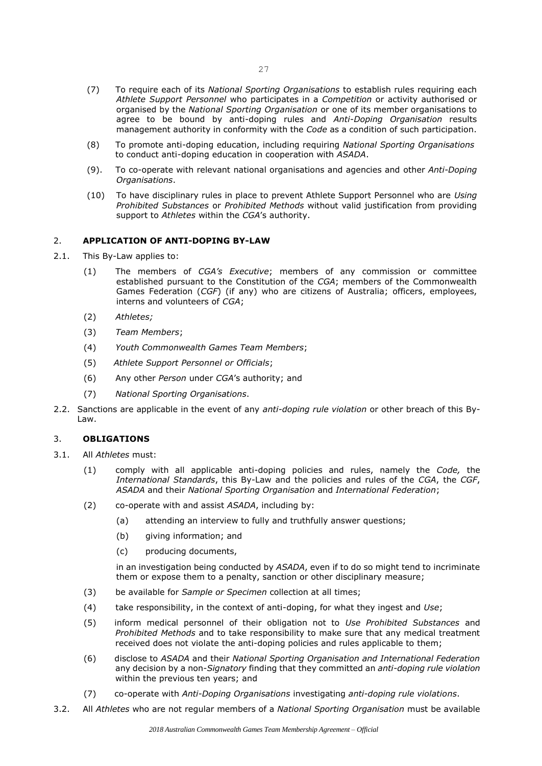(7) To require each of its *National Sporting Organisations* to establish rules requiring each *Athlete Support Personnel* who participates in a *Competition* or activity authorised or organised by the *National Sporting Organisation* or one of its member organisations to agree to be bound by anti-doping rules and *Anti-Doping Organisation* results management authority in conformity with the *Code* as a condition of such participation.

(8) To promote anti-doping education, including requiring *National Sporting Organisations* to conduct anti-doping education in cooperation with *ASADA*.

(9). To co-operate with relevant national organisations and agencies and other *Anti-Doping Organisations*.

(10) To have disciplinary rules in place to prevent Athlete Support Personnel who are *Using Prohibited Substances* or *Prohibited Methods* without valid justification from providing support to *Athletes* within the *CGA*'s authority.

## 2. APPLICATION OF ANTI-DOPING BY-LAW

2.1. This By-Law applies to:

(1) The members of *CGA's Executive*; members of any commission or committee established pursuant to the Constitution of the *CGA*; members of the Commonwealth Games Federation (*CGF*) (if any) who are citizens of Australia; officers, employees, interns and volunteers of *CGA*;

(2) *Athletes;*

(3) *Team Members*;

(4) *Youth Commonwealth Games Team Members*;

(5) *Athlete Support Personnel or Officials*;

(6) Any other *Person* under *CGA*'s authority; and

(7) *National Sporting Organisations*.

2.2. Sanctions are applicable in the event of any *anti-doping rule violation* or other breach of this By-Law.

## 3. OBLIGATIONS

3.1. All *Athletes* must:

(1) comply with all applicable anti-doping policies and rules, namely the *Code,* the *International Standards*, this By-Law and the policies and rules of the *CGA*, the *CGF*, *ASADA* and their *National Sporting Organisation* and *International Federation*;

(2) co-operate with and assist *ASADA*, including by:

(a) attending an interview to fully and truthfully answer questions;

(b) giving information; and

(c) producing documents,

in an investigation being conducted by *ASADA*, even if to do so might tend to incriminate them or expose them to a penalty, sanction or other disciplinary measure;

(3) be available for *Sample or Specimen* collection at all times;

(4) take responsibility, in the context of anti-doping, for what they ingest and *Use*;

(5) inform medical personnel of their obligation not to *Use Prohibited Substances* and *Prohibited Methods* and to take responsibility to make sure that any medical treatment received does not violate the anti-doping policies and rules applicable to them;

(6) disclose to *ASADA* and their *National Sporting Organisation and International Federation* any decision by a non-*Signatory* finding that they committed an *anti-doping rule violation* within the previous ten years; and

(7) co-operate with *Anti-Doping Organisations* investigating *anti-doping rule violations*.

3.2. All *Athletes* who are not regular members of a *National Sporting Organisation* must be available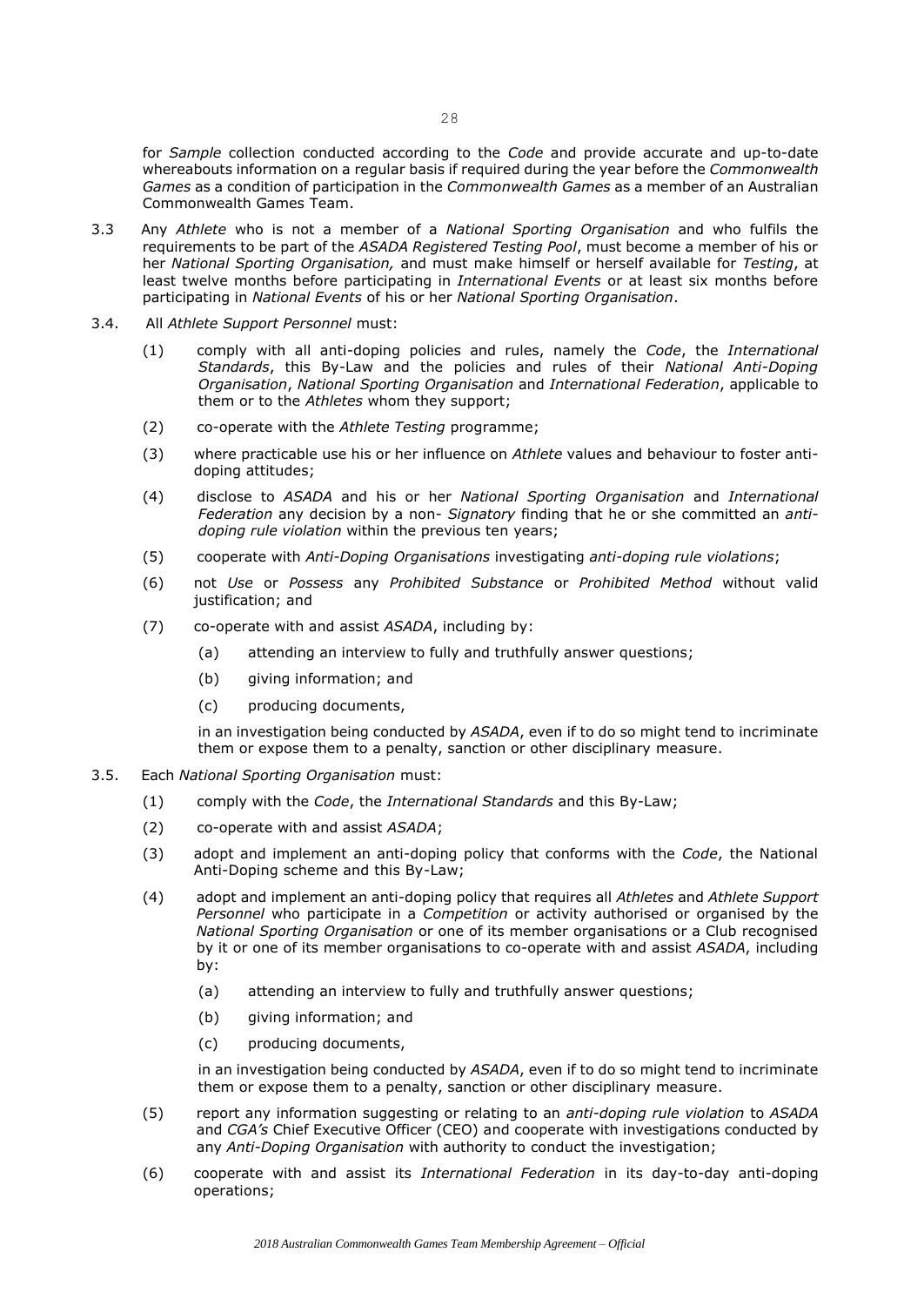for *Sample* collection conducted according to the *Code* and provide accurate and up-to-date whereabouts information on a regular basis if required during the year before the *Commonwealth Games* as a condition of participation in the *Commonwealth Games* as a member of an Australian Commonwealth Games Team.

3.3 Any *Athlete* who is not a member of a *National Sporting Organisation* and who fulfils the requirements to be part of the *ASADA Registered Testing Pool*, must become a member of his or her *National Sporting Organisation,* and must make himself or herself available for *Testing*, at least twelve months before participating in *International Events* or at least six months before participating in *National Events* of his or her *National Sporting Organisation*.

3.4. All *Athlete Support Personnel* must:

(1) comply with all anti-doping policies and rules, namely the *Code*, the *International Standards*, this By-Law and the policies and rules of their *National Anti-Doping Organisation*, *National Sporting Organisation* and *International Federation*, applicable to them or to the *Athletes* whom they support;

(2) co-operate with the *Athlete Testing* programme;

(3) where practicable use his or her influence on *Athlete* values and behaviour to foster anti-doping attitudes;

(4) disclose to *ASADA* and his or her *National Sporting Organisation* and *International Federation* any decision by a non- *Signatory* finding that he or she committed an *anti-doping rule violation* within the previous ten years;

(5) cooperate with *Anti-Doping Organisations* investigating *anti-doping rule violations*;

(6) not *Use* or *Possess* any *Prohibited Substance* or *Prohibited Method* without valid justification; and

(7) co-operate with and assist *ASADA*, including by:

(a) attending an interview to fully and truthfully answer questions;

(b) giving information; and

(c) producing documents,

in an investigation being conducted by *ASADA*, even if to do so might tend to incriminate them or expose them to a penalty, sanction or other disciplinary measure.

3.5. Each *National Sporting Organisation* must:

(1) comply with the *Code*, the *International Standards* and this By-Law;

(2) co-operate with and assist *ASADA*;

(3) adopt and implement an anti-doping policy that conforms with the *Code*, the National Anti-Doping scheme and this By-Law;

(4) adopt and implement an anti-doping policy that requires all *Athletes* and *Athlete Support Personnel* who participate in a *Competition* or activity authorised or organised by the *National Sporting Organisation* or one of its member organisations or a Club recognised by it or one of its member organisations to co-operate with and assist *ASADA*, including by:

(a) attending an interview to fully and truthfully answer questions;

(b) giving information; and

(c) producing documents,

in an investigation being conducted by *ASADA*, even if to do so might tend to incriminate them or expose them to a penalty, sanction or other disciplinary measure.

(5) report any information suggesting or relating to an *anti-doping rule violation* to *ASADA* and *CGA's* Chief Executive Officer (CEO) and cooperate with investigations conducted by any *Anti-Doping Organisation* with authority to conduct the investigation;

(6) cooperate with and assist its *International Federation* in its day-to-day anti-doping operations;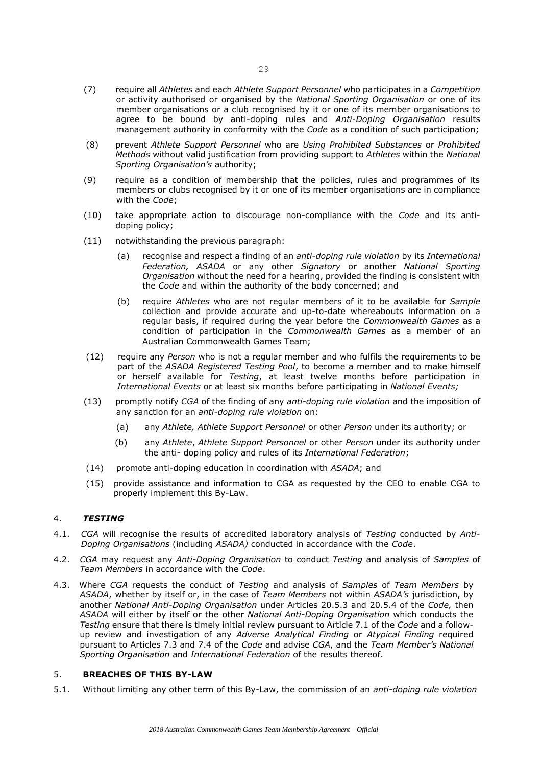(7) require all *Athletes* and each *Athlete Support Personnel* who participates in a *Competition* or activity authorised or organised by the *National Sporting Organisation* or one of its member organisations or a club recognised by it or one of its member organisations to agree to be bound by anti-doping rules and *Anti-Doping Organisation* results management authority in conformity with the *Code* as a condition of such participation;

(8) prevent *Athlete Support Personnel* who are *Using Prohibited Substances* or *Prohibited Methods* without valid justification from providing support to *Athletes* within the *National Sporting Organisation's* authority;

(9) require as a condition of membership that the policies, rules and programmes of its members or clubs recognised by it or one of its member organisations are in compliance with the *Code*;

(10) take appropriate action to discourage non-compliance with the *Code* and its anti-doping policy;

(11) notwithstanding the previous paragraph:

  (a) recognise and respect a finding of an *anti-doping rule violation* by its *International Federation, ASADA* or any other *Signatory* or another *National Sporting Organisation* without the need for a hearing, provided the finding is consistent with the *Code* and within the authority of the body concerned; and

  (b) require *Athletes* who are not regular members of it to be available for *Sample* collection and provide accurate and up-to-date whereabouts information on a regular basis, if required during the year before the *Commonwealth Games* as a condition of participation in the *Commonwealth Games* as a member of an Australian Commonwealth Games Team;

(12) require any *Person* who is not a regular member and who fulfils the requirements to be part of the *ASADA Registered Testing Pool*, to become a member and to make himself or herself available for *Testing*, at least twelve months before participation in *International Events* or at least six months before participating in *National Events;*

(13) promptly notify *CGA* of the finding of any *anti-doping rule violation* and the imposition of any sanction for an *anti-doping rule violation* on:

  (a) any *Athlete, Athlete Support Personnel* or other *Person* under its authority; or

  (b) any *Athlete*, *Athlete Support Personnel* or other *Person* under its authority under the anti- doping policy and rules of its *International Federation*;

(14) promote anti-doping education in coordination with *ASADA*; and

(15) provide assistance and information to CGA as requested by the CEO to enable CGA to properly implement this By-Law.

## 4. ***TESTING***

4.1. *CGA* will recognise the results of accredited laboratory analysis of *Testing* conducted by *Anti-Doping Organisations* (including *ASADA)* conducted in accordance with the *Code*.

4.2. *CGA* may request any *Anti-Doping Organisation* to conduct *Testing* and analysis of *Samples* of *Team Members* in accordance with the *Code*.

4.3. Where *CGA* requests the conduct of *Testing* and analysis of *Samples* of *Team Members* by *ASADA*, whether by itself or, in the case of *Team Members* not within *ASADA's* jurisdiction, by another *National Anti-Doping Organisation* under Articles 20.5.3 and 20.5.4 of the *Code,* then *ASADA* will either by itself or the other *National Anti-Doping Organisation* which conducts the *Testing* ensure that there is timely initial review pursuant to Article 7.1 of the *Code* and a follow-up review and investigation of any *Adverse Analytical Finding* or *Atypical Finding* required pursuant to Articles 7.3 and 7.4 of the *Code* and advise *CGA*, and the *Team Member's National Sporting Organisation* and *International Federation* of the results thereof.

## 5. **BREACHES OF THIS BY-LAW**

5.1. Without limiting any other term of this By-Law, the commission of an *anti-doping rule violation*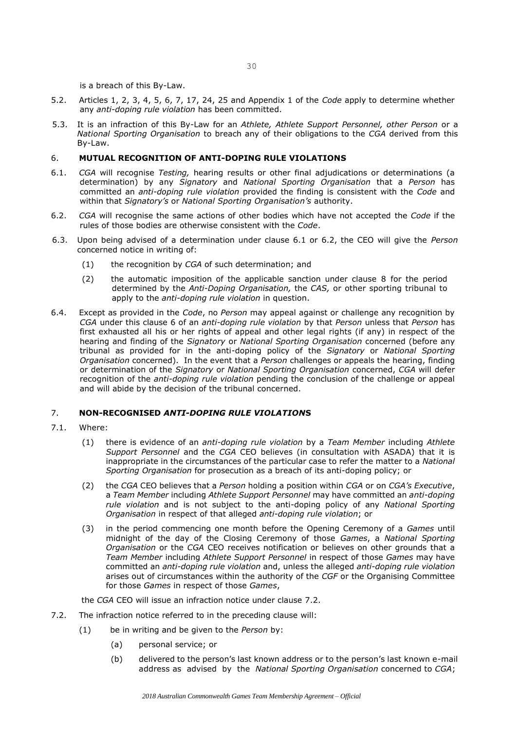is a breach of this By-Law.

5.2. Articles 1, 2, 3, 4, 5, 6, 7, 17, 24, 25 and Appendix 1 of the *Code* apply to determine whether any *anti-doping rule violation* has been committed.

5.3. It is an infraction of this By-Law for an *Athlete, Athlete Support Personnel, other Person* or a *National Sporting Organisation* to breach any of their obligations to the *CGA* derived from this By-Law.

## 6. MUTUAL RECOGNITION OF ANTI-DOPING RULE VIOLATIONS

6.1. *CGA* will recognise *Testing,* hearing results or other final adjudications or determinations (a determination) by any *Signatory* and *National Sporting Organisation* that a *Person* has committed an *anti-doping rule violation* provided the finding is consistent with the *Code* and within that *Signatory's* or *National Sporting Organisation's* authority.

6.2. *CGA* will recognise the same actions of other bodies which have not accepted the *Code* if the rules of those bodies are otherwise consistent with the *Code*.

6.3. Upon being advised of a determination under clause 6.1 or 6.2, the CEO will give the *Person* concerned notice in writing of:

(1) the recognition by *CGA* of such determination; and

(2) the automatic imposition of the applicable sanction under clause 8 for the period determined by the *Anti-Doping Organisation,* the *CAS,* or other sporting tribunal to apply to the *anti-doping rule violation* in question.

6.4. Except as provided in the *Code*, no *Person* may appeal against or challenge any recognition by *CGA* under this clause 6 of an *anti-doping rule violation* by that *Person* unless that *Person* has first exhausted all his or her rights of appeal and other legal rights (if any) in respect of the hearing and finding of the *Signatory* or *National Sporting Organisation* concerned (before any tribunal as provided for in the anti-doping policy of the *Signatory* or *National Sporting Organisation* concerned). In the event that a *Person* challenges or appeals the hearing, finding or determination of the *Signatory* or *National Sporting Organisation* concerned, *CGA* will defer recognition of the *anti-doping rule violation* pending the conclusion of the challenge or appeal and will abide by the decision of the tribunal concerned.

## 7. NON-RECOGNISED *ANTI-DOPING RULE VIOLATIONS*

7.1. Where:

(1) there is evidence of an *anti-doping rule violation* by a *Team Member* including *Athlete Support Personnel* and the *CGA* CEO believes (in consultation with ASADA) that it is inappropriate in the circumstances of the particular case to refer the matter to a *National Sporting Organisation* for prosecution as a breach of its anti-doping policy; or

(2) the *CGA* CEO believes that a *Person* holding a position within *CGA* or on *CGA's Executive*, a *Team Member* including *Athlete Support Personnel* may have committed an *anti-doping rule violation* and is not subject to the anti-doping policy of any *National Sporting Organisation* in respect of that alleged *anti-doping rule violation*; or

(3) in the period commencing one month before the Opening Ceremony of a *Games* until midnight of the day of the Closing Ceremony of those *Games*, a *National Sporting Organisation* or the *CGA* CEO receives notification or believes on other grounds that a *Team Member* including *Athlete Support Personnel* in respect of those *Games* may have committed an *anti-doping rule violation* and, unless the alleged *anti-doping rule violation* arises out of circumstances within the authority of the *CGF* or the Organising Committee for those *Games* in respect of those *Games*,

the *CGA* CEO will issue an infraction notice under clause 7.2.

7.2. The infraction notice referred to in the preceding clause will:

(1) be in writing and be given to the *Person* by:

(a) personal service; or

(b) delivered to the person's last known address or to the person's last known e-mail address as advised by the *National Sporting Organisation* concerned to *CGA*;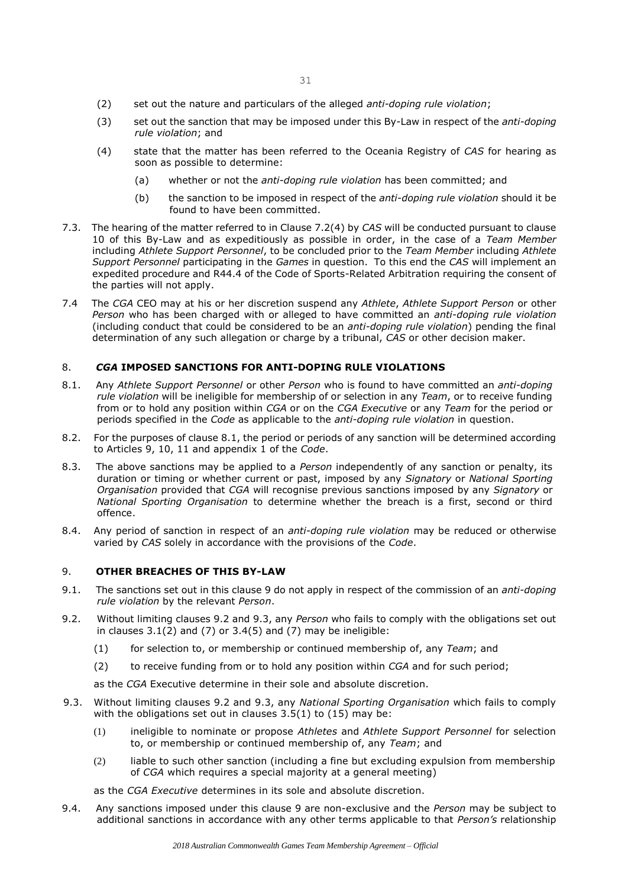(2) set out the nature and particulars of the alleged *anti-doping rule violation*;

(3) set out the sanction that may be imposed under this By-Law in respect of the *anti-doping rule violation*; and

(4) state that the matter has been referred to the Oceania Registry of *CAS* for hearing as soon as possible to determine:

   (a) whether or not the *anti-doping rule violation* has been committed; and

   (b) the sanction to be imposed in respect of the *anti-doping rule violation* should it be found to have been committed.

7.3. The hearing of the matter referred to in Clause 7.2(4) by *CAS* will be conducted pursuant to clause 10 of this By-Law and as expeditiously as possible in order, in the case of a *Team Member* including *Athlete Support Personnel*, to be concluded prior to the *Team Member* including *Athlete Support Personnel* participating in the *Games* in question. To this end the *CAS* will implement an expedited procedure and R44.4 of the Code of Sports-Related Arbitration requiring the consent of the parties will not apply.

7.4 The *CGA* CEO may at his or her discretion suspend any *Athlete*, *Athlete Support Person* or other *Person* who has been charged with or alleged to have committed an *anti-doping rule violation* (including conduct that could be considered to be an *anti-doping rule violation*) pending the final determination of any such allegation or charge by a tribunal, *CAS* or other decision maker.

## 8. *CGA* IMPOSED SANCTIONS FOR ANTI-DOPING RULE VIOLATIONS

8.1. Any *Athlete Support Personnel* or other *Person* who is found to have committed an *anti-doping rule violation* will be ineligible for membership of or selection in any *Team*, or to receive funding from or to hold any position within *CGA* or on the *CGA Executive* or any *Team* for the period or periods specified in the *Code* as applicable to the *anti-doping rule violation* in question.

8.2. For the purposes of clause 8.1, the period or periods of any sanction will be determined according to Articles 9, 10, 11 and appendix 1 of the *Code*.

8.3. The above sanctions may be applied to a *Person* independently of any sanction or penalty, its duration or timing or whether current or past, imposed by any *Signatory* or *National Sporting Organisation* provided that *CGA* will recognise previous sanctions imposed by any *Signatory* or *National Sporting Organisation* to determine whether the breach is a first, second or third offence.

8.4. Any period of sanction in respect of an *anti-doping rule violation* may be reduced or otherwise varied by *CAS* solely in accordance with the provisions of the *Code*.

## 9. OTHER BREACHES OF THIS BY-LAW

9.1. The sanctions set out in this clause 9 do not apply in respect of the commission of an *anti-doping rule violation* by the relevant *Person*.

9.2. Without limiting clauses 9.2 and 9.3, any *Person* who fails to comply with the obligations set out in clauses 3.1(2) and (7) or 3.4(5) and (7) may be ineligible:

(1) for selection to, or membership or continued membership of, any *Team*; and

(2) to receive funding from or to hold any position within *CGA* and for such period;

as the *CGA* Executive determine in their sole and absolute discretion.

9.3. Without limiting clauses 9.2 and 9.3, any *National Sporting Organisation* which fails to comply with the obligations set out in clauses 3.5(1) to (15) may be:

(1) ineligible to nominate or propose *Athletes* and *Athlete Support Personnel* for selection to, or membership or continued membership of, any *Team*; and

(2) liable to such other sanction (including a fine but excluding expulsion from membership of *CGA* which requires a special majority at a general meeting)

as the *CGA Executive* determines in its sole and absolute discretion.

9.4. Any sanctions imposed under this clause 9 are non-exclusive and the *Person* may be subject to additional sanctions in accordance with any other terms applicable to that *Person's* relationship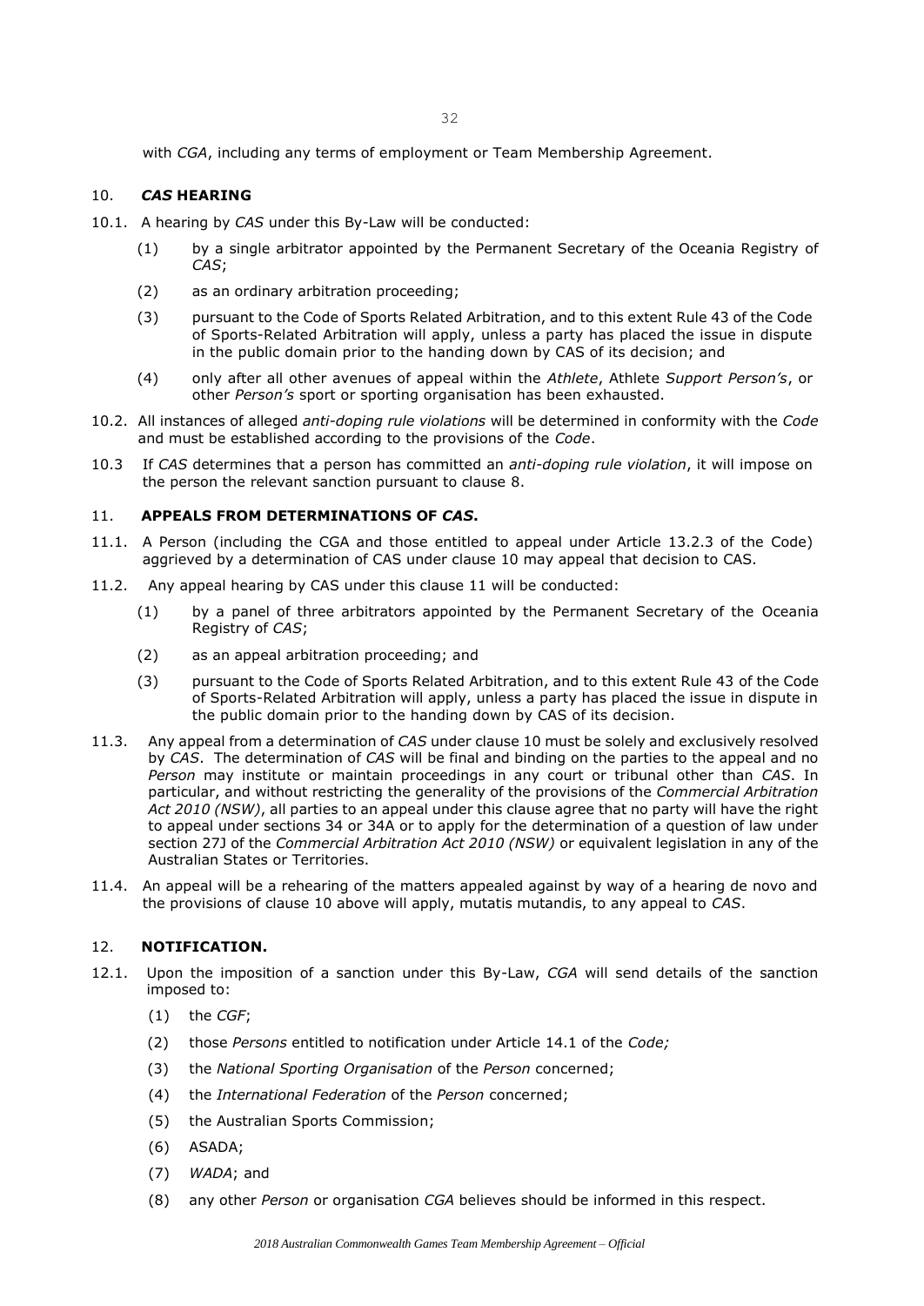with *CGA*, including any terms of employment or Team Membership Agreement.

## 10. *CAS* HEARING

10.1. A hearing by *CAS* under this By-Law will be conducted:

(1) by a single arbitrator appointed by the Permanent Secretary of the Oceania Registry of *CAS*;

(2) as an ordinary arbitration proceeding;

(3) pursuant to the Code of Sports Related Arbitration, and to this extent Rule 43 of the Code of Sports-Related Arbitration will apply, unless a party has placed the issue in dispute in the public domain prior to the handing down by CAS of its decision; and

(4) only after all other avenues of appeal within the *Athlete*, Athlete *Support Person's*, or other *Person's* sport or sporting organisation has been exhausted.

10.2. All instances of alleged *anti-doping rule violations* will be determined in conformity with the *Code* and must be established according to the provisions of the *Code*.

10.3 If *CAS* determines that a person has committed an *anti-doping rule violation*, it will impose on the person the relevant sanction pursuant to clause 8.

## 11. APPEALS FROM DETERMINATIONS OF *CAS*.

11.1. A Person (including the CGA and those entitled to appeal under Article 13.2.3 of the Code) aggrieved by a determination of CAS under clause 10 may appeal that decision to CAS.

11.2. Any appeal hearing by CAS under this clause 11 will be conducted:

(1) by a panel of three arbitrators appointed by the Permanent Secretary of the Oceania Registry of *CAS*;

(2) as an appeal arbitration proceeding; and

(3) pursuant to the Code of Sports Related Arbitration, and to this extent Rule 43 of the Code of Sports-Related Arbitration will apply, unless a party has placed the issue in dispute in the public domain prior to the handing down by CAS of its decision.

11.3. Any appeal from a determination of *CAS* under clause 10 must be solely and exclusively resolved by *CAS*. The determination of *CAS* will be final and binding on the parties to the appeal and no *Person* may institute or maintain proceedings in any court or tribunal other than *CAS*. In particular, and without restricting the generality of the provisions of the *Commercial Arbitration Act 2010 (NSW)*, all parties to an appeal under this clause agree that no party will have the right to appeal under sections 34 or 34A or to apply for the determination of a question of law under section 27J of the *Commercial Arbitration Act 2010 (NSW)* or equivalent legislation in any of the Australian States or Territories.

11.4. An appeal will be a rehearing of the matters appealed against by way of a hearing de novo and the provisions of clause 10 above will apply, mutatis mutandis, to any appeal to *CAS*.

## 12. NOTIFICATION.

12.1. Upon the imposition of a sanction under this By-Law, *CGA* will send details of the sanction imposed to:

(1) the *CGF*;

(2) those *Persons* entitled to notification under Article 14.1 of the *Code;*

(3) the *National Sporting Organisation* of the *Person* concerned;

(4) the *International Federation* of the *Person* concerned;

(5) the Australian Sports Commission;

(6) ASADA;

(7) *WADA*; and

(8) any other *Person* or organisation *CGA* believes should be informed in this respect.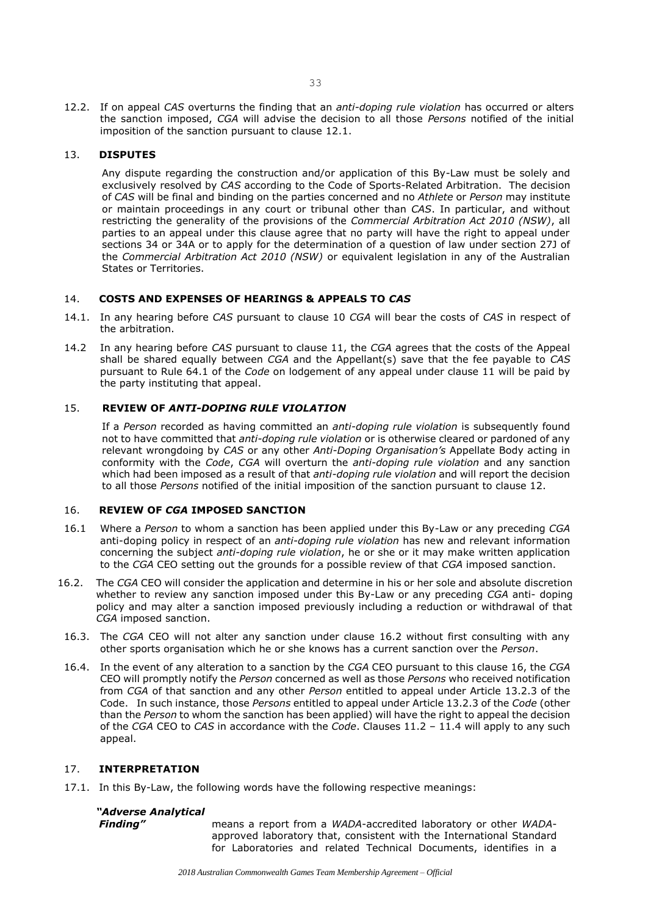12.2. If on appeal *CAS* overturns the finding that an *anti-doping rule violation* has occurred or alters the sanction imposed, *CGA* will advise the decision to all those *Persons* notified of the initial imposition of the sanction pursuant to clause 12.1.

## 13. **DISPUTES**

Any dispute regarding the construction and/or application of this By-Law must be solely and exclusively resolved by *CAS* according to the Code of Sports-Related Arbitration. The decision of *CAS* will be final and binding on the parties concerned and no *Athlete* or *Person* may institute or maintain proceedings in any court or tribunal other than *CAS*. In particular, and without restricting the generality of the provisions of the *Commercial Arbitration Act 2010 (NSW)*, all parties to an appeal under this clause agree that no party will have the right to appeal under sections 34 or 34A or to apply for the determination of a question of law under section 27J of the *Commercial Arbitration Act 2010 (NSW)* or equivalent legislation in any of the Australian States or Territories.

## 14. **COSTS AND EXPENSES OF HEARINGS & APPEALS TO *CAS***

14.1. In any hearing before *CAS* pursuant to clause 10 *CGA* will bear the costs of *CAS* in respect of the arbitration.

14.2 In any hearing before *CAS* pursuant to clause 11, the *CGA* agrees that the costs of the Appeal shall be shared equally between *CGA* and the Appellant(s) save that the fee payable to *CAS* pursuant to Rule 64.1 of the *Code* on lodgement of any appeal under clause 11 will be paid by the party instituting that appeal.

## 15. **REVIEW OF *ANTI-DOPING RULE VIOLATION***

If a *Person* recorded as having committed an *anti-doping rule violation* is subsequently found not to have committed that *anti-doping rule violation* or is otherwise cleared or pardoned of any relevant wrongdoing by *CAS* or any other *Anti-Doping Organisation's* Appellate Body acting in conformity with the *Code*, *CGA* will overturn the *anti-doping rule violation* and any sanction which had been imposed as a result of that *anti-doping rule violation* and will report the decision to all those *Persons* notified of the initial imposition of the sanction pursuant to clause 12.

## 16. **REVIEW OF *CGA* IMPOSED SANCTION**

16.1 Where a *Person* to whom a sanction has been applied under this By-Law or any preceding *CGA* anti-doping policy in respect of an *anti-doping rule violation* has new and relevant information concerning the subject *anti-doping rule violation*, he or she or it may make written application to the *CGA* CEO setting out the grounds for a possible review of that *CGA* imposed sanction.

16.2. The *CGA* CEO will consider the application and determine in his or her sole and absolute discretion whether to review any sanction imposed under this By-Law or any preceding *CGA* anti- doping policy and may alter a sanction imposed previously including a reduction or withdrawal of that *CGA* imposed sanction.

16.3. The *CGA* CEO will not alter any sanction under clause 16.2 without first consulting with any other sports organisation which he or she knows has a current sanction over the *Person*.

16.4. In the event of any alteration to a sanction by the *CGA* CEO pursuant to this clause 16, the *CGA* CEO will promptly notify the *Person* concerned as well as those *Persons* who received notification from *CGA* of that sanction and any other *Person* entitled to appeal under Article 13.2.3 of the Code. In such instance, those *Persons* entitled to appeal under Article 13.2.3 of the *Code* (other than the *Person* to whom the sanction has been applied) will have the right to appeal the decision of the *CGA* CEO to *CAS* in accordance with the *Code*. Clauses 11.2 – 11.4 will apply to any such appeal.

## 17. **INTERPRETATION**

17.1. In this By-Law, the following words have the following respective meanings:

***"Adverse Analytical Finding"*** means a report from a *WADA*-accredited laboratory or other *WADA*-approved laboratory that, consistent with the International Standard for Laboratories and related Technical Documents, identifies in a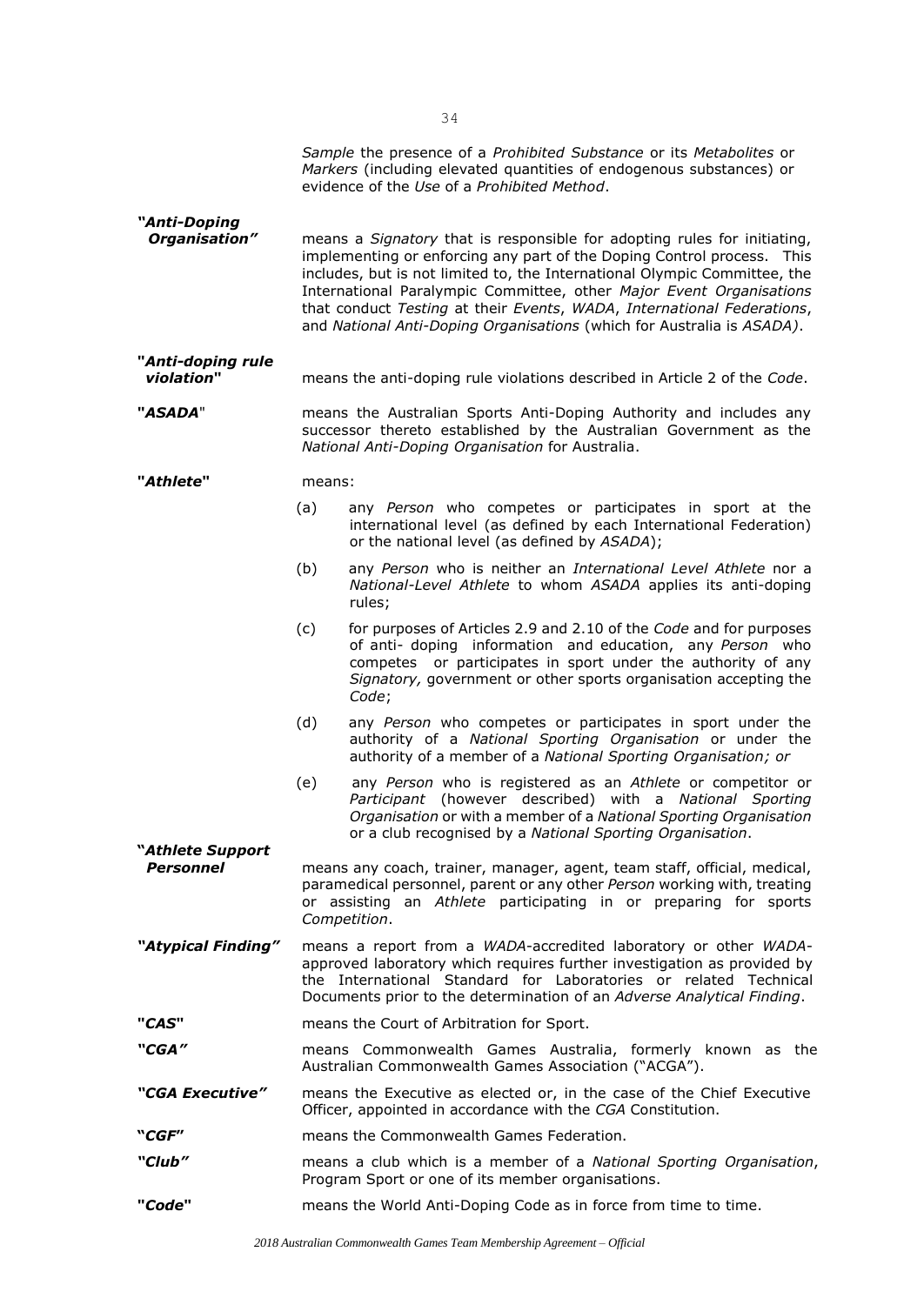*Sample* the presence of a *Prohibited Substance* or its *Metabolites* or *Markers* (including elevated quantities of endogenous substances) or evidence of the *Use* of a *Prohibited Method*.

***"Anti-Doping Organisation"*** means a *Signatory* that is responsible for adopting rules for initiating, implementing or enforcing any part of the Doping Control process. This includes, but is not limited to, the International Olympic Committee, the International Paralympic Committee, other *Major Event Organisations* that conduct *Testing* at their *Events*, *WADA*, *International Federations*, and *National Anti-Doping Organisations* (which for Australia is *ASADA)*.

***"Anti-doping rule violation"*** means the anti-doping rule violations described in Article 2 of the *Code*.

***"ASADA"*** means the Australian Sports Anti-Doping Authority and includes any successor thereto established by the Australian Government as the *National Anti-Doping Organisation* for Australia.

***"Athlete"*** means:

(a) any *Person* who competes or participates in sport at the international level (as defined by each International Federation) or the national level (as defined by *ASADA*);

(b) any *Person* who is neither an *International Level Athlete* nor a *National-Level Athlete* to whom *ASADA* applies its anti-doping rules;

(c) for purposes of Articles 2.9 and 2.10 of the *Code* and for purposes of anti- doping information and education, any *Person* who competes or participates in sport under the authority of any *Signatory,* government or other sports organisation accepting the *Code*;

(d) any *Person* who competes or participates in sport under the authority of a *National Sporting Organisation* or under the authority of a member of a *National Sporting Organisation; or*

(e) any *Person* who is registered as an *Athlete* or competitor or *Participant* (however described) with a *National Sporting Organisation* or with a member of a *National Sporting Organisation* or a club recognised by a *National Sporting Organisation*.

***"Athlete Support Personnel*** means any coach, trainer, manager, agent, team staff, official, medical, paramedical personnel, parent or any other *Person* working with, treating or assisting an *Athlete* participating in or preparing for sports *Competition*.

***"Atypical Finding"*** means a report from a *WADA*-accredited laboratory or other *WADA*-approved laboratory which requires further investigation as provided by the International Standard for Laboratories or related Technical Documents prior to the determination of an *Adverse Analytical Finding*.

***"CAS"*** means the Court of Arbitration for Sport.

***"CGA"*** means Commonwealth Games Australia, formerly known as the Australian Commonwealth Games Association ("ACGA").

***"CGA Executive"*** means the Executive as elected or, in the case of the Chief Executive Officer, appointed in accordance with the *CGA* Constitution.

***"CGF"*** means the Commonwealth Games Federation.

***"Club"*** means a club which is a member of a *National Sporting Organisation*, Program Sport or one of its member organisations.

***"Code"*** means the World Anti-Doping Code as in force from time to time.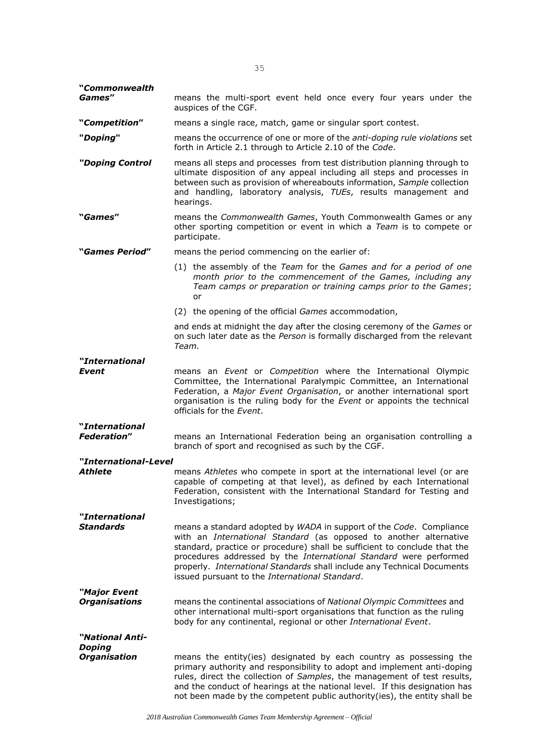**"*Commonwealth Games*"** means the multi-sport event held once every four years under the auspices of the CGF.

**"*Competition*"** means a single race, match, game or singular sport contest.

**"*Doping*"** means the occurrence of one or more of the *anti-doping rule violations* set forth in Article 2.1 through to Article 2.10 of the *Code*.

**"*Doping Control*** means all steps and processes from test distribution planning through to ultimate disposition of any appeal including all steps and processes in between such as provision of whereabouts information, *Sample* collection and handling, laboratory analysis, *TUEs*, results management and hearings.

**"*Games*"** means the *Commonwealth Games*, Youth Commonwealth Games or any other sporting competition or event in which a *Team* is to compete or participate.

**"*Games Period*"** means the period commencing on the earlier of:

(1) the assembly of the *Team* for the *Games and for a period of one month prior to the commencement of the Games, including any Team camps or preparation or training camps prior to the Games*; or

(2) the opening of the official *Games* accommodation,

and ends at midnight the day after the closing ceremony of the *Games* or on such later date as the *Person* is formally discharged from the relevant *Team.*

**"*International Event*** means an *Event* or *Competition* where the International Olympic Committee, the International Paralympic Committee, an International Federation, a *Major Event Organisation*, or another international sport organisation is the ruling body for the *Event* or appoints the technical officials for the *Event*.

**"*International Federation*"** means an International Federation being an organisation controlling a branch of sport and recognised as such by the CGF.

**"*International-Level Athlete*** means *Athletes* who compete in sport at the international level (or are capable of competing at that level), as defined by each International Federation, consistent with the International Standard for Testing and Investigations;

**"*International Standards*** means a standard adopted by *WADA* in support of the *Code*. Compliance with an *International Standard* (as opposed to another alternative standard, practice or procedure) shall be sufficient to conclude that the procedures addressed by the *International Standard* were performed properly. *International Standards* shall include any Technical Documents issued pursuant to the *International Standard*.

**"*Major Event Organisations*** means the continental associations of *National Olympic Committees* and other international multi-sport organisations that function as the ruling body for any continental, regional or other *International Event*.

**"*National Anti-Doping Organisation*** means the entity(ies) designated by each country as possessing the primary authority and responsibility to adopt and implement anti-doping rules, direct the collection of *Samples*, the management of test results, and the conduct of hearings at the national level. If this designation has not been made by the competent public authority(ies), the entity shall be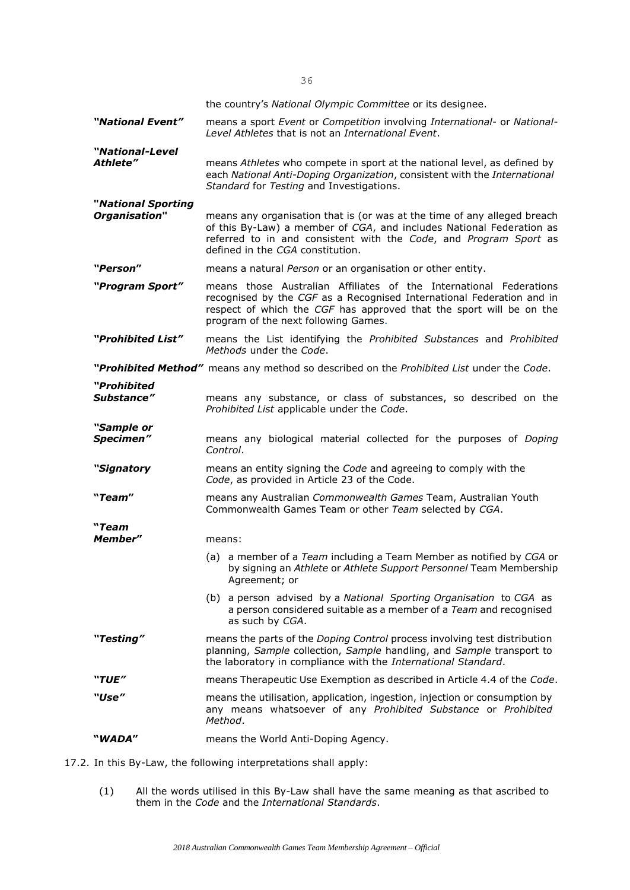the country's *National Olympic Committee* or its designee.

***"National Event"*** means a sport *Event* or *Competition* involving *International*- or *National-Level Athletes* that is not an *International Event*.

***"National-Level Athlete"*** means *Athletes* who compete in sport at the national level, as defined by each *National Anti-Doping Organization*, consistent with the *International Standard* for *Testing* and Investigations.

***"National Sporting Organisation"*** means any organisation that is (or was at the time of any alleged breach of this By-Law) a member of *CGA*, and includes National Federation as referred to in and consistent with the *Code*, and *Program Sport* as defined in the *CGA* constitution.

***"Person"*** means a natural *Person* or an organisation or other entity.

***"Program Sport"*** means those Australian Affiliates of the International Federations recognised by the *CGF* as a Recognised International Federation and in respect of which the *CGF* has approved that the sport will be on the program of the next following Games.

***"Prohibited List"*** means the List identifying the *Prohibited Substances* and *Prohibited Methods* under the *Code*.

***"Prohibited Method"*** means any method so described on the *Prohibited List* under the *Code*.

***"Prohibited Substance"*** means any substance, or class of substances, so described on the *Prohibited List* applicable under the *Code*.

***"Sample or Specimen"*** means any biological material collected for the purposes of *Doping Control*.

***"Signatory*** means an entity signing the *Code* and agreeing to comply with the *Code*, as provided in Article 23 of the Code.

***"Team"*** means any Australian *Commonwealth Games* Team, Australian Youth Commonwealth Games Team or other *Team* selected by *CGA*.

***"Team Member"*** means:

(a) a member of a *Team* including a Team Member as notified by *CGA* or by signing an *Athlete* or *Athlete Support Personnel* Team Membership Agreement; or

(b) a person advised by a *National Sporting Organisation* to *CGA* as a person considered suitable as a member of a *Team* and recognised as such by *CGA*.

***"Testing"*** means the parts of the *Doping Control* process involving test distribution planning, *Sample* collection, *Sample* handling, and *Sample* transport to the laboratory in compliance with the *International Standard*.

***"TUE"*** means Therapeutic Use Exemption as described in Article 4.4 of the *Code*.

***"Use"*** means the utilisation, application, ingestion, injection or consumption by any means whatsoever of any *Prohibited Substance* or *Prohibited Method*.

***"WADA"*** means the World Anti-Doping Agency.

17.2. In this By-Law, the following interpretations shall apply:

(1) All the words utilised in this By-Law shall have the same meaning as that ascribed to them in the *Code* and the *International Standards*.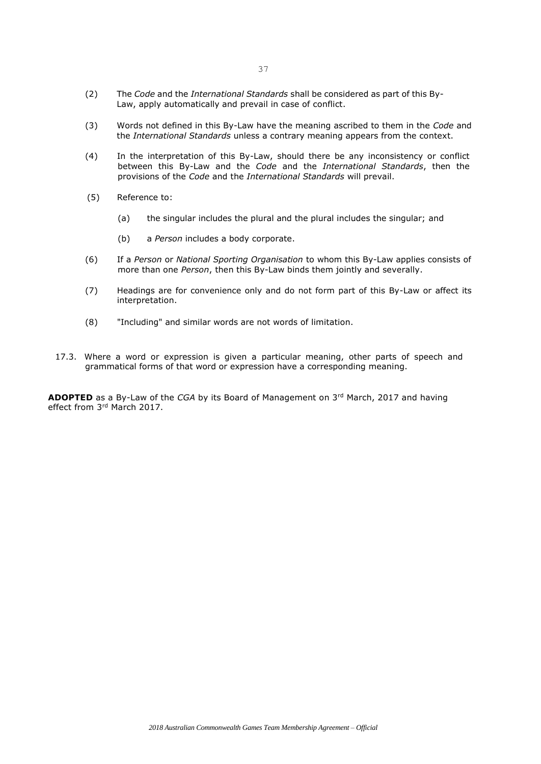(2) The *Code* and the *International Standards* shall be considered as part of this By-Law, apply automatically and prevail in case of conflict.

(3) Words not defined in this By-Law have the meaning ascribed to them in the *Code* and the *International Standards* unless a contrary meaning appears from the context.

(4) In the interpretation of this By-Law, should there be any inconsistency or conflict between this By-Law and the *Code* and the *International Standards*, then the provisions of the *Code* and the *International Standards* will prevail.

(5) Reference to:

(a) the singular includes the plural and the plural includes the singular; and

(b) a *Person* includes a body corporate.

(6) If a *Person* or *National Sporting Organisation* to whom this By-Law applies consists of more than one *Person*, then this By-Law binds them jointly and severally.

(7) Headings are for convenience only and do not form part of this By-Law or affect its interpretation.

(8) "Including" and similar words are not words of limitation.

17.3. Where a word or expression is given a particular meaning, other parts of speech and grammatical forms of that word or expression have a corresponding meaning.

**ADOPTED** as a By-Law of the *CGA* by its Board of Management on 3rd March, 2017 and having effect from 3rd March 2017.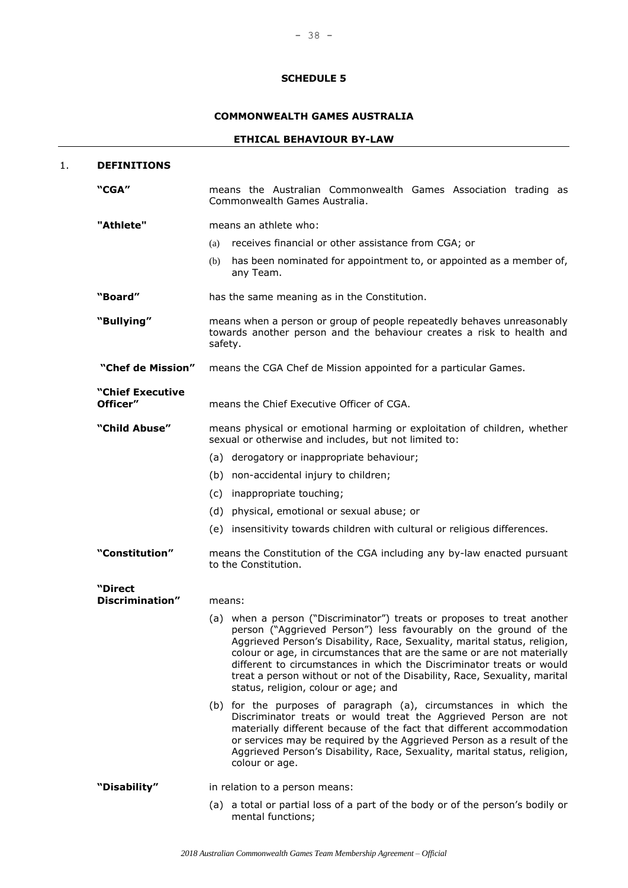## SCHEDULE 5

## COMMONWEALTH GAMES AUSTRALIA

## ETHICAL BEHAVIOUR BY-LAW

### 1. DEFINITIONS

**"CGA"** means the Australian Commonwealth Games Association trading as Commonwealth Games Australia.

**"Athlete"** means an athlete who:

(a) receives financial or other assistance from CGA; or

(b) has been nominated for appointment to, or appointed as a member of, any Team.

**"Board"** has the same meaning as in the Constitution.

**"Bullying"** means when a person or group of people repeatedly behaves unreasonably towards another person and the behaviour creates a risk to health and safety.

**"Chef de Mission"** means the CGA Chef de Mission appointed for a particular Games.

**"Chief Executive Officer"** means the Chief Executive Officer of CGA.

**"Child Abuse"** means physical or emotional harming or exploitation of children, whether sexual or otherwise and includes, but not limited to:

(a) derogatory or inappropriate behaviour;

(b) non-accidental injury to children;

(c) inappropriate touching;

(d) physical, emotional or sexual abuse; or

(e) insensitivity towards children with cultural or religious differences.

**"Constitution"** means the Constitution of the CGA including any by-law enacted pursuant to the Constitution.

**"Direct Discrimination"** means:

(a) when a person ("Discriminator") treats or proposes to treat another person ("Aggrieved Person") less favourably on the ground of the Aggrieved Person's Disability, Race, Sexuality, marital status, religion, colour or age, in circumstances that are the same or are not materially different to circumstances in which the Discriminator treats or would treat a person without or not of the Disability, Race, Sexuality, marital status, religion, colour or age; and

(b) for the purposes of paragraph (a), circumstances in which the Discriminator treats or would treat the Aggrieved Person are not materially different because of the fact that different accommodation or services may be required by the Aggrieved Person as a result of the Aggrieved Person's Disability, Race, Sexuality, marital status, religion, colour or age.

**"Disability"** in relation to a person means:

(a) a total or partial loss of a part of the body or of the person's bodily or mental functions;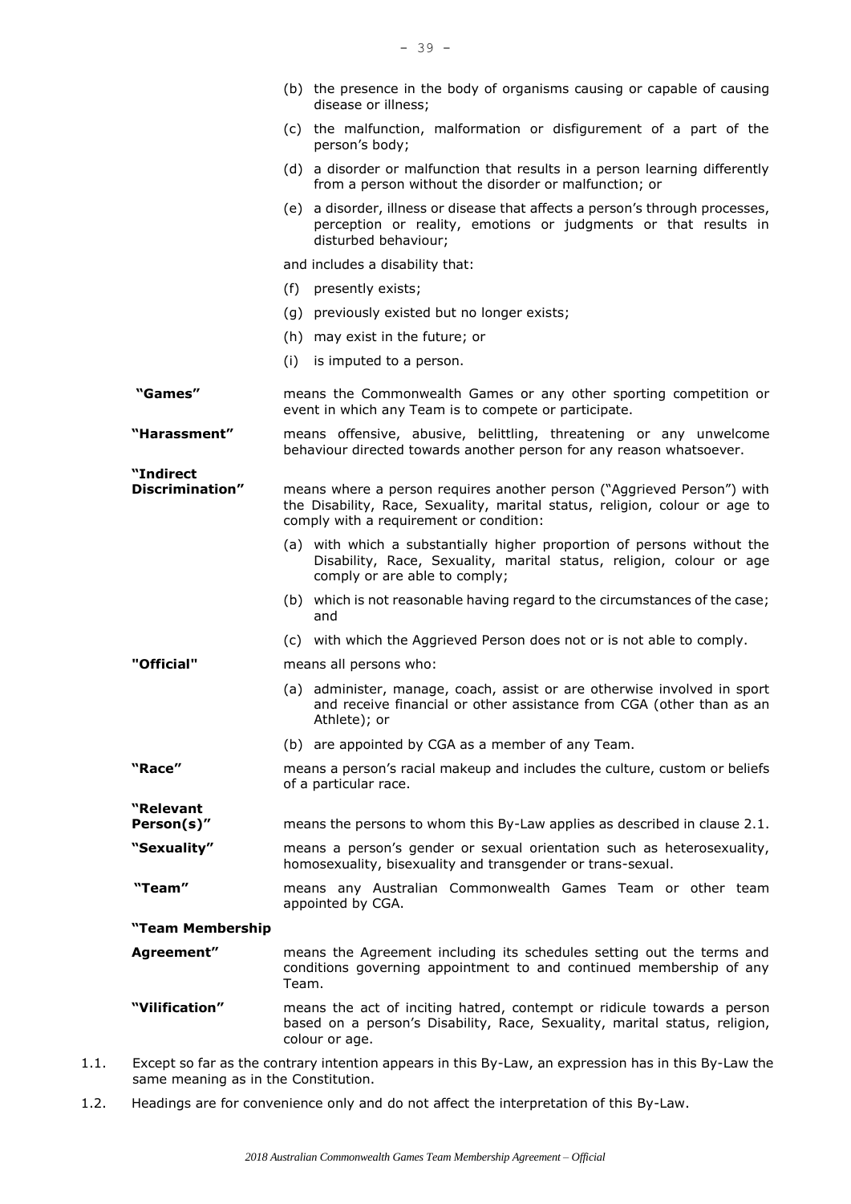(b) the presence in the body of organisms causing or capable of causing disease or illness;

(c) the malfunction, malformation or disfigurement of a part of the person's body;

(d) a disorder or malfunction that results in a person learning differently from a person without the disorder or malfunction; or

(e) a disorder, illness or disease that affects a person's through processes, perception or reality, emotions or judgments or that results in disturbed behaviour;

and includes a disability that:

(f) presently exists;

(g) previously existed but no longer exists;

(h) may exist in the future; or

(i) is imputed to a person.

**"Games"** means the Commonwealth Games or any other sporting competition or event in which any Team is to compete or participate.

**"Harassment"** means offensive, abusive, belittling, threatening or any unwelcome behaviour directed towards another person for any reason whatsoever.

**"Indirect Discrimination"** means where a person requires another person ("Aggrieved Person") with the Disability, Race, Sexuality, marital status, religion, colour or age to comply with a requirement or condition:

(a) with which a substantially higher proportion of persons without the Disability, Race, Sexuality, marital status, religion, colour or age comply or are able to comply;

(b) which is not reasonable having regard to the circumstances of the case; and

(c) with which the Aggrieved Person does not or is not able to comply.

**"Official"** means all persons who:

(a) administer, manage, coach, assist or are otherwise involved in sport and receive financial or other assistance from CGA (other than as an Athlete); or

(b) are appointed by CGA as a member of any Team.

**"Race"** means a person's racial makeup and includes the culture, custom or beliefs of a particular race.

**"Relevant Person(s)"** means the persons to whom this By-Law applies as described in clause 2.1.

**"Sexuality"** means a person's gender or sexual orientation such as heterosexuality, homosexuality, bisexuality and transgender or trans-sexual.

**"Team"** means any Australian Commonwealth Games Team or other team appointed by CGA.

**"Team Membership Agreement"** means the Agreement including its schedules setting out the terms and conditions governing appointment to and continued membership of any Team.

**"Vilification"** means the act of inciting hatred, contempt or ridicule towards a person based on a person's Disability, Race, Sexuality, marital status, religion, colour or age.

1.1. Except so far as the contrary intention appears in this By-Law, an expression has in this By-Law the same meaning as in the Constitution.

1.2. Headings are for convenience only and do not affect the interpretation of this By-Law.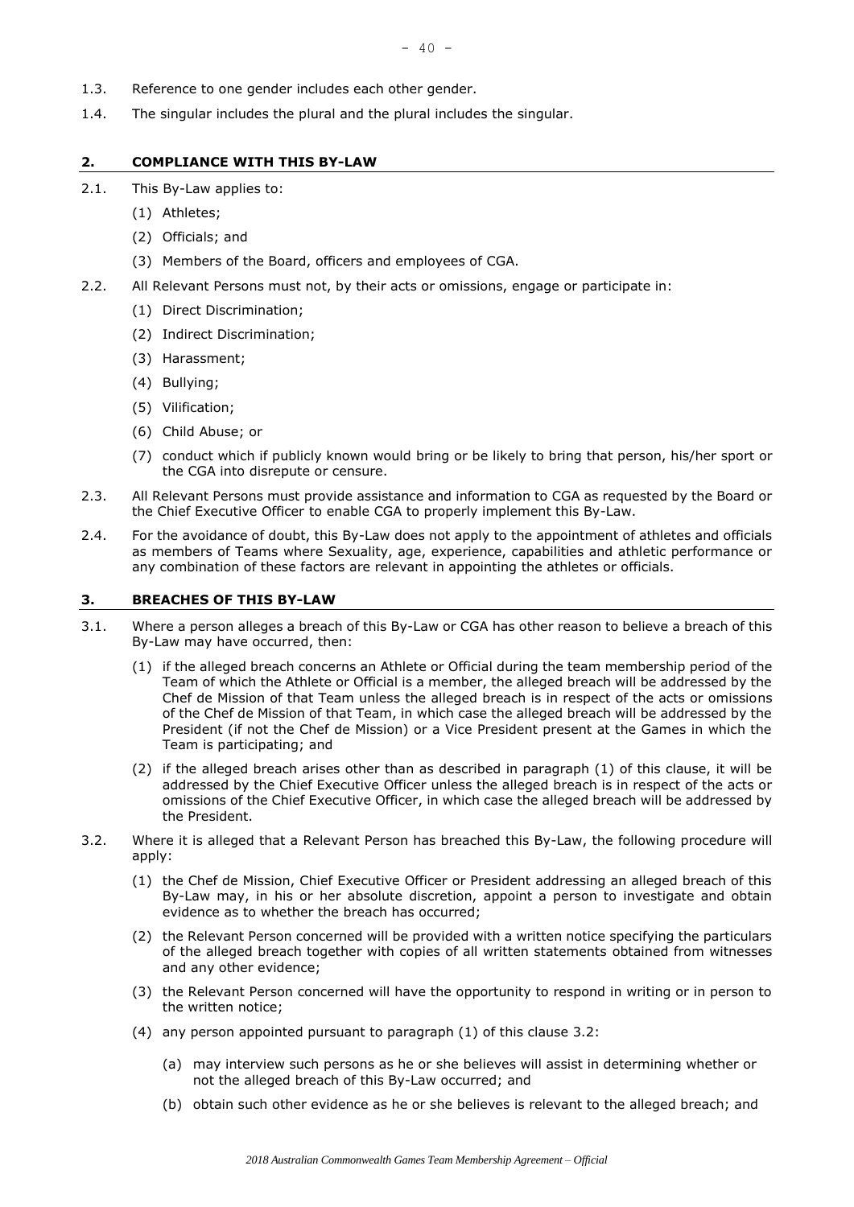1.3. Reference to one gender includes each other gender.

1.4. The singular includes the plural and the plural includes the singular.

## 2. COMPLIANCE WITH THIS BY-LAW

2.1. This By-Law applies to:

(1) Athletes;

(2) Officials; and

(3) Members of the Board, officers and employees of CGA.

2.2. All Relevant Persons must not, by their acts or omissions, engage or participate in:

(1) Direct Discrimination;

(2) Indirect Discrimination;

(3) Harassment;

(4) Bullying;

(5) Vilification;

(6) Child Abuse; or

(7) conduct which if publicly known would bring or be likely to bring that person, his/her sport or the CGA into disrepute or censure.

2.3. All Relevant Persons must provide assistance and information to CGA as requested by the Board or the Chief Executive Officer to enable CGA to properly implement this By-Law.

2.4. For the avoidance of doubt, this By-Law does not apply to the appointment of athletes and officials as members of Teams where Sexuality, age, experience, capabilities and athletic performance or any combination of these factors are relevant in appointing the athletes or officials.

## 3. BREACHES OF THIS BY-LAW

3.1. Where a person alleges a breach of this By-Law or CGA has other reason to believe a breach of this By-Law may have occurred, then:

(1) if the alleged breach concerns an Athlete or Official during the team membership period of the Team of which the Athlete or Official is a member, the alleged breach will be addressed by the Chef de Mission of that Team unless the alleged breach is in respect of the acts or omissions of the Chef de Mission of that Team, in which case the alleged breach will be addressed by the President (if not the Chef de Mission) or a Vice President present at the Games in which the Team is participating; and

(2) if the alleged breach arises other than as described in paragraph (1) of this clause, it will be addressed by the Chief Executive Officer unless the alleged breach is in respect of the acts or omissions of the Chief Executive Officer, in which case the alleged breach will be addressed by the President.

3.2. Where it is alleged that a Relevant Person has breached this By-Law, the following procedure will apply:

(1) the Chef de Mission, Chief Executive Officer or President addressing an alleged breach of this By-Law may, in his or her absolute discretion, appoint a person to investigate and obtain evidence as to whether the breach has occurred;

(2) the Relevant Person concerned will be provided with a written notice specifying the particulars of the alleged breach together with copies of all written statements obtained from witnesses and any other evidence;

(3) the Relevant Person concerned will have the opportunity to respond in writing or in person to the written notice;

(4) any person appointed pursuant to paragraph (1) of this clause 3.2:

(a) may interview such persons as he or she believes will assist in determining whether or not the alleged breach of this By-Law occurred; and

(b) obtain such other evidence as he or she believes is relevant to the alleged breach; and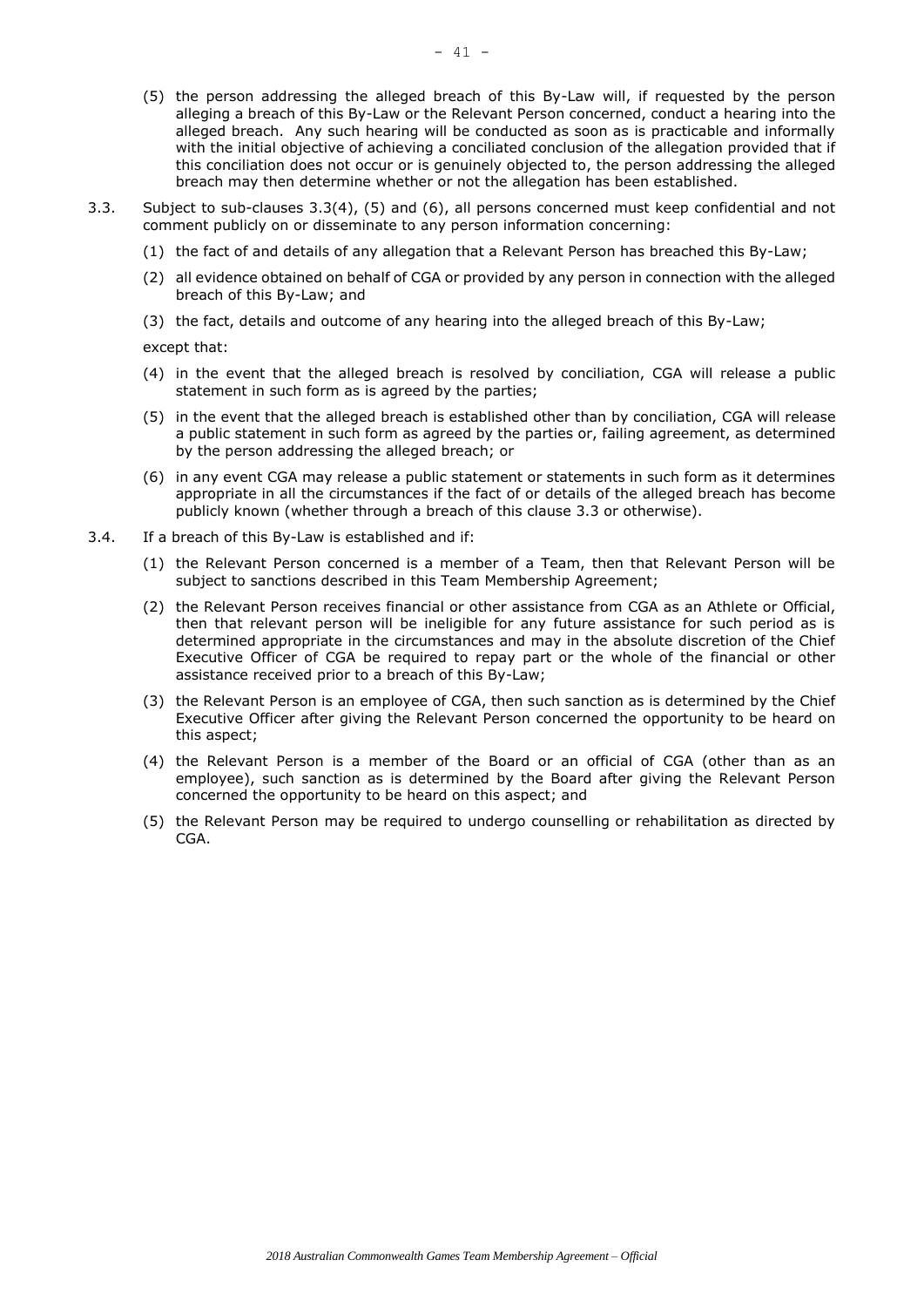(5) the person addressing the alleged breach of this By-Law will, if requested by the person alleging a breach of this By-Law or the Relevant Person concerned, conduct a hearing into the alleged breach. Any such hearing will be conducted as soon as is practicable and informally with the initial objective of achieving a conciliated conclusion of the allegation provided that if this conciliation does not occur or is genuinely objected to, the person addressing the alleged breach may then determine whether or not the allegation has been established.

3.3. Subject to sub-clauses 3.3(4), (5) and (6), all persons concerned must keep confidential and not comment publicly on or disseminate to any person information concerning:

(1) the fact of and details of any allegation that a Relevant Person has breached this By-Law;

(2) all evidence obtained on behalf of CGA or provided by any person in connection with the alleged breach of this By-Law; and

(3) the fact, details and outcome of any hearing into the alleged breach of this By-Law;

except that:

(4) in the event that the alleged breach is resolved by conciliation, CGA will release a public statement in such form as is agreed by the parties;

(5) in the event that the alleged breach is established other than by conciliation, CGA will release a public statement in such form as agreed by the parties or, failing agreement, as determined by the person addressing the alleged breach; or

(6) in any event CGA may release a public statement or statements in such form as it determines appropriate in all the circumstances if the fact of or details of the alleged breach has become publicly known (whether through a breach of this clause 3.3 or otherwise).

3.4. If a breach of this By-Law is established and if:

(1) the Relevant Person concerned is a member of a Team, then that Relevant Person will be subject to sanctions described in this Team Membership Agreement;

(2) the Relevant Person receives financial or other assistance from CGA as an Athlete or Official, then that relevant person will be ineligible for any future assistance for such period as is determined appropriate in the circumstances and may in the absolute discretion of the Chief Executive Officer of CGA be required to repay part or the whole of the financial or other assistance received prior to a breach of this By-Law;

(3) the Relevant Person is an employee of CGA, then such sanction as is determined by the Chief Executive Officer after giving the Relevant Person concerned the opportunity to be heard on this aspect;

(4) the Relevant Person is a member of the Board or an official of CGA (other than as an employee), such sanction as is determined by the Board after giving the Relevant Person concerned the opportunity to be heard on this aspect; and

(5) the Relevant Person may be required to undergo counselling or rehabilitation as directed by CGA.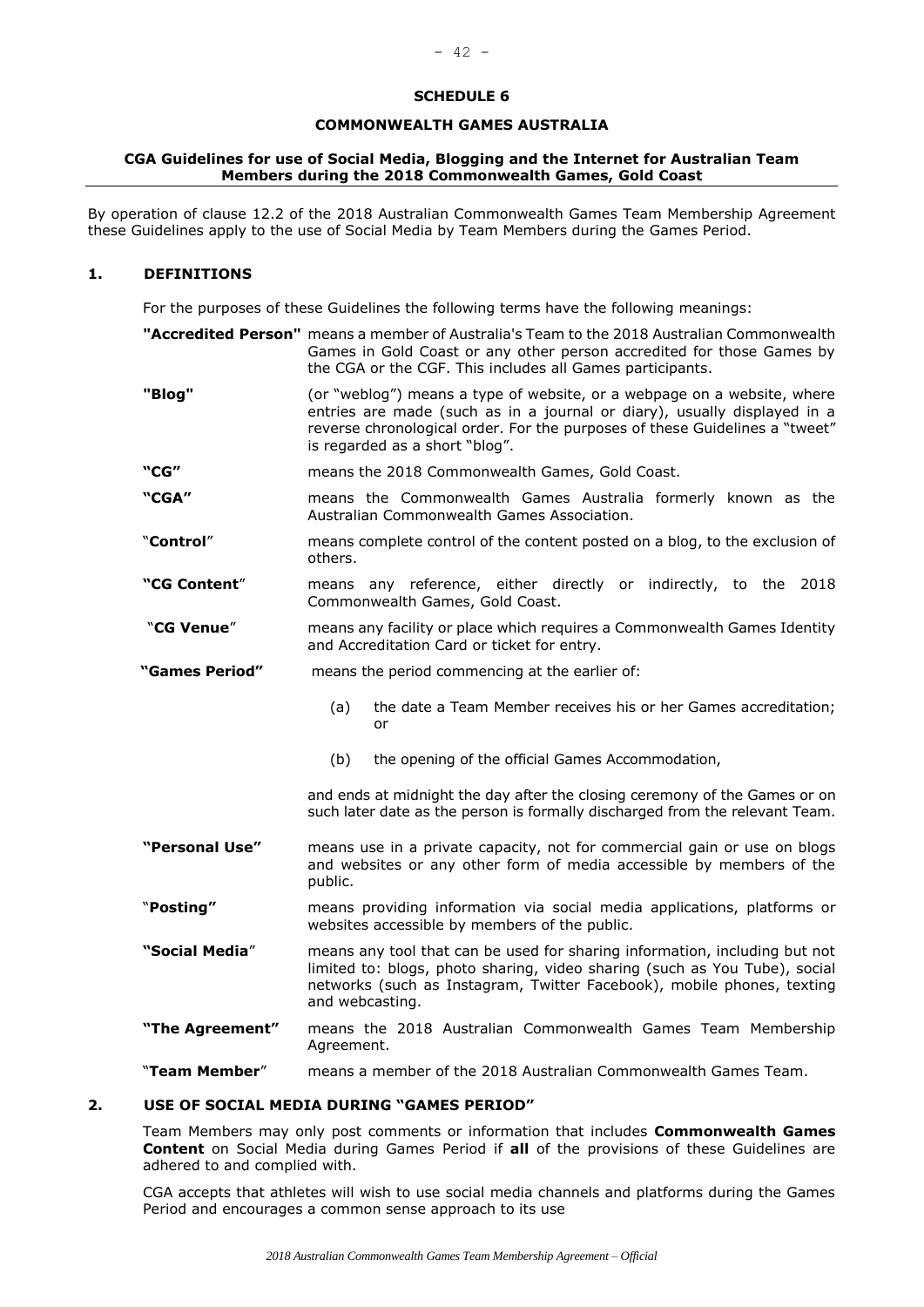## SCHEDULE 6

## COMMONWEALTH GAMES AUSTRALIA

### CGA Guidelines for use of Social Media, Blogging and the Internet for Australian Team Members during the 2018 Commonwealth Games, Gold Coast

By operation of clause 12.2 of the 2018 Australian Commonwealth Games Team Membership Agreement these Guidelines apply to the use of Social Media by Team Members during the Games Period.

### 1. DEFINITIONS

For the purposes of these Guidelines the following terms have the following meanings:

**"Accredited Person"** means a member of Australia's Team to the 2018 Australian Commonwealth Games in Gold Coast or any other person accredited for those Games by the CGA or the CGF. This includes all Games participants.

**"Blog"** (or "weblog") means a type of website, or a webpage on a website, where entries are made (such as in a journal or diary), usually displayed in a reverse chronological order. For the purposes of these Guidelines a "tweet" is regarded as a short "blog".

**"CG"** means the 2018 Commonwealth Games, Gold Coast.

**"CGA"** means the Commonwealth Games Australia formerly known as the Australian Commonwealth Games Association.

"**Control**" means complete control of the content posted on a blog, to the exclusion of others.

**"CG Content"** means any reference, either directly or indirectly, to the 2018 Commonwealth Games, Gold Coast.

"**CG Venue**" means any facility or place which requires a Commonwealth Games Identity and Accreditation Card or ticket for entry.

**"Games Period"** means the period commencing at the earlier of:

(a) the date a Team Member receives his or her Games accreditation; or

(b) the opening of the official Games Accommodation,

and ends at midnight the day after the closing ceremony of the Games or on such later date as the person is formally discharged from the relevant Team.

**"Personal Use"** means use in a private capacity, not for commercial gain or use on blogs and websites or any other form of media accessible by members of the public.

"**Posting"** means providing information via social media applications, platforms or websites accessible by members of the public.

**"Social Media"** means any tool that can be used for sharing information, including but not limited to: blogs, photo sharing, video sharing (such as You Tube), social networks (such as Instagram, Twitter Facebook), mobile phones, texting and webcasting.

**"The Agreement"** means the 2018 Australian Commonwealth Games Team Membership Agreement.

"**Team Member**" means a member of the 2018 Australian Commonwealth Games Team.

### 2. USE OF SOCIAL MEDIA DURING "GAMES PERIOD"

Team Members may only post comments or information that includes **Commonwealth Games Content** on Social Media during Games Period if **all** of the provisions of these Guidelines are adhered to and complied with.

CGA accepts that athletes will wish to use social media channels and platforms during the Games Period and encourages a common sense approach to its use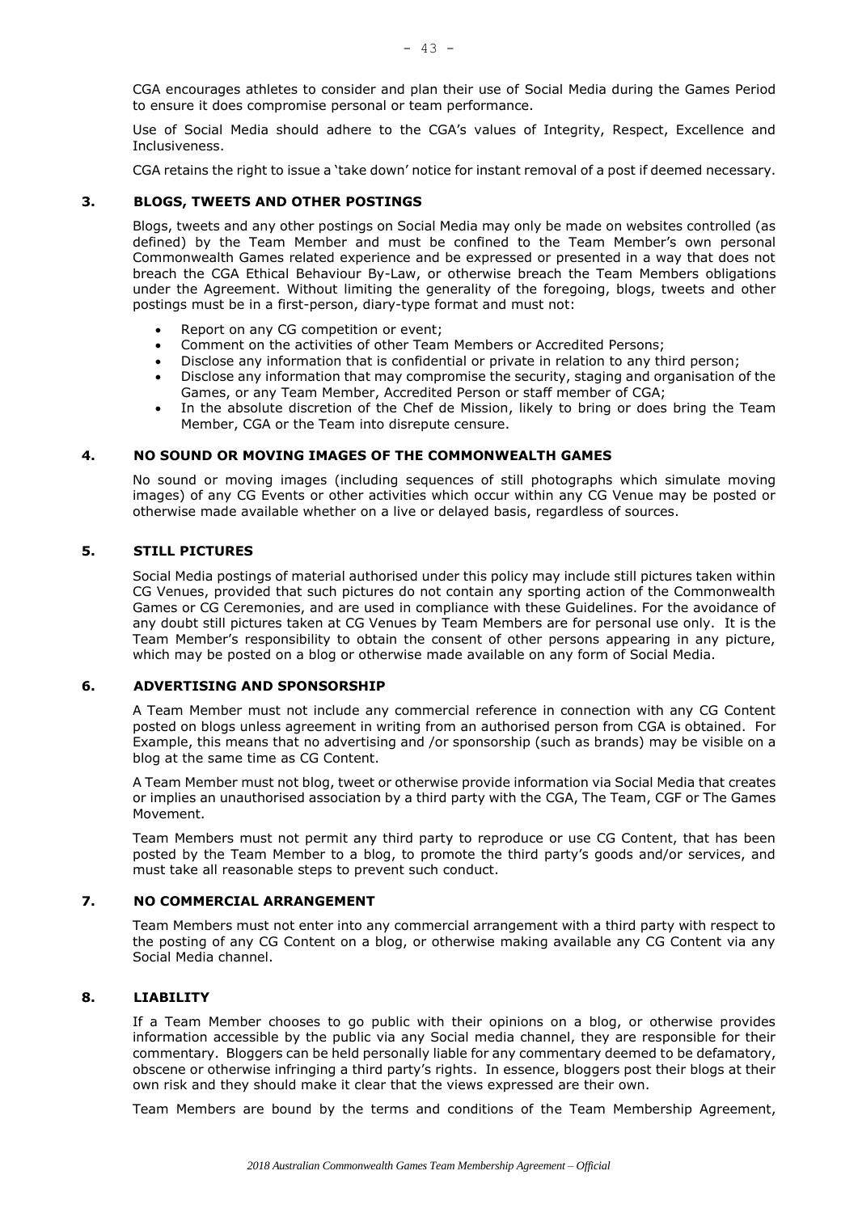CGA encourages athletes to consider and plan their use of Social Media during the Games Period to ensure it does compromise personal or team performance.

Use of Social Media should adhere to the CGA's values of Integrity, Respect, Excellence and Inclusiveness.

CGA retains the right to issue a 'take down' notice for instant removal of a post if deemed necessary.

## 3. BLOGS, TWEETS AND OTHER POSTINGS

Blogs, tweets and any other postings on Social Media may only be made on websites controlled (as defined) by the Team Member and must be confined to the Team Member's own personal Commonwealth Games related experience and be expressed or presented in a way that does not breach the CGA Ethical Behaviour By-Law, or otherwise breach the Team Members obligations under the Agreement. Without limiting the generality of the foregoing, blogs, tweets and other postings must be in a first-person, diary-type format and must not:

- Report on any CG competition or event;
- Comment on the activities of other Team Members or Accredited Persons;
- Disclose any information that is confidential or private in relation to any third person;
- Disclose any information that may compromise the security, staging and organisation of the Games, or any Team Member, Accredited Person or staff member of CGA;
- In the absolute discretion of the Chef de Mission, likely to bring or does bring the Team Member, CGA or the Team into disrepute censure.

## 4. NO SOUND OR MOVING IMAGES OF THE COMMONWEALTH GAMES

No sound or moving images (including sequences of still photographs which simulate moving images) of any CG Events or other activities which occur within any CG Venue may be posted or otherwise made available whether on a live or delayed basis, regardless of sources.

## 5. STILL PICTURES

Social Media postings of material authorised under this policy may include still pictures taken within CG Venues, provided that such pictures do not contain any sporting action of the Commonwealth Games or CG Ceremonies, and are used in compliance with these Guidelines. For the avoidance of any doubt still pictures taken at CG Venues by Team Members are for personal use only. It is the Team Member's responsibility to obtain the consent of other persons appearing in any picture, which may be posted on a blog or otherwise made available on any form of Social Media.

## 6. ADVERTISING AND SPONSORSHIP

A Team Member must not include any commercial reference in connection with any CG Content posted on blogs unless agreement in writing from an authorised person from CGA is obtained. For Example, this means that no advertising and /or sponsorship (such as brands) may be visible on a blog at the same time as CG Content.

A Team Member must not blog, tweet or otherwise provide information via Social Media that creates or implies an unauthorised association by a third party with the CGA, The Team, CGF or The Games Movement.

Team Members must not permit any third party to reproduce or use CG Content, that has been posted by the Team Member to a blog, to promote the third party's goods and/or services, and must take all reasonable steps to prevent such conduct.

## 7. NO COMMERCIAL ARRANGEMENT

Team Members must not enter into any commercial arrangement with a third party with respect to the posting of any CG Content on a blog, or otherwise making available any CG Content via any Social Media channel.

## 8. LIABILITY

If a Team Member chooses to go public with their opinions on a blog, or otherwise provides information accessible by the public via any Social media channel, they are responsible for their commentary. Bloggers can be held personally liable for any commentary deemed to be defamatory, obscene or otherwise infringing a third party's rights. In essence, bloggers post their blogs at their own risk and they should make it clear that the views expressed are their own.

Team Members are bound by the terms and conditions of the Team Membership Agreement,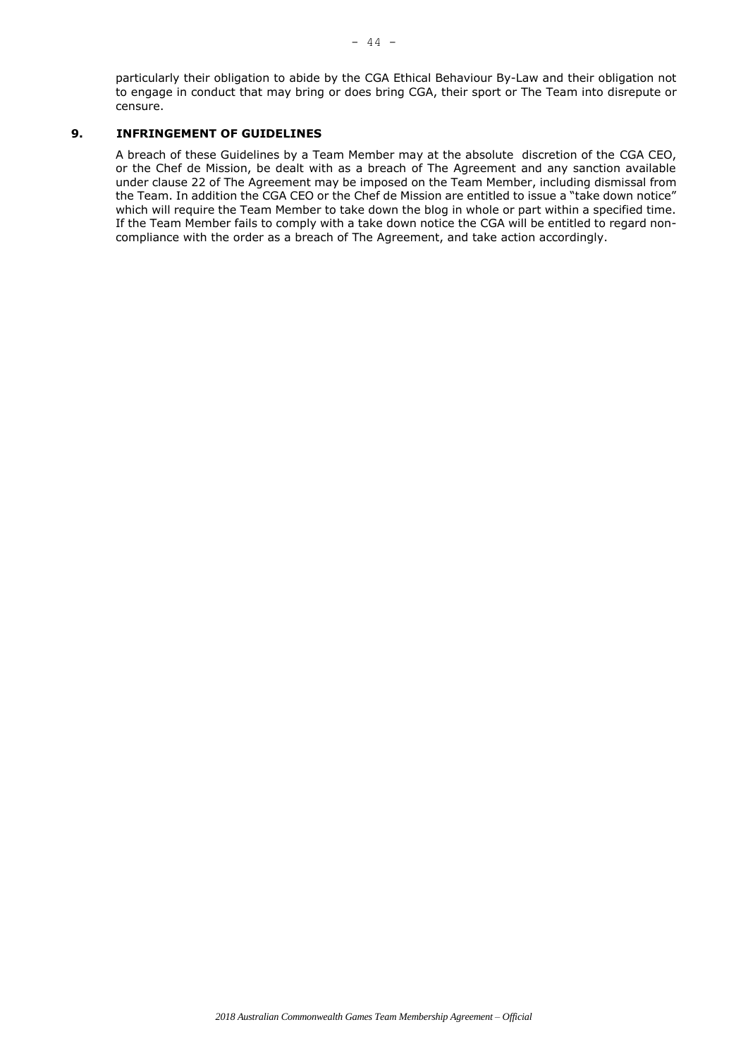particularly their obligation to abide by the CGA Ethical Behaviour By-Law and their obligation not to engage in conduct that may bring or does bring CGA, their sport or The Team into disrepute or censure.

## 9. INFRINGEMENT OF GUIDELINES

A breach of these Guidelines by a Team Member may at the absolute discretion of the CGA CEO, or the Chef de Mission, be dealt with as a breach of The Agreement and any sanction available under clause 22 of The Agreement may be imposed on the Team Member, including dismissal from the Team. In addition the CGA CEO or the Chef de Mission are entitled to issue a "take down notice" which will require the Team Member to take down the blog in whole or part within a specified time. If the Team Member fails to comply with a take down notice the CGA will be entitled to regard non-compliance with the order as a breach of The Agreement, and take action accordingly.